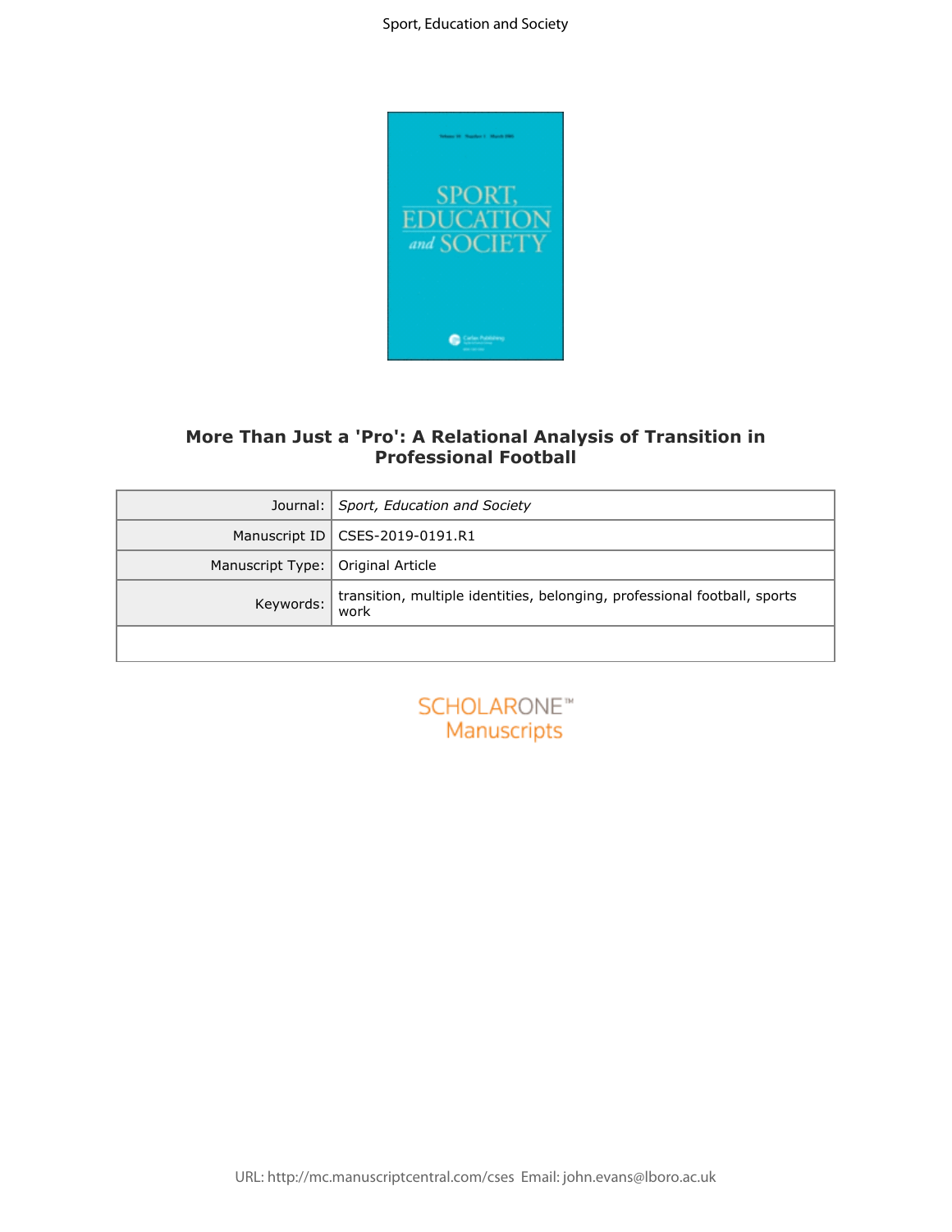# More Than Just a 'Pro': A Relational Analysis of Transition in Professional Football

| | |
|---|---|
| Journal: | *Sport, Education and Society* |
| Manuscript ID | CSES-2019-0191.R1 |
| Manuscript Type: | Original Article |
| Keywords: | transition, multiple identities, belonging, professional football, sports work |

SCHOLARONE™ Manuscripts

URL: http://mc.manuscriptcentral.com/cses Email: john.evans@lboro.ac.uk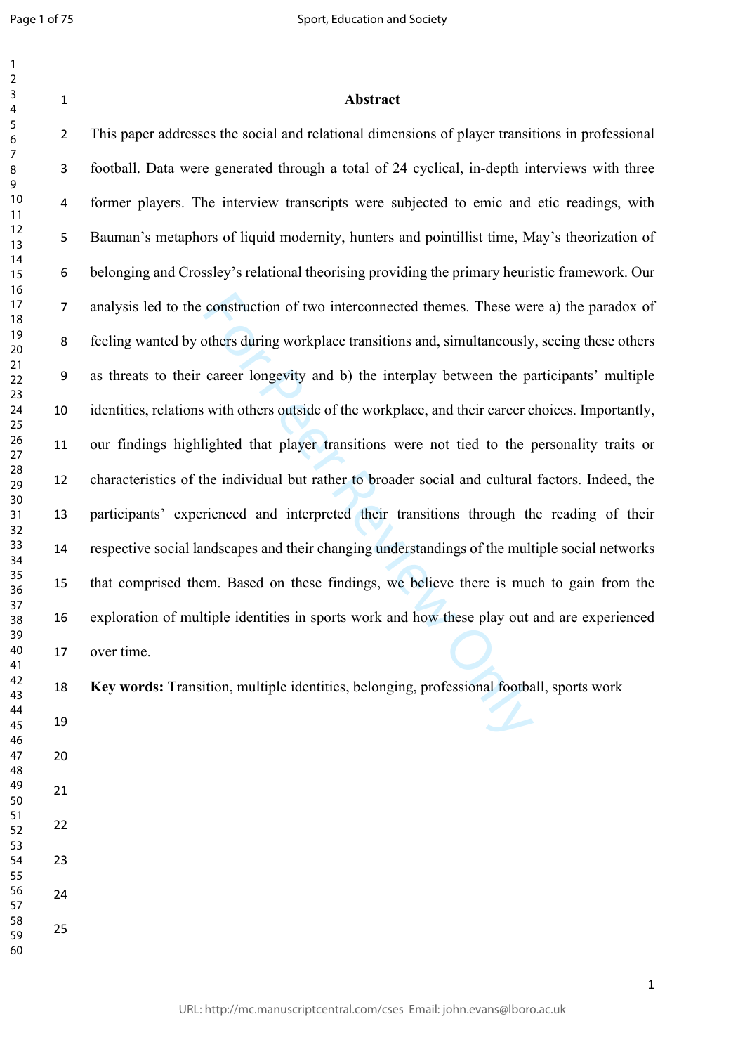# Abstract

This paper addresses the social and relational dimensions of player transitions in professional football. Data were generated through a total of 24 cyclical, in-depth interviews with three former players. The interview transcripts were subjected to emic and etic readings, with Bauman's metaphors of liquid modernity, hunters and pointillist time, May's theorization of belonging and Crossley's relational theorising providing the primary heuristic framework. Our analysis led to the construction of two interconnected themes. These were a) the paradox of feeling wanted by others during workplace transitions and, simultaneously, seeing these others as threats to their career longevity and b) the interplay between the participants' multiple identities, relations with others outside of the workplace, and their career choices. Importantly, our findings highlighted that player transitions were not tied to the personality traits or characteristics of the individual but rather to broader social and cultural factors. Indeed, the participants' experienced and interpreted their transitions through the reading of their respective social landscapes and their changing understandings of the multiple social networks that comprised them. Based on these findings, we believe there is much to gain from the exploration of multiple identities in sports work and how these play out and are experienced over time.

**Key words:** Transition, multiple identities, belonging, professional football, sports work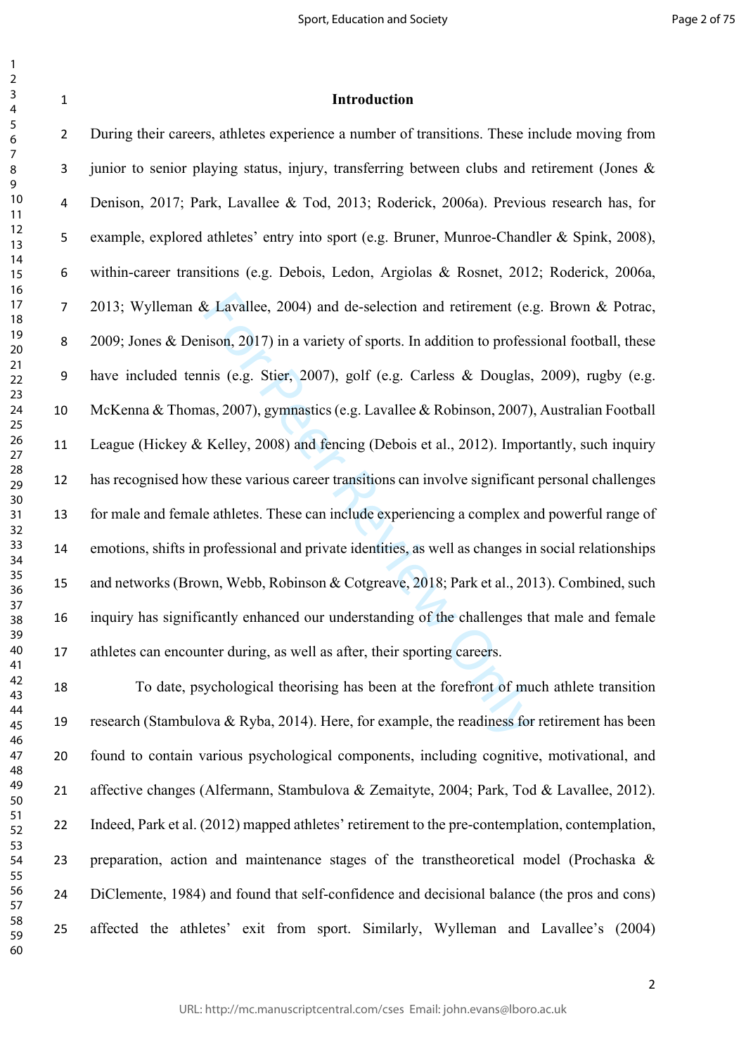# Introduction

During their careers, athletes experience a number of transitions. These include moving from junior to senior playing status, injury, transferring between clubs and retirement (Jones & Denison, 2017; Park, Lavallee & Tod, 2013; Roderick, 2006a). Previous research has, for example, explored athletes' entry into sport (e.g. Bruner, Munroe-Chandler & Spink, 2008), within-career transitions (e.g. Debois, Ledon, Argiolas & Rosnet, 2012; Roderick, 2006a, 2013; Wylleman & Lavallee, 2004) and de-selection and retirement (e.g. Brown & Potrac, 2009; Jones & Denison, 2017) in a variety of sports. In addition to professional football, these have included tennis (e.g. Stier, 2007), golf (e.g. Carless & Douglas, 2009), rugby (e.g. McKenna & Thomas, 2007), gymnastics (e.g. Lavallee & Robinson, 2007), Australian Football League (Hickey & Kelley, 2008) and fencing (Debois et al., 2012). Importantly, such inquiry has recognised how these various career transitions can involve significant personal challenges for male and female athletes. These can include experiencing a complex and powerful range of emotions, shifts in professional and private identities, as well as changes in social relationships and networks (Brown, Webb, Robinson & Cotgreave, 2018; Park et al., 2013). Combined, such inquiry has significantly enhanced our understanding of the challenges that male and female athletes can encounter during, as well as after, their sporting careers.

To date, psychological theorising has been at the forefront of much athlete transition research (Stambulova & Ryba, 2014). Here, for example, the readiness for retirement has been found to contain various psychological components, including cognitive, motivational, and affective changes (Alfermann, Stambulova & Zemaityte, 2004; Park, Tod & Lavallee, 2012). Indeed, Park et al. (2012) mapped athletes' retirement to the pre-contemplation, contemplation, preparation, action and maintenance stages of the transtheoretical model (Prochaska & DiClemente, 1984) and found that self-confidence and decisional balance (the pros and cons) affected the athletes' exit from sport. Similarly, Wylleman and Lavallee's (2004)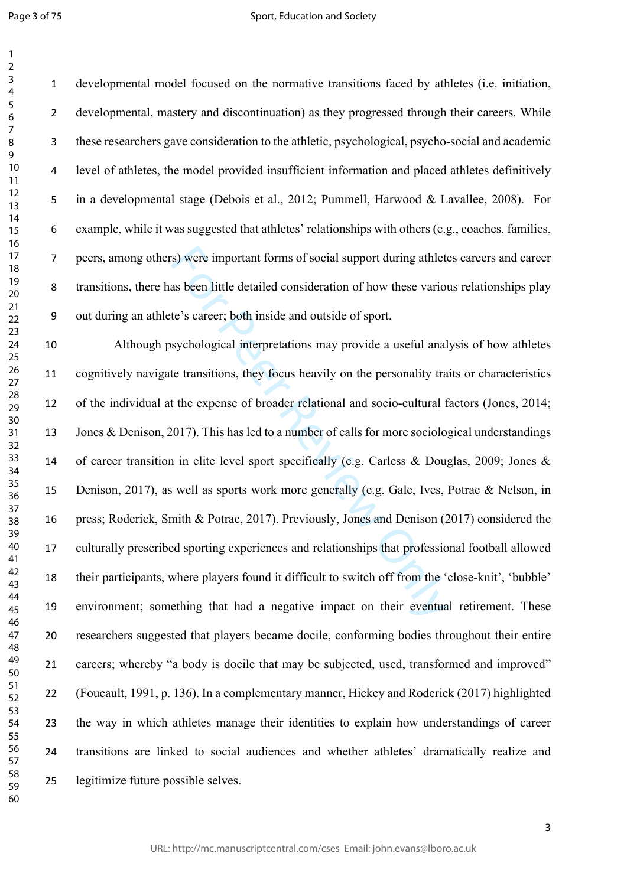developmental model focused on the normative transitions faced by athletes (i.e. initiation, developmental, mastery and discontinuation) as they progressed through their careers. While these researchers gave consideration to the athletic, psychological, psycho-social and academic level of athletes, the model provided insufficient information and placed athletes definitively in a developmental stage (Debois et al., 2012; Pummell, Harwood & Lavallee, 2008). For example, while it was suggested that athletes' relationships with others (e.g., coaches, families, peers, among others) were important forms of social support during athletes careers and career transitions, there has been little detailed consideration of how these various relationships play out during an athlete's career; both inside and outside of sport.

Although psychological interpretations may provide a useful analysis of how athletes cognitively navigate transitions, they focus heavily on the personality traits or characteristics of the individual at the expense of broader relational and socio-cultural factors (Jones, 2014; Jones & Denison, 2017). This has led to a number of calls for more sociological understandings of career transition in elite level sport specifically (e.g. Carless & Douglas, 2009; Jones & Denison, 2017), as well as sports work more generally (e.g. Gale, Ives, Potrac & Nelson, in press; Roderick, Smith & Potrac, 2017). Previously, Jones and Denison (2017) considered the culturally prescribed sporting experiences and relationships that professional football allowed their participants, where players found it difficult to switch off from the 'close-knit', 'bubble' environment; something that had a negative impact on their eventual retirement. These researchers suggested that players became docile, conforming bodies throughout their entire careers; whereby "a body is docile that may be subjected, used, transformed and improved" (Foucault, 1991, p. 136). In a complementary manner, Hickey and Roderick (2017) highlighted the way in which athletes manage their identities to explain how understandings of career transitions are linked to social audiences and whether athletes' dramatically realize and legitimize future possible selves.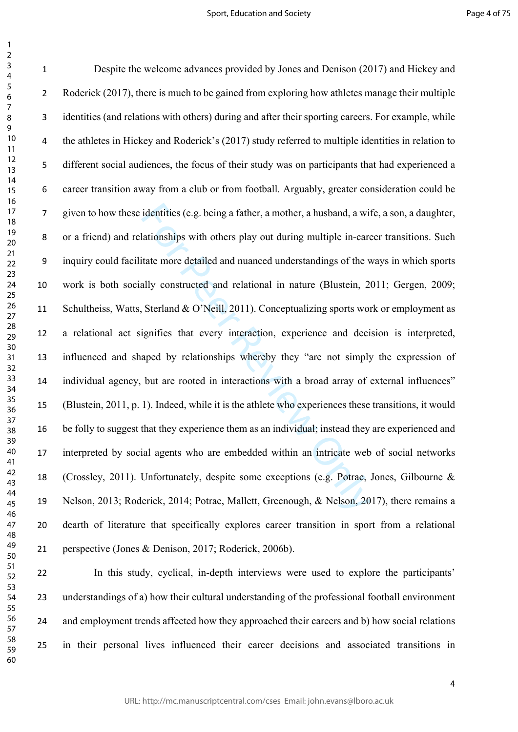Despite the welcome advances provided by Jones and Denison (2017) and Hickey and Roderick (2017), there is much to be gained from exploring how athletes manage their multiple identities (and relations with others) during and after their sporting careers. For example, while the athletes in Hickey and Roderick's (2017) study referred to multiple identities in relation to different social audiences, the focus of their study was on participants that had experienced a career transition away from a club or from football. Arguably, greater consideration could be given to how these identities (e.g. being a father, a mother, a husband, a wife, a son, a daughter, or a friend) and relationships with others play out during multiple in-career transitions. Such inquiry could facilitate more detailed and nuanced understandings of the ways in which sports work is both socially constructed and relational in nature (Blustein, 2011; Gergen, 2009; Schultheiss, Watts, Sterland & O'Neill, 2011). Conceptualizing sports work or employment as a relational act signifies that every interaction, experience and decision is interpreted, influenced and shaped by relationships whereby they "are not simply the expression of individual agency, but are rooted in interactions with a broad array of external influences" (Blustein, 2011, p. 1). Indeed, while it is the athlete who experiences these transitions, it would be folly to suggest that they experience them as an individual; instead they are experienced and interpreted by social agents who are embedded within an intricate web of social networks (Crossley, 2011). Unfortunately, despite some exceptions (e.g. Potrac, Jones, Gilbourne & Nelson, 2013; Roderick, 2014; Potrac, Mallett, Greenough, & Nelson, 2017), there remains a dearth of literature that specifically explores career transition in sport from a relational perspective (Jones & Denison, 2017; Roderick, 2006b).

In this study, cyclical, in-depth interviews were used to explore the participants' understandings of a) how their cultural understanding of the professional football environment and employment trends affected how they approached their careers and b) how social relations in their personal lives influenced their career decisions and associated transitions in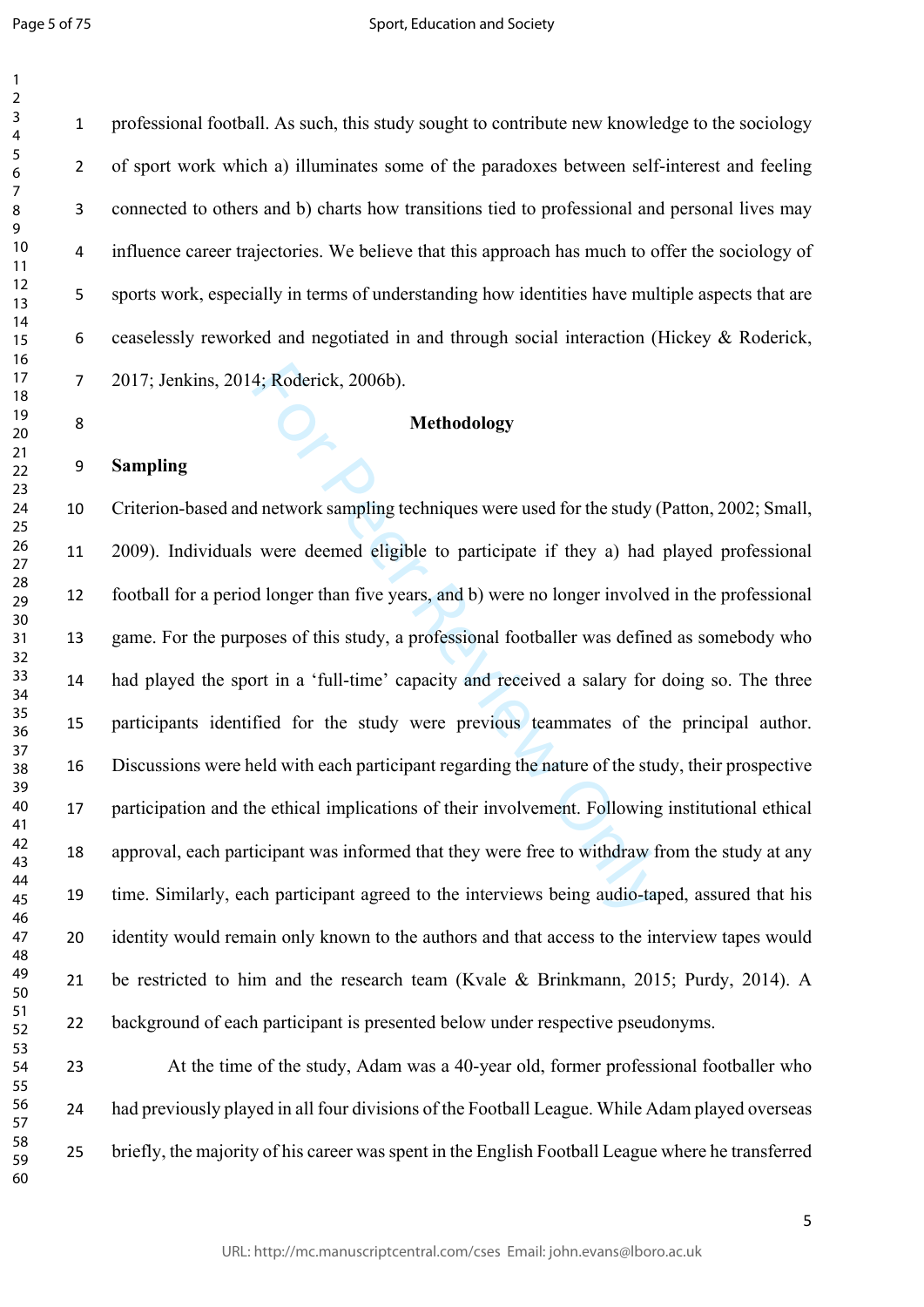professional football. As such, this study sought to contribute new knowledge to the sociology of sport work which a) illuminates some of the paradoxes between self-interest and feeling connected to others and b) charts how transitions tied to professional and personal lives may influence career trajectories. We believe that this approach has much to offer the sociology of sports work, especially in terms of understanding how identities have multiple aspects that are ceaselessly reworked and negotiated in and through social interaction (Hickey & Roderick, 2017; Jenkins, 2014; Roderick, 2006b).

## Methodology

### Sampling

Criterion-based and network sampling techniques were used for the study (Patton, 2002; Small, 2009). Individuals were deemed eligible to participate if they a) had played professional football for a period longer than five years, and b) were no longer involved in the professional game. For the purposes of this study, a professional footballer was defined as somebody who had played the sport in a 'full-time' capacity and received a salary for doing so. The three participants identified for the study were previous teammates of the principal author. Discussions were held with each participant regarding the nature of the study, their prospective participation and the ethical implications of their involvement. Following institutional ethical approval, each participant was informed that they were free to withdraw from the study at any time. Similarly, each participant agreed to the interviews being audio-taped, assured that his identity would remain only known to the authors and that access to the interview tapes would be restricted to him and the research team (Kvale & Brinkmann, 2015; Purdy, 2014). A background of each participant is presented below under respective pseudonyms.

At the time of the study, Adam was a 40-year old, former professional footballer who had previously played in all four divisions of the Football League. While Adam played overseas briefly, the majority of his career was spent in the English Football League where he transferred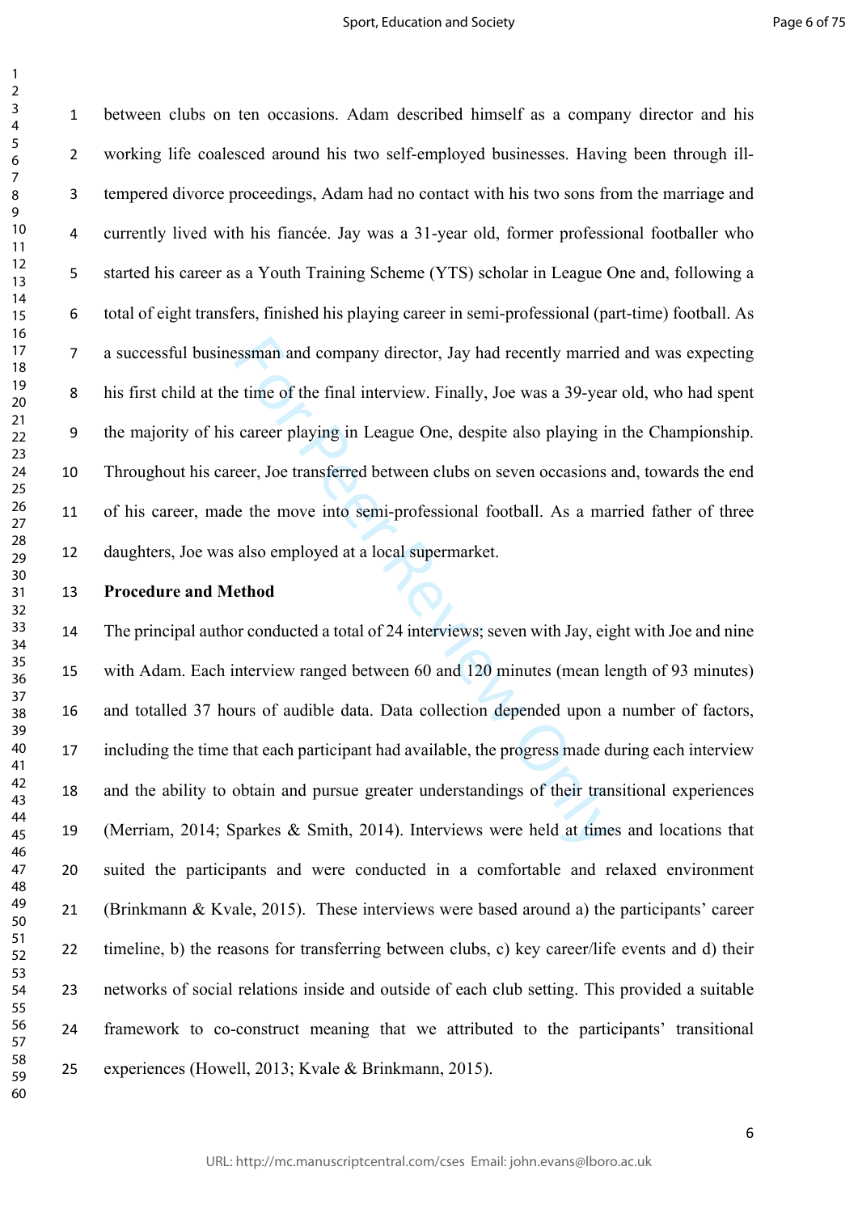between clubs on ten occasions. Adam described himself as a company director and his working life coalesced around his two self-employed businesses. Having been through ill-tempered divorce proceedings, Adam had no contact with his two sons from the marriage and currently lived with his fiancée. Jay was a 31-year old, former professional footballer who started his career as a Youth Training Scheme (YTS) scholar in League One and, following a total of eight transfers, finished his playing career in semi-professional (part-time) football. As a successful businessman and company director, Jay had recently married and was expecting his first child at the time of the final interview. Finally, Joe was a 39-year old, who had spent the majority of his career playing in League One, despite also playing in the Championship. Throughout his career, Joe transferred between clubs on seven occasions and, towards the end of his career, made the move into semi-professional football. As a married father of three daughters, Joe was also employed at a local supermarket.

**Procedure and Method**

The principal author conducted a total of 24 interviews; seven with Jay, eight with Joe and nine with Adam. Each interview ranged between 60 and 120 minutes (mean length of 93 minutes) and totalled 37 hours of audible data. Data collection depended upon a number of factors, including the time that each participant had available, the progress made during each interview and the ability to obtain and pursue greater understandings of their transitional experiences (Merriam, 2014; Sparkes & Smith, 2014). Interviews were held at times and locations that suited the participants and were conducted in a comfortable and relaxed environment (Brinkmann & Kvale, 2015). These interviews were based around a) the participants' career timeline, b) the reasons for transferring between clubs, c) key career/life events and d) their networks of social relations inside and outside of each club setting. This provided a suitable framework to co-construct meaning that we attributed to the participants' transitional experiences (Howell, 2013; Kvale & Brinkmann, 2015).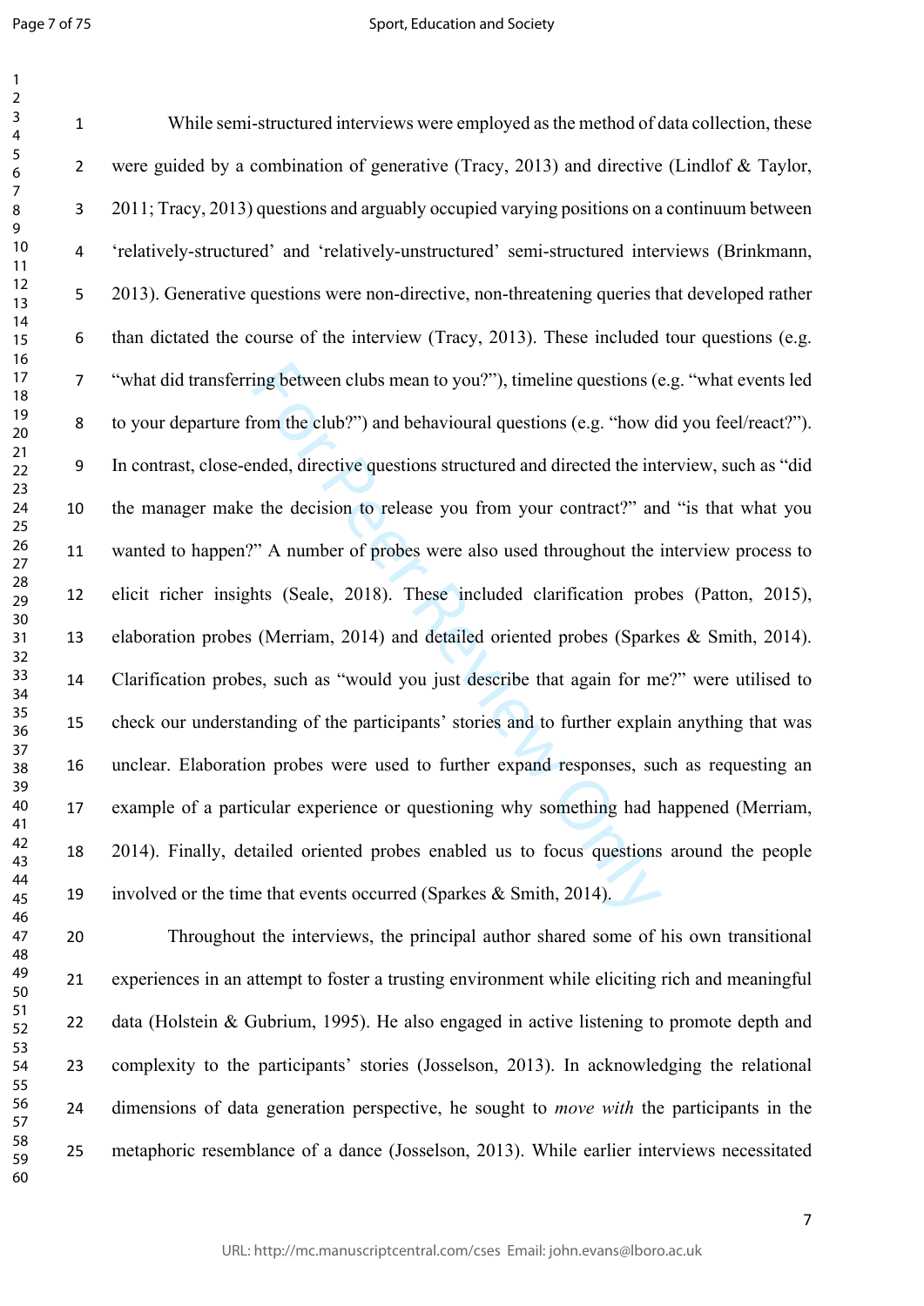While semi-structured interviews were employed as the method of data collection, these were guided by a combination of generative (Tracy, 2013) and directive (Lindlof & Taylor, 2011; Tracy, 2013) questions and arguably occupied varying positions on a continuum between 'relatively-structured' and 'relatively-unstructured' semi-structured interviews (Brinkmann, 2013). Generative questions were non-directive, non-threatening queries that developed rather than dictated the course of the interview (Tracy, 2013). These included tour questions (e.g. "what did transferring between clubs mean to you?"), timeline questions (e.g. "what events led to your departure from the club?") and behavioural questions (e.g. "how did you feel/react?"). In contrast, close-ended, directive questions structured and directed the interview, such as "did the manager make the decision to release you from your contract?" and "is that what you wanted to happen?" A number of probes were also used throughout the interview process to elicit richer insights (Seale, 2018). These included clarification probes (Patton, 2015), elaboration probes (Merriam, 2014) and detailed oriented probes (Sparkes & Smith, 2014). Clarification probes, such as "would you just describe that again for me?" were utilised to check our understanding of the participants' stories and to further explain anything that was unclear. Elaboration probes were used to further expand responses, such as requesting an example of a particular experience or questioning why something had happened (Merriam, 2014). Finally, detailed oriented probes enabled us to focus questions around the people involved or the time that events occurred (Sparkes & Smith, 2014).

Throughout the interviews, the principal author shared some of his own transitional experiences in an attempt to foster a trusting environment while eliciting rich and meaningful data (Holstein & Gubrium, 1995). He also engaged in active listening to promote depth and complexity to the participants' stories (Josselson, 2013). In acknowledging the relational dimensions of data generation perspective, he sought to *move with* the participants in the metaphoric resemblance of a dance (Josselson, 2013). While earlier interviews necessitated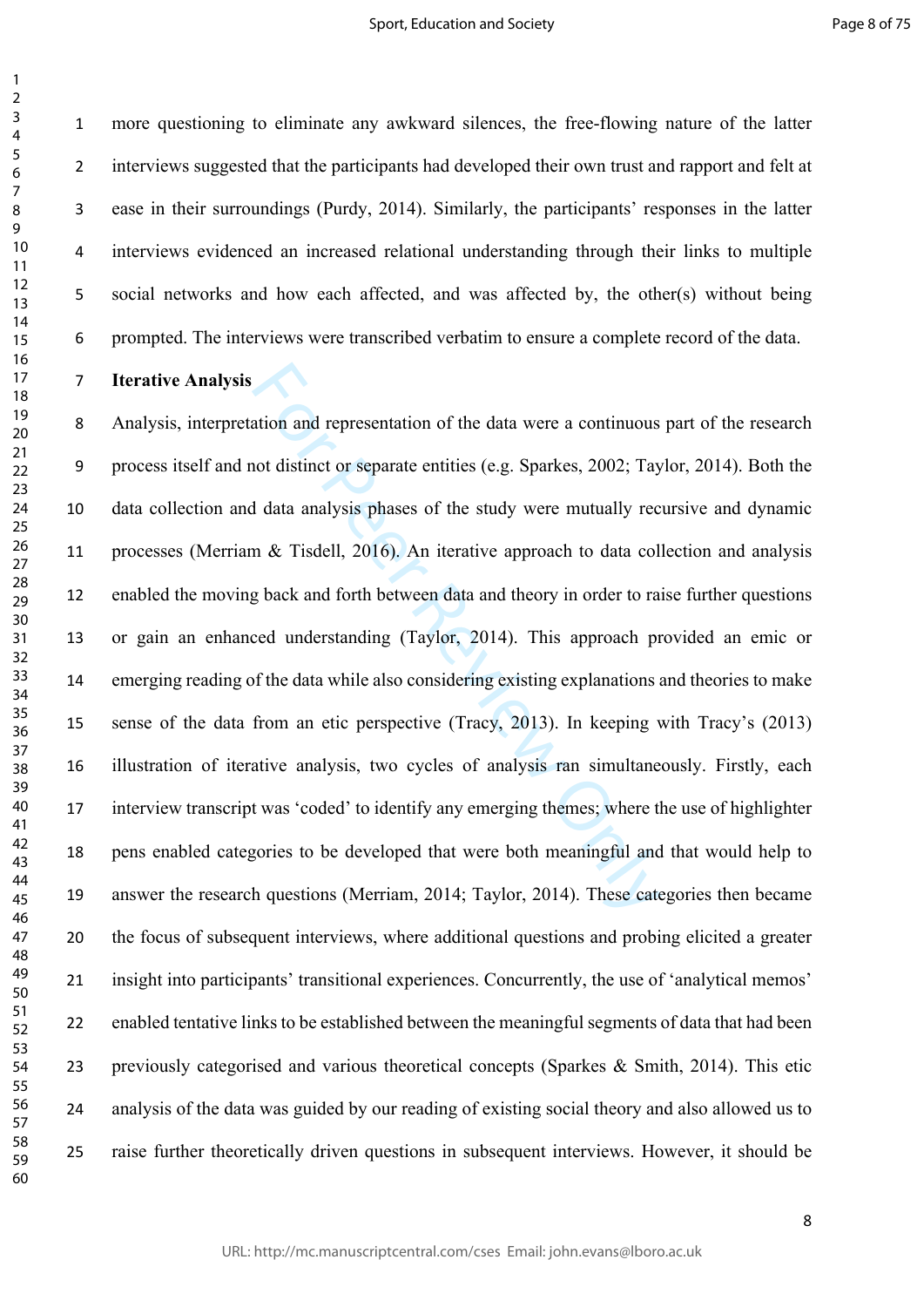more questioning to eliminate any awkward silences, the free-flowing nature of the latter interviews suggested that the participants had developed their own trust and rapport and felt at ease in their surroundings (Purdy, 2014). Similarly, the participants' responses in the latter interviews evidenced an increased relational understanding through their links to multiple social networks and how each affected, and was affected by, the other(s) without being prompted. The interviews were transcribed verbatim to ensure a complete record of the data.

**Iterative Analysis**

Analysis, interpretation and representation of the data were a continuous part of the research process itself and not distinct or separate entities (e.g. Sparkes, 2002; Taylor, 2014). Both the data collection and data analysis phases of the study were mutually recursive and dynamic processes (Merriam & Tisdell, 2016). An iterative approach to data collection and analysis enabled the moving back and forth between data and theory in order to raise further questions or gain an enhanced understanding (Taylor, 2014). This approach provided an emic or emerging reading of the data while also considering existing explanations and theories to make sense of the data from an etic perspective (Tracy, 2013). In keeping with Tracy's (2013) illustration of iterative analysis, two cycles of analysis ran simultaneously. Firstly, each interview transcript was 'coded' to identify any emerging themes; where the use of highlighter pens enabled categories to be developed that were both meaningful and that would help to answer the research questions (Merriam, 2014; Taylor, 2014). These categories then became the focus of subsequent interviews, where additional questions and probing elicited a greater insight into participants' transitional experiences. Concurrently, the use of 'analytical memos' enabled tentative links to be established between the meaningful segments of data that had been previously categorised and various theoretical concepts (Sparkes & Smith, 2014). This etic analysis of the data was guided by our reading of existing social theory and also allowed us to raise further theoretically driven questions in subsequent interviews. However, it should be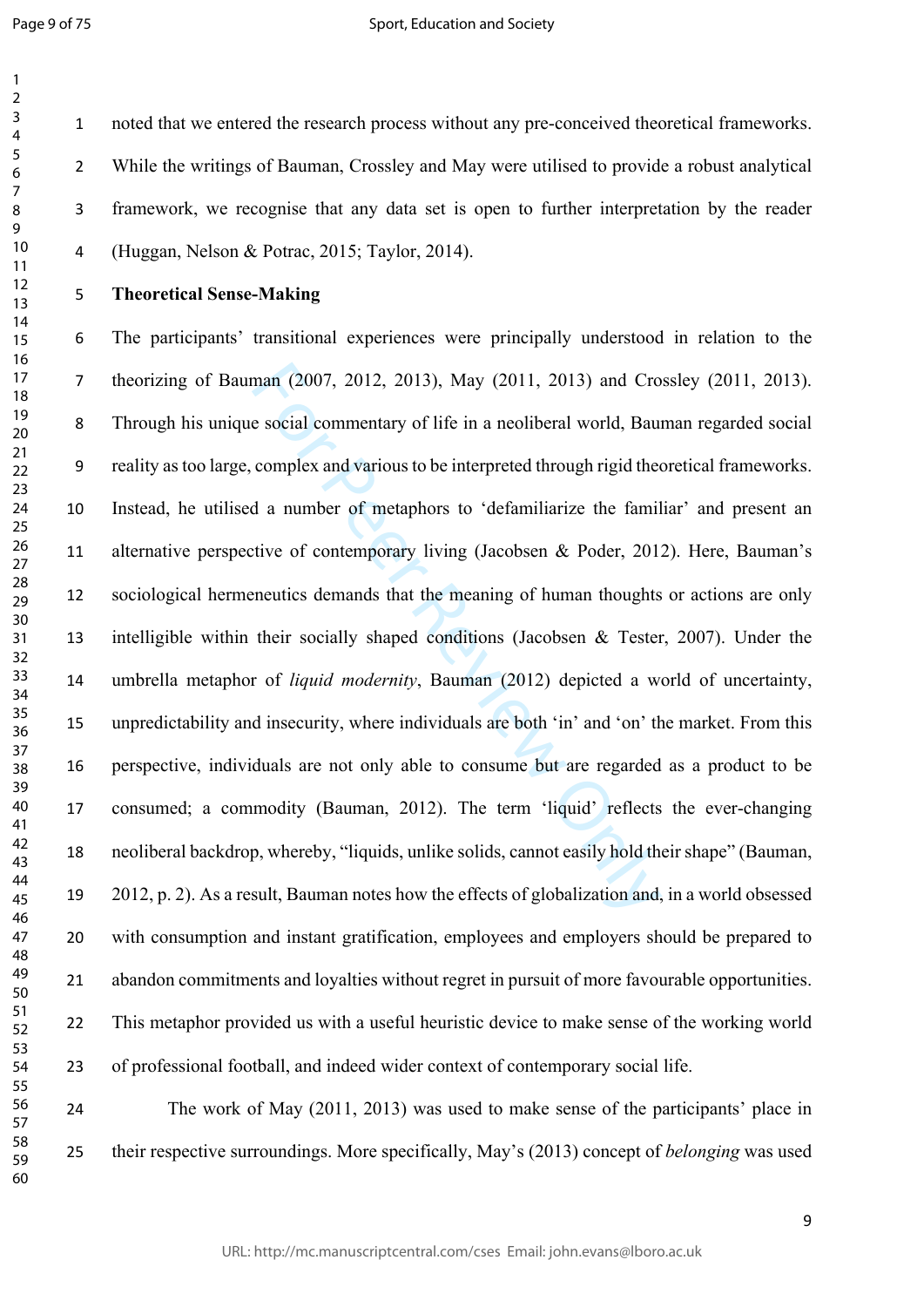noted that we entered the research process without any pre-conceived theoretical frameworks. While the writings of Bauman, Crossley and May were utilised to provide a robust analytical framework, we recognise that any data set is open to further interpretation by the reader (Huggan, Nelson & Potrac, 2015; Taylor, 2014).

**Theoretical Sense-Making**

The participants' transitional experiences were principally understood in relation to the theorizing of Bauman (2007, 2012, 2013), May (2011, 2013) and Crossley (2011, 2013). Through his unique social commentary of life in a neoliberal world, Bauman regarded social reality as too large, complex and various to be interpreted through rigid theoretical frameworks. Instead, he utilised a number of metaphors to 'defamiliarize the familiar' and present an alternative perspective of contemporary living (Jacobsen & Poder, 2012). Here, Bauman's sociological hermeneutics demands that the meaning of human thoughts or actions are only intelligible within their socially shaped conditions (Jacobsen & Tester, 2007). Under the umbrella metaphor of *liquid modernity*, Bauman (2012) depicted a world of uncertainty, unpredictability and insecurity, where individuals are both 'in' and 'on' the market. From this perspective, individuals are not only able to consume but are regarded as a product to be consumed; a commodity (Bauman, 2012). The term 'liquid' reflects the ever-changing neoliberal backdrop, whereby, "liquids, unlike solids, cannot easily hold their shape" (Bauman, 2012, p. 2). As a result, Bauman notes how the effects of globalization and, in a world obsessed with consumption and instant gratification, employees and employers should be prepared to abandon commitments and loyalties without regret in pursuit of more favourable opportunities. This metaphor provided us with a useful heuristic device to make sense of the working world of professional football, and indeed wider context of contemporary social life.

The work of May (2011, 2013) was used to make sense of the participants' place in their respective surroundings. More specifically, May's (2013) concept of *belonging* was used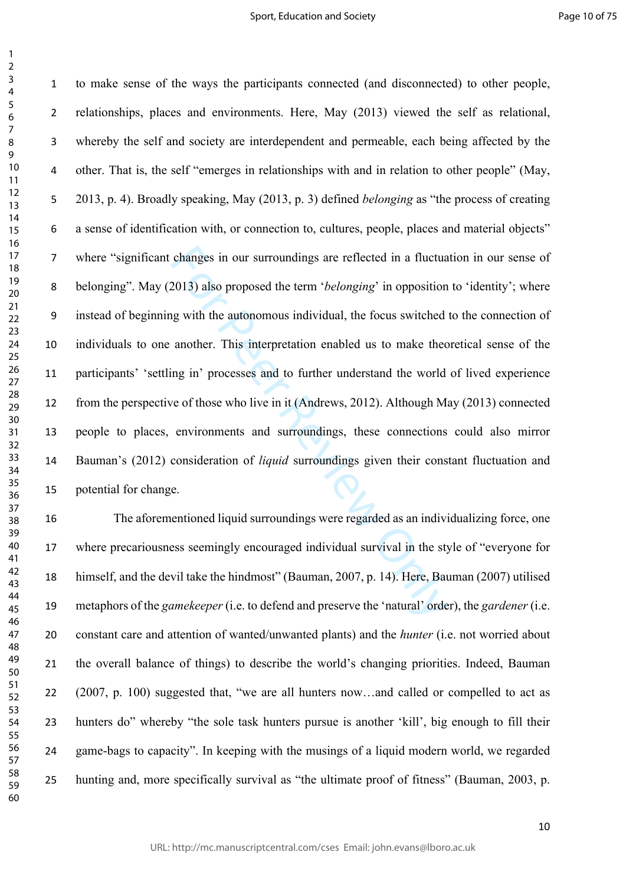to make sense of the ways the participants connected (and disconnected) to other people, relationships, places and environments. Here, May (2013) viewed the self as relational, whereby the self and society are interdependent and permeable, each being affected by the other. That is, the self "emerges in relationships with and in relation to other people" (May, 2013, p. 4). Broadly speaking, May (2013, p. 3) defined *belonging* as "the process of creating a sense of identification with, or connection to, cultures, people, places and material objects" where "significant changes in our surroundings are reflected in a fluctuation in our sense of belonging". May (2013) also proposed the term '*belonging*' in opposition to 'identity'; where instead of beginning with the autonomous individual, the focus switched to the connection of individuals to one another. This interpretation enabled us to make theoretical sense of the participants' 'settling in' processes and to further understand the world of lived experience from the perspective of those who live in it (Andrews, 2012). Although May (2013) connected people to places, environments and surroundings, these connections could also mirror Bauman's (2012) consideration of *liquid* surroundings given their constant fluctuation and potential for change.

The aforementioned liquid surroundings were regarded as an individualizing force, one where precariousness seemingly encouraged individual survival in the style of "everyone for himself, and the devil take the hindmost" (Bauman, 2007, p. 14). Here, Bauman (2007) utilised metaphors of the *gamekeeper* (i.e. to defend and preserve the 'natural' order), the *gardener* (i.e. constant care and attention of wanted/unwanted plants) and the *hunter* (i.e. not worried about the overall balance of things) to describe the world's changing priorities. Indeed, Bauman (2007, p. 100) suggested that, "we are all hunters now…and called or compelled to act as hunters do" whereby "the sole task hunters pursue is another 'kill', big enough to fill their game-bags to capacity". In keeping with the musings of a liquid modern world, we regarded hunting and, more specifically survival as "the ultimate proof of fitness" (Bauman, 2003, p.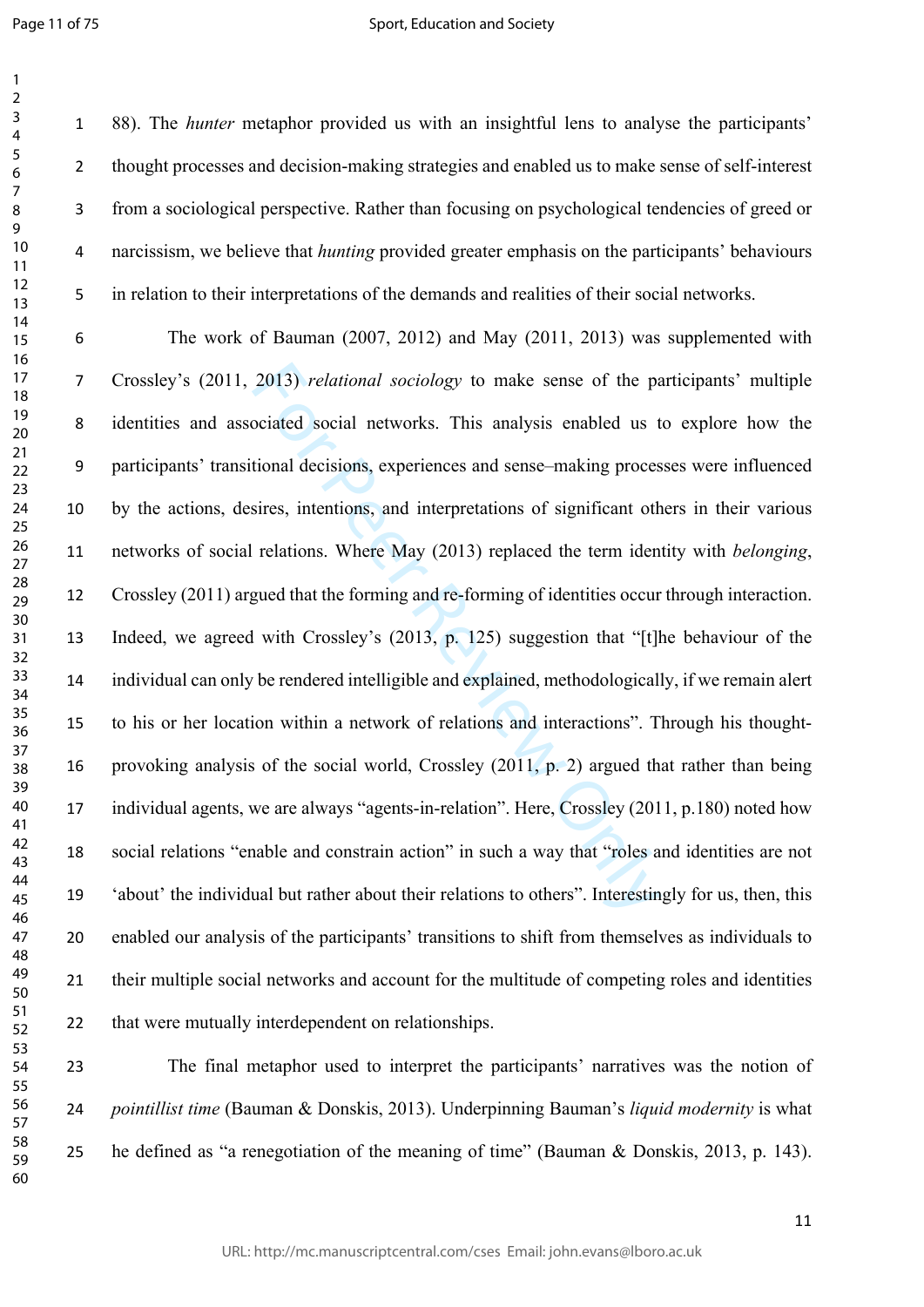88). The *hunter* metaphor provided us with an insightful lens to analyse the participants' thought processes and decision-making strategies and enabled us to make sense of self-interest from a sociological perspective. Rather than focusing on psychological tendencies of greed or narcissism, we believe that *hunting* provided greater emphasis on the participants' behaviours in relation to their interpretations of the demands and realities of their social networks.

The work of Bauman (2007, 2012) and May (2011, 2013) was supplemented with Crossley's (2011, 2013) *relational sociology* to make sense of the participants' multiple identities and associated social networks. This analysis enabled us to explore how the participants' transitional decisions, experiences and sense–making processes were influenced by the actions, desires, intentions, and interpretations of significant others in their various networks of social relations. Where May (2013) replaced the term identity with *belonging*, Crossley (2011) argued that the forming and re-forming of identities occur through interaction. Indeed, we agreed with Crossley's (2013, p. 125) suggestion that "[t]he behaviour of the individual can only be rendered intelligible and explained, methodologically, if we remain alert to his or her location within a network of relations and interactions". Through his thought-provoking analysis of the social world, Crossley (2011, p. 2) argued that rather than being individual agents, we are always "agents-in-relation". Here, Crossley (2011, p.180) noted how social relations "enable and constrain action" in such a way that "roles and identities are not 'about' the individual but rather about their relations to others". Interestingly for us, then, this enabled our analysis of the participants' transitions to shift from themselves as individuals to their multiple social networks and account for the multitude of competing roles and identities that were mutually interdependent on relationships.

The final metaphor used to interpret the participants' narratives was the notion of *pointillist time* (Bauman & Donskis, 2013). Underpinning Bauman's *liquid modernity* is what he defined as "a renegotiation of the meaning of time" (Bauman & Donskis, 2013, p. 143).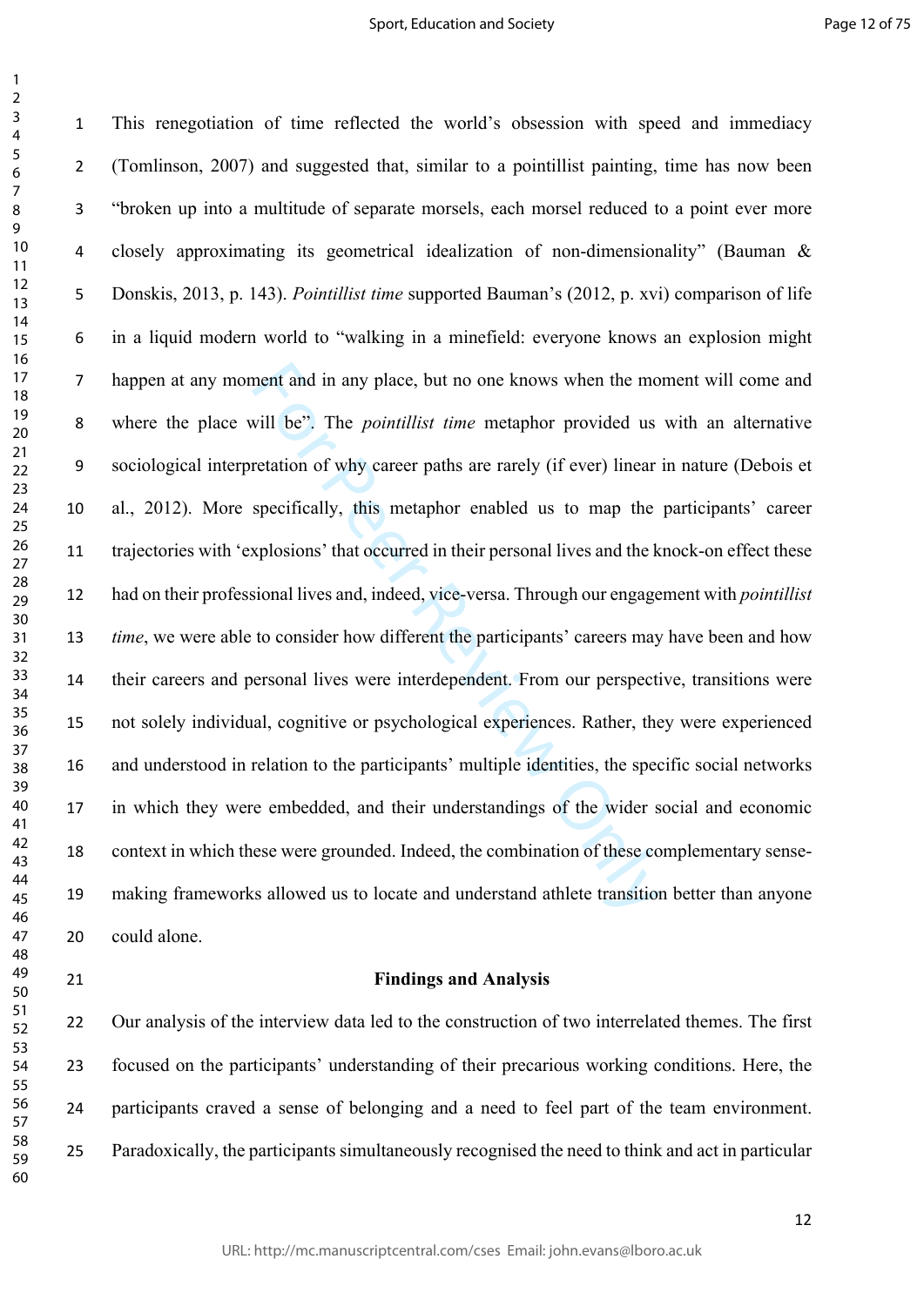This renegotiation of time reflected the world's obsession with speed and immediacy (Tomlinson, 2007) and suggested that, similar to a pointillist painting, time has now been "broken up into a multitude of separate morsels, each morsel reduced to a point ever more closely approximating its geometrical idealization of non-dimensionality" (Bauman & Donskis, 2013, p. 143). *Pointillist time* supported Bauman's (2012, p. xvi) comparison of life in a liquid modern world to "walking in a minefield: everyone knows an explosion might happen at any moment and in any place, but no one knows when the moment will come and where the place will be". The *pointillist time* metaphor provided us with an alternative sociological interpretation of why career paths are rarely (if ever) linear in nature (Debois et al., 2012). More specifically, this metaphor enabled us to map the participants' career trajectories with 'explosions' that occurred in their personal lives and the knock-on effect these had on their professional lives and, indeed, vice-versa. Through our engagement with *pointillist time*, we were able to consider how different the participants' careers may have been and how their careers and personal lives were interdependent. From our perspective, transitions were not solely individual, cognitive or psychological experiences. Rather, they were experienced and understood in relation to the participants' multiple identities, the specific social networks in which they were embedded, and their understandings of the wider social and economic context in which these were grounded. Indeed, the combination of these complementary sense-making frameworks allowed us to locate and understand athlete transition better than anyone could alone.

## Findings and Analysis

Our analysis of the interview data led to the construction of two interrelated themes. The first focused on the participants' understanding of their precarious working conditions. Here, the participants craved a sense of belonging and a need to feel part of the team environment. Paradoxically, the participants simultaneously recognised the need to think and act in particular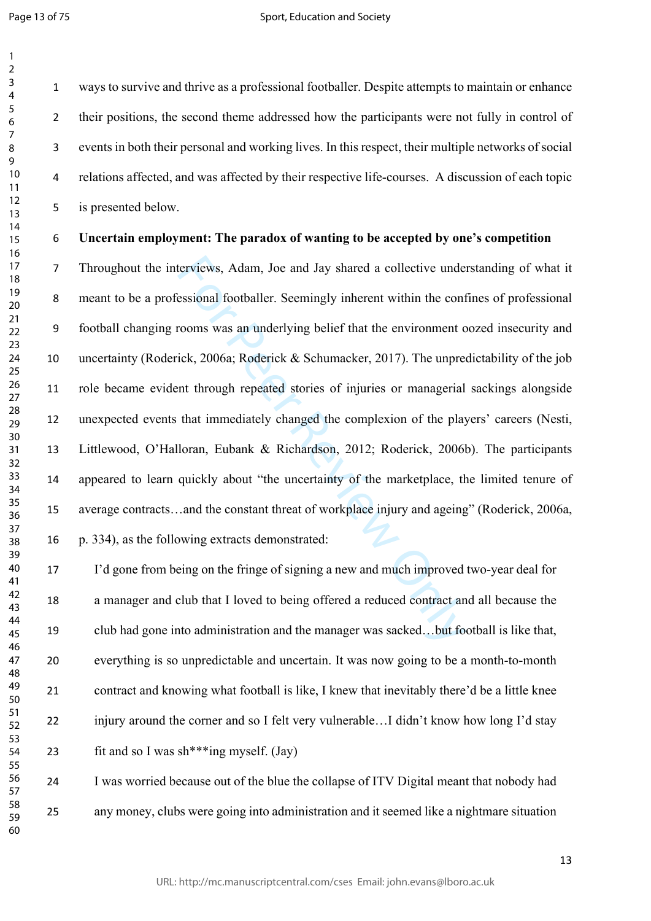ways to survive and thrive as a professional footballer. Despite attempts to maintain or enhance their positions, the second theme addressed how the participants were not fully in control of events in both their personal and working lives. In this respect, their multiple networks of social relations affected, and was affected by their respective life-courses. A discussion of each topic is presented below.

**Uncertain employment: The paradox of wanting to be accepted by one's competition**

Throughout the interviews, Adam, Joe and Jay shared a collective understanding of what it meant to be a professional footballer. Seemingly inherent within the confines of professional football changing rooms was an underlying belief that the environment oozed insecurity and uncertainty (Roderick, 2006a; Roderick & Schumacker, 2017). The unpredictability of the job role became evident through repeated stories of injuries or managerial sackings alongside unexpected events that immediately changed the complexion of the players' careers (Nesti, Littlewood, O'Halloran, Eubank & Richardson, 2012; Roderick, 2006b). The participants appeared to learn quickly about "the uncertainty of the marketplace, the limited tenure of average contracts…and the constant threat of workplace injury and ageing" (Roderick, 2006a, p. 334), as the following extracts demonstrated:

> I'd gone from being on the fringe of signing a new and much improved two-year deal for a manager and club that I loved to being offered a reduced contract and all because the club had gone into administration and the manager was sacked…but football is like that, everything is so unpredictable and uncertain. It was now going to be a month-to-month contract and knowing what football is like, I knew that inevitably there'd be a little knee injury around the corner and so I felt very vulnerable…I didn't know how long I'd stay fit and so I was sh***ing myself. (Jay)

> I was worried because out of the blue the collapse of ITV Digital meant that nobody had any money, clubs were going into administration and it seemed like a nightmare situation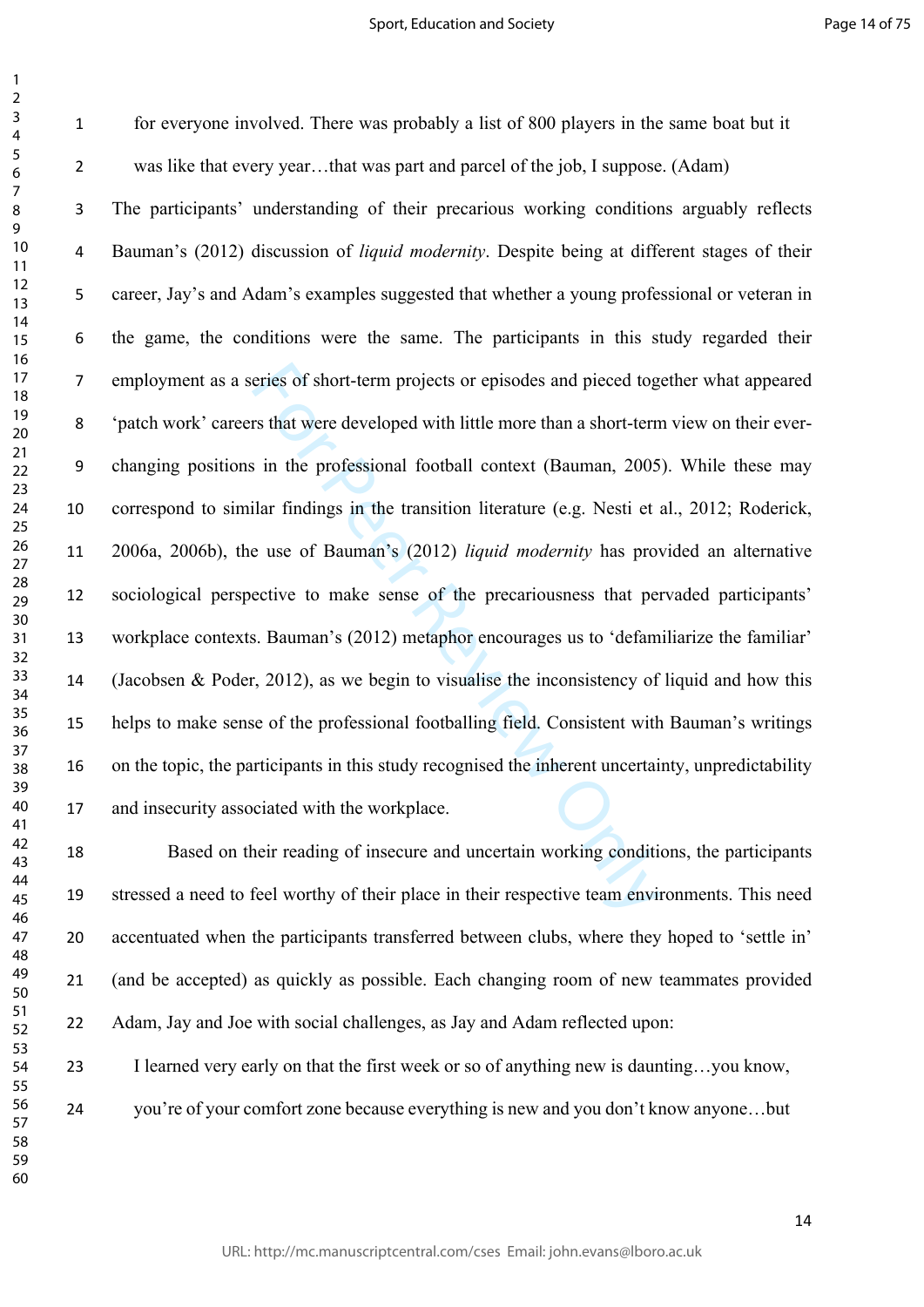for everyone involved. There was probably a list of 800 players in the same boat but it was like that every year…that was part and parcel of the job, I suppose. (Adam)

The participants' understanding of their precarious working conditions arguably reflects Bauman's (2012) discussion of *liquid modernity*. Despite being at different stages of their career, Jay's and Adam's examples suggested that whether a young professional or veteran in the game, the conditions were the same. The participants in this study regarded their employment as a series of short-term projects or episodes and pieced together what appeared 'patch work' careers that were developed with little more than a short-term view on their ever-changing positions in the professional football context (Bauman, 2005). While these may correspond to similar findings in the transition literature (e.g. Nesti et al., 2012; Roderick, 2006a, 2006b), the use of Bauman's (2012) *liquid modernity* has provided an alternative sociological perspective to make sense of the precariousness that pervaded participants' workplace contexts. Bauman's (2012) metaphor encourages us to 'defamiliarize the familiar' (Jacobsen & Poder, 2012), as we begin to visualise the inconsistency of liquid and how this helps to make sense of the professional footballing field. Consistent with Bauman's writings on the topic, the participants in this study recognised the inherent uncertainty, unpredictability and insecurity associated with the workplace.

Based on their reading of insecure and uncertain working conditions, the participants stressed a need to feel worthy of their place in their respective team environments. This need accentuated when the participants transferred between clubs, where they hoped to 'settle in' (and be accepted) as quickly as possible. Each changing room of new teammates provided Adam, Jay and Joe with social challenges, as Jay and Adam reflected upon:

I learned very early on that the first week or so of anything new is daunting…you know, you're of your comfort zone because everything is new and you don't know anyone…but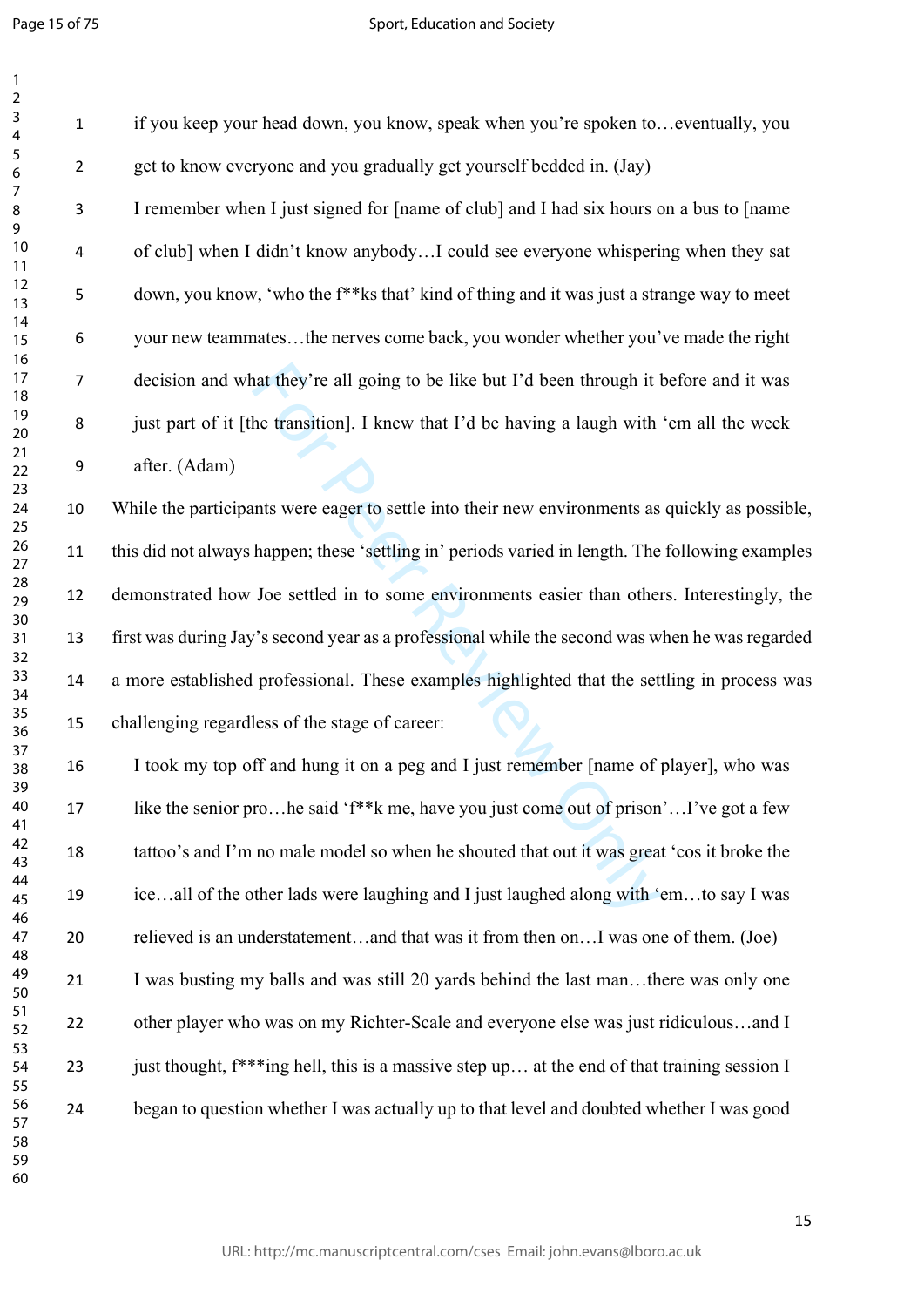if you keep your head down, you know, speak when you're spoken to…eventually, you get to know everyone and you gradually get yourself bedded in. (Jay)

I remember when I just signed for [name of club] and I had six hours on a bus to [name of club] when I didn't know anybody…I could see everyone whispering when they sat down, you know, 'who the f**ks that' kind of thing and it was just a strange way to meet your new teammates…the nerves come back, you wonder whether you've made the right decision and what they're all going to be like but I'd been through it before and it was just part of it [the transition]. I knew that I'd be having a laugh with 'em all the week after. (Adam)

While the participants were eager to settle into their new environments as quickly as possible, this did not always happen; these 'settling in' periods varied in length. The following examples demonstrated how Joe settled in to some environments easier than others. Interestingly, the first was during Jay's second year as a professional while the second was when he was regarded a more established professional. These examples highlighted that the settling in process was challenging regardless of the stage of career:

I took my top off and hung it on a peg and I just remember [name of player], who was like the senior pro…he said 'f**k me, have you just come out of prison'…I've got a few tattoo's and I'm no male model so when he shouted that out it was great 'cos it broke the ice…all of the other lads were laughing and I just laughed along with 'em…to say I was relieved is an understatement…and that was it from then on…I was one of them. (Joe)

I was busting my balls and was still 20 yards behind the last man…there was only one other player who was on my Richter-Scale and everyone else was just ridiculous…and I just thought, f***ing hell, this is a massive step up… at the end of that training session I began to question whether I was actually up to that level and doubted whether I was good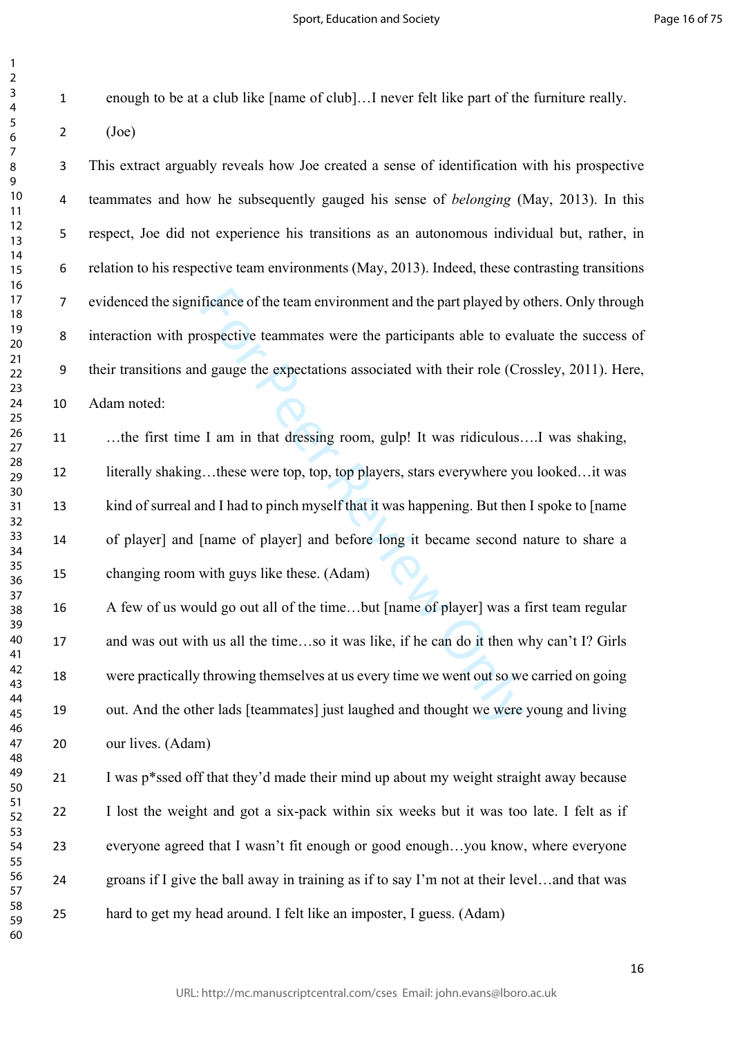enough to be at a club like [name of club]…I never felt like part of the furniture really. (Joe)

This extract arguably reveals how Joe created a sense of identification with his prospective teammates and how he subsequently gauged his sense of *belonging* (May, 2013). In this respect, Joe did not experience his transitions as an autonomous individual but, rather, in relation to his respective team environments (May, 2013). Indeed, these contrasting transitions evidenced the significance of the team environment and the part played by others. Only through interaction with prospective teammates were the participants able to evaluate the success of their transitions and gauge the expectations associated with their role (Crossley, 2011). Here, Adam noted:

> …the first time I am in that dressing room, gulp! It was ridiculous….I was shaking, literally shaking…these were top, top, top players, stars everywhere you looked…it was kind of surreal and I had to pinch myself that it was happening. But then I spoke to [name of player] and [name of player] and before long it became second nature to share a changing room with guys like these. (Adam)

> A few of us would go out all of the time…but [name of player] was a first team regular and was out with us all the time…so it was like, if he can do it then why can't I? Girls were practically throwing themselves at us every time we went out so we carried on going out. And the other lads [teammates] just laughed and thought we were young and living our lives. (Adam)

> I was p*ssed off that they'd made their mind up about my weight straight away because I lost the weight and got a six-pack within six weeks but it was too late. I felt as if everyone agreed that I wasn't fit enough or good enough…you know, where everyone groans if I give the ball away in training as if to say I'm not at their level…and that was hard to get my head around. I felt like an imposter, I guess. (Adam)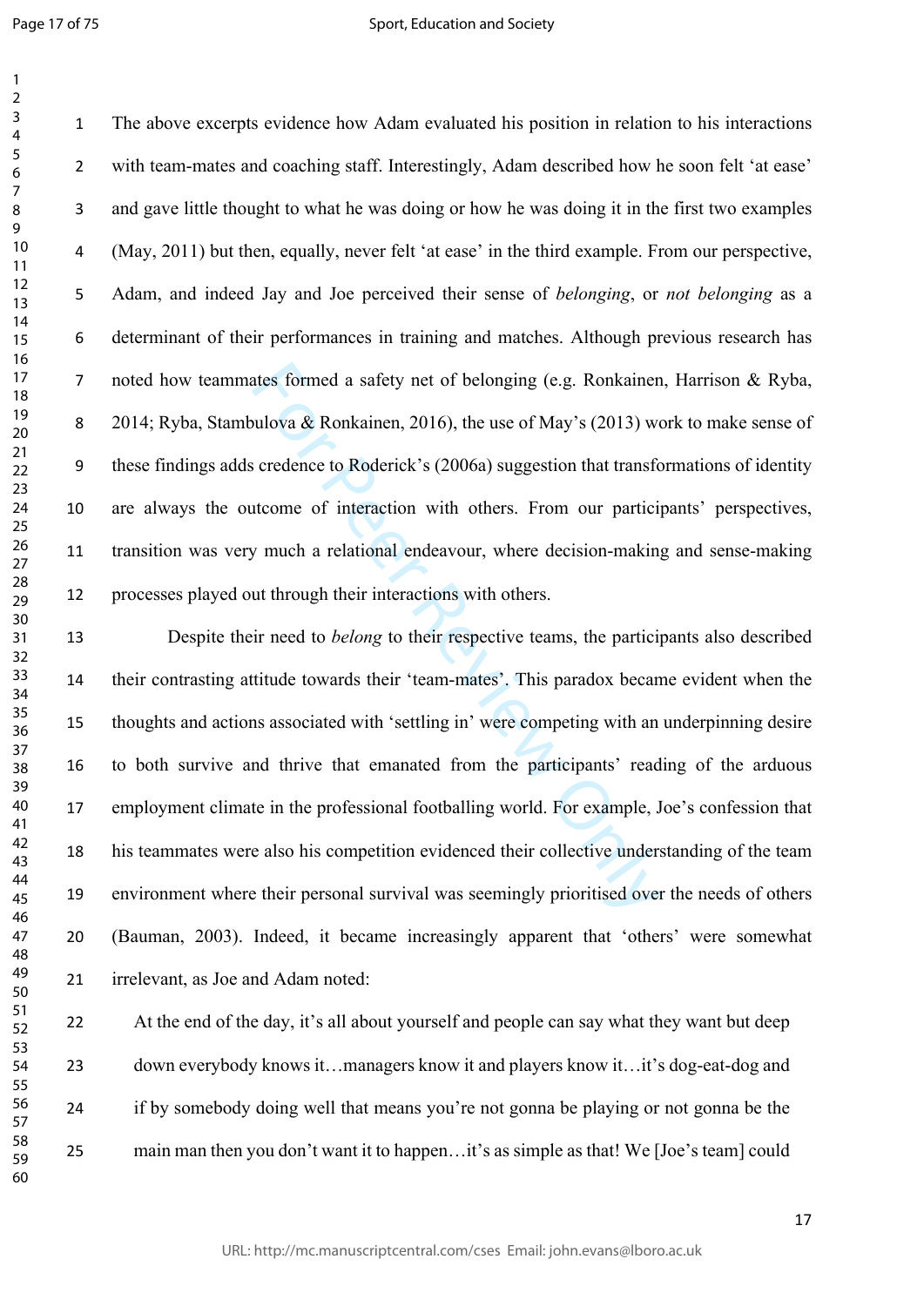The above excerpts evidence how Adam evaluated his position in relation to his interactions with team-mates and coaching staff. Interestingly, Adam described how he soon felt 'at ease' and gave little thought to what he was doing or how he was doing it in the first two examples (May, 2011) but then, equally, never felt 'at ease' in the third example. From our perspective, Adam, and indeed Jay and Joe perceived their sense of *belonging*, or *not belonging* as a determinant of their performances in training and matches. Although previous research has noted how teammates formed a safety net of belonging (e.g. Ronkainen, Harrison & Ryba, 2014; Ryba, Stambulova & Ronkainen, 2016), the use of May's (2013) work to make sense of these findings adds credence to Roderick's (2006a) suggestion that transformations of identity are always the outcome of interaction with others. From our participants' perspectives, transition was very much a relational endeavour, where decision-making and sense-making processes played out through their interactions with others.

Despite their need to *belong* to their respective teams, the participants also described their contrasting attitude towards their 'team-mates'. This paradox became evident when the thoughts and actions associated with 'settling in' were competing with an underpinning desire to both survive and thrive that emanated from the participants' reading of the arduous employment climate in the professional footballing world. For example, Joe's confession that his teammates were also his competition evidenced their collective understanding of the team environment where their personal survival was seemingly prioritised over the needs of others (Bauman, 2003). Indeed, it became increasingly apparent that 'others' were somewhat irrelevant, as Joe and Adam noted:

> At the end of the day, it's all about yourself and people can say what they want but deep down everybody knows it…managers know it and players know it…it's dog-eat-dog and if by somebody doing well that means you're not gonna be playing or not gonna be the main man then you don't want it to happen…it's as simple as that! We [Joe's team] could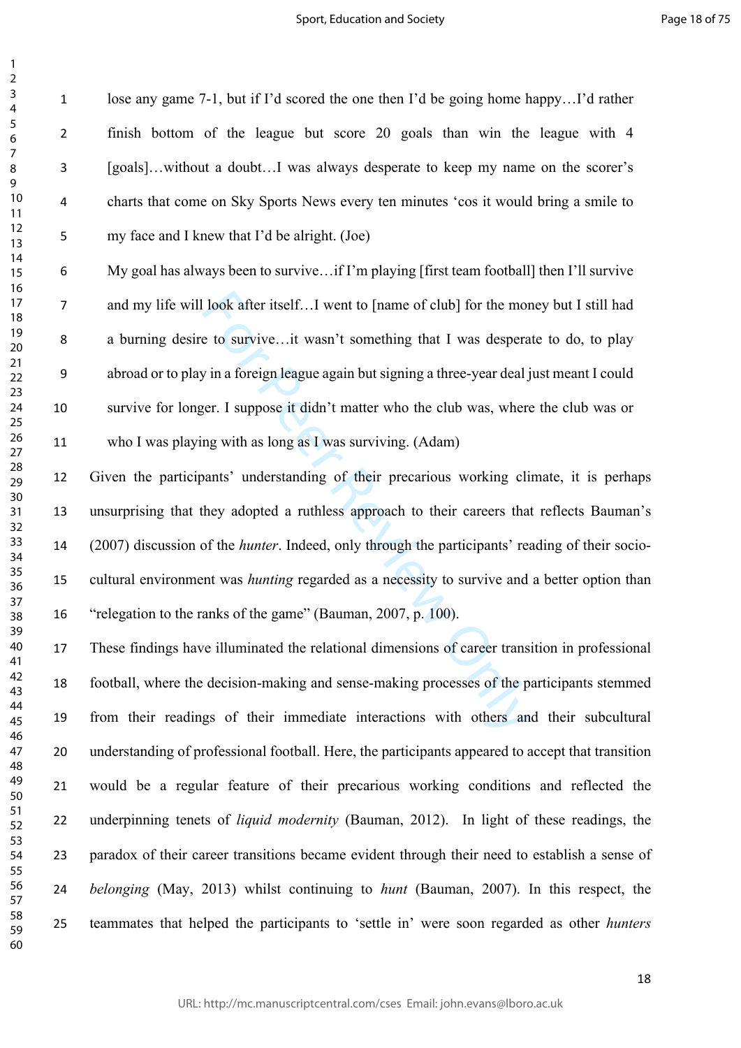lose any game 7-1, but if I'd scored the one then I'd be going home happy…I'd rather finish bottom of the league but score 20 goals than win the league with 4 [goals]…without a doubt…I was always desperate to keep my name on the scorer's charts that come on Sky Sports News every ten minutes 'cos it would bring a smile to my face and I knew that I'd be alright. (Joe)

My goal has always been to survive…if I'm playing [first team football] then I'll survive and my life will look after itself…I went to [name of club] for the money but I still had a burning desire to survive…it wasn't something that I was desperate to do, to play abroad or to play in a foreign league again but signing a three-year deal just meant I could survive for longer. I suppose it didn't matter who the club was, where the club was or who I was playing with as long as I was surviving. (Adam)

Given the participants' understanding of their precarious working climate, it is perhaps unsurprising that they adopted a ruthless approach to their careers that reflects Bauman's (2007) discussion of the *hunter*. Indeed, only through the participants' reading of their socio-cultural environment was *hunting* regarded as a necessity to survive and a better option than "relegation to the ranks of the game" (Bauman, 2007, p. 100).

These findings have illuminated the relational dimensions of career transition in professional football, where the decision-making and sense-making processes of the participants stemmed from their readings of their immediate interactions with others and their subcultural understanding of professional football. Here, the participants appeared to accept that transition would be a regular feature of their precarious working conditions and reflected the underpinning tenets of *liquid modernity* (Bauman, 2012). In light of these readings, the paradox of their career transitions became evident through their need to establish a sense of *belonging* (May, 2013) whilst continuing to *hunt* (Bauman, 2007). In this respect, the teammates that helped the participants to 'settle in' were soon regarded as other *hunters*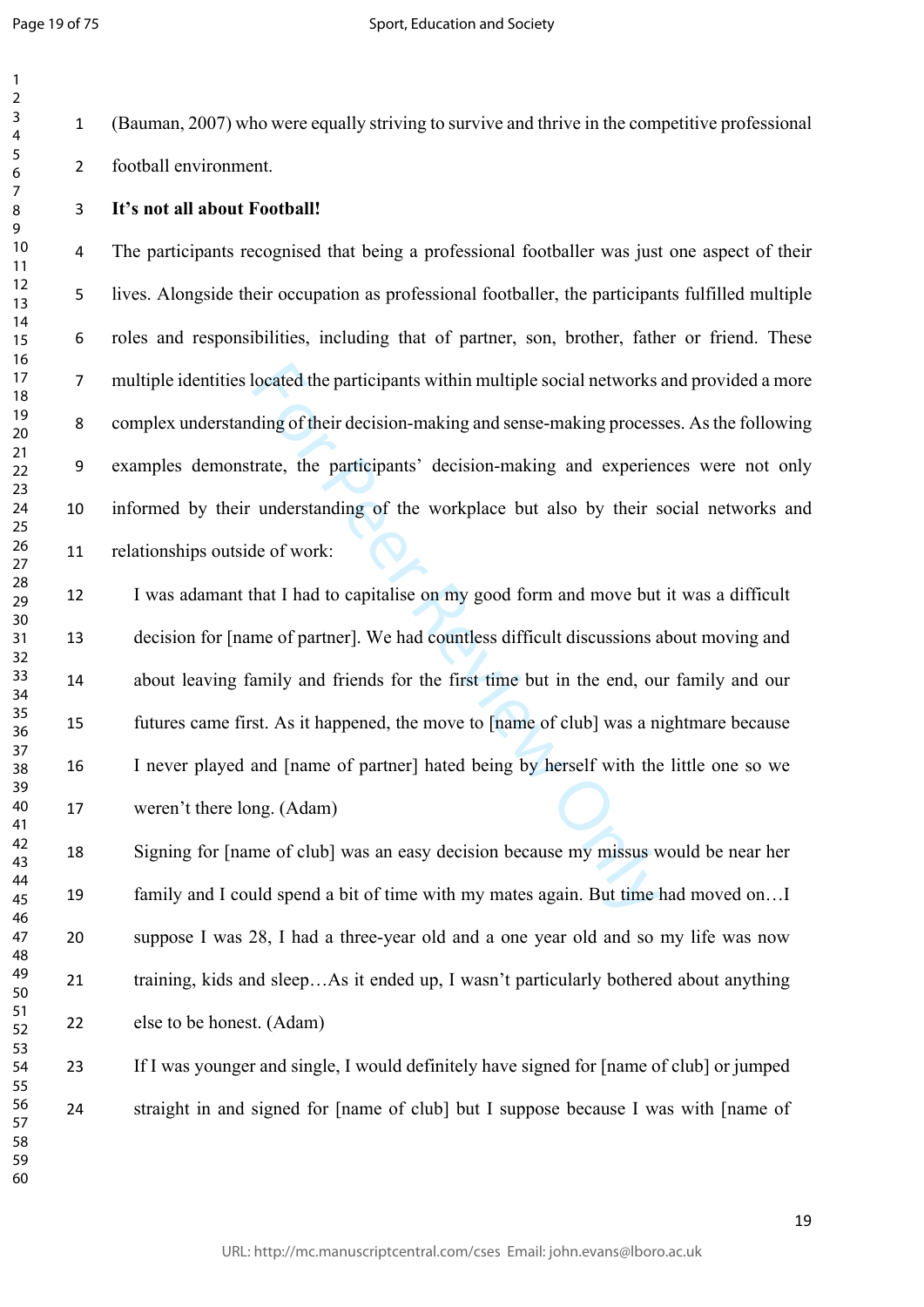(Bauman, 2007) who were equally striving to survive and thrive in the competitive professional football environment.

**It's not all about Football!**

The participants recognised that being a professional footballer was just one aspect of their lives. Alongside their occupation as professional footballer, the participants fulfilled multiple roles and responsibilities, including that of partner, son, brother, father or friend. These multiple identities located the participants within multiple social networks and provided a more complex understanding of their decision-making and sense-making processes. As the following examples demonstrate, the participants' decision-making and experiences were not only informed by their understanding of the workplace but also by their social networks and relationships outside of work:

> I was adamant that I had to capitalise on my good form and move but it was a difficult decision for [name of partner]. We had countless difficult discussions about moving and about leaving family and friends for the first time but in the end, our family and our futures came first. As it happened, the move to [name of club] was a nightmare because I never played and [name of partner] hated being by herself with the little one so we weren't there long. (Adam)

> Signing for [name of club] was an easy decision because my missus would be near her family and I could spend a bit of time with my mates again. But time had moved on…I suppose I was 28, I had a three-year old and a one year old and so my life was now training, kids and sleep…As it ended up, I wasn't particularly bothered about anything else to be honest. (Adam)

> If I was younger and single, I would definitely have signed for [name of club] or jumped straight in and signed for [name of club] but I suppose because I was with [name of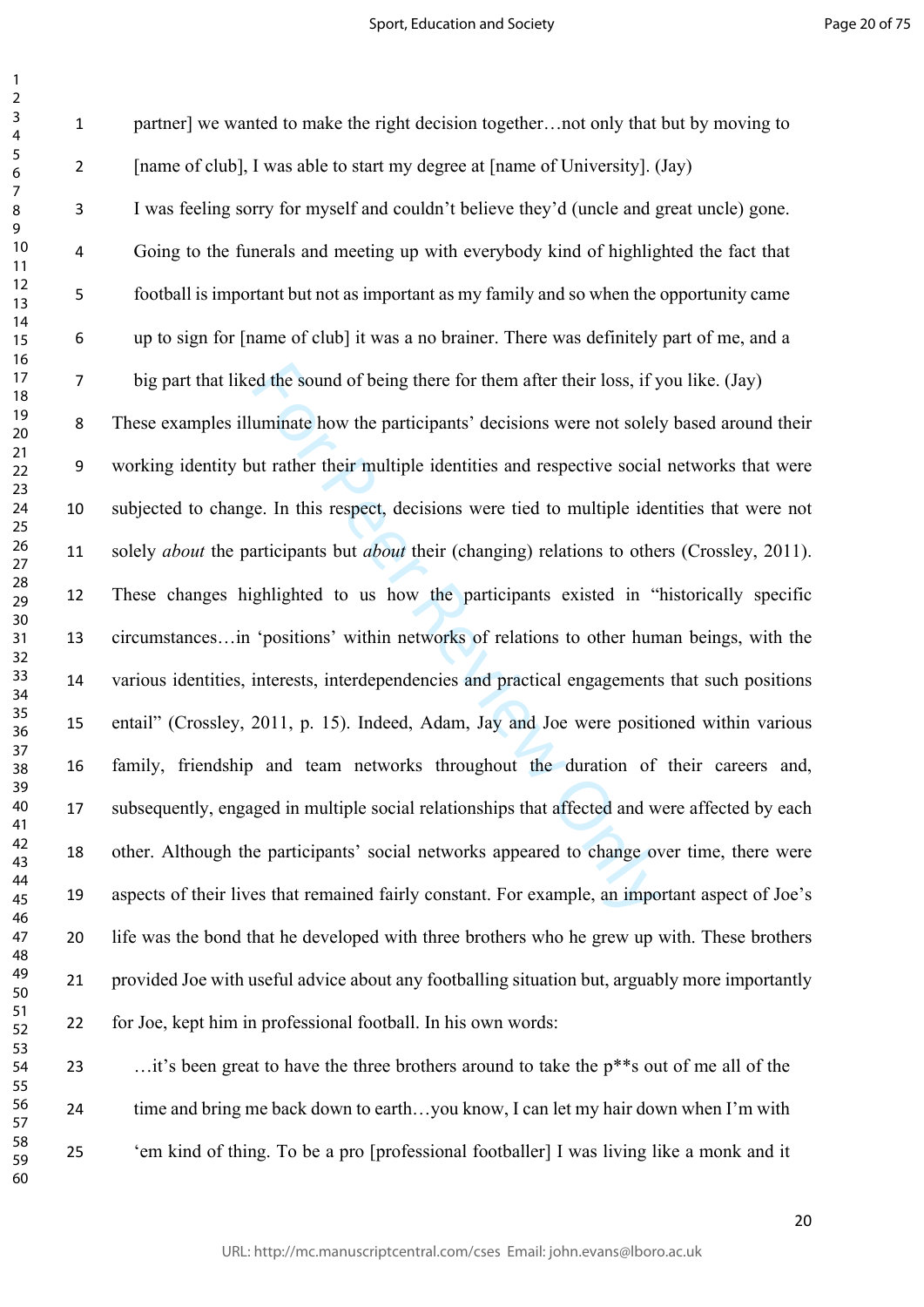partner] we wanted to make the right decision together…not only that but by moving to [name of club], I was able to start my degree at [name of University]. (Jay)

> I was feeling sorry for myself and couldn't believe they'd (uncle and great uncle) gone. Going to the funerals and meeting up with everybody kind of highlighted the fact that football is important but not as important as my family and so when the opportunity came up to sign for [name of club] it was a no brainer. There was definitely part of me, and a big part that liked the sound of being there for them after their loss, if you like. (Jay)

These examples illuminate how the participants' decisions were not solely based around their working identity but rather their multiple identities and respective social networks that were subjected to change. In this respect, decisions were tied to multiple identities that were not solely *about* the participants but *about* their (changing) relations to others (Crossley, 2011). These changes highlighted to us how the participants existed in "historically specific circumstances…in 'positions' within networks of relations to other human beings, with the various identities, interests, interdependencies and practical engagements that such positions entail" (Crossley, 2011, p. 15). Indeed, Adam, Jay and Joe were positioned within various family, friendship and team networks throughout the duration of their careers and, subsequently, engaged in multiple social relationships that affected and were affected by each other. Although the participants' social networks appeared to change over time, there were aspects of their lives that remained fairly constant. For example, an important aspect of Joe's life was the bond that he developed with three brothers who he grew up with. These brothers provided Joe with useful advice about any footballing situation but, arguably more importantly for Joe, kept him in professional football. In his own words:

> …it's been great to have the three brothers around to take the p**s out of me all of the time and bring me back down to earth…you know, I can let my hair down when I'm with 'em kind of thing. To be a pro [professional footballer] I was living like a monk and it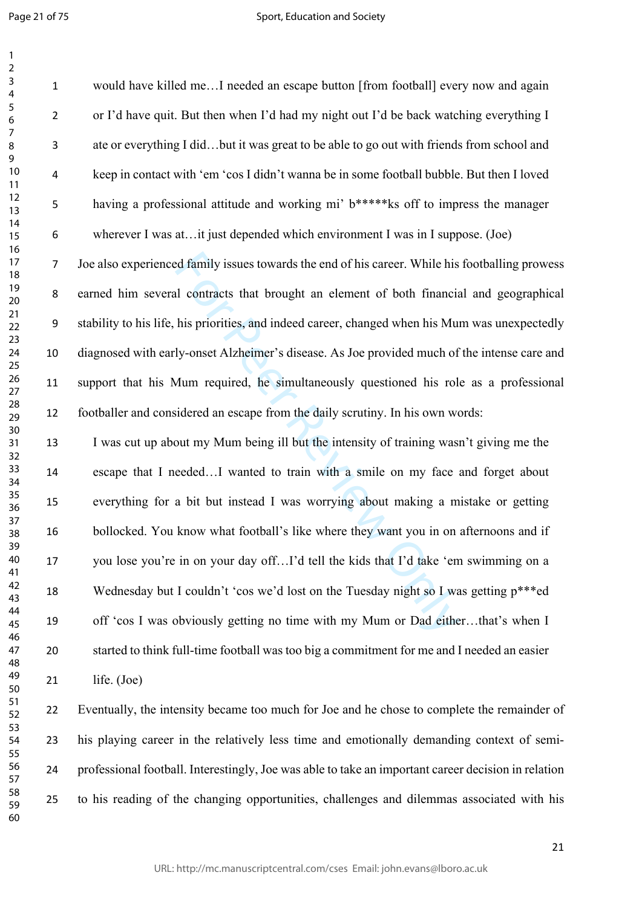would have killed me…I needed an escape button [from football] every now and again or I'd have quit. But then when I'd had my night out I'd be back watching everything I ate or everything I did…but it was great to be able to go out with friends from school and keep in contact with 'em 'cos I didn't wanna be in some football bubble. But then I loved having a professional attitude and working mi' b*****ks off to impress the manager wherever I was at…it just depended which environment I was in I suppose. (Joe)

Joe also experienced family issues towards the end of his career. While his footballing prowess earned him several contracts that brought an element of both financial and geographical stability to his life, his priorities, and indeed career, changed when his Mum was unexpectedly diagnosed with early-onset Alzheimer's disease. As Joe provided much of the intense care and support that his Mum required, he simultaneously questioned his role as a professional footballer and considered an escape from the daily scrutiny. In his own words:

> I was cut up about my Mum being ill but the intensity of training wasn't giving me the escape that I needed…I wanted to train with a smile on my face and forget about everything for a bit but instead I was worrying about making a mistake or getting bollocked. You know what football's like where they want you in on afternoons and if you lose you're in on your day off…I'd tell the kids that I'd take 'em swimming on a Wednesday but I couldn't 'cos we'd lost on the Tuesday night so I was getting p***ed off 'cos I was obviously getting no time with my Mum or Dad either…that's when I started to think full-time football was too big a commitment for me and I needed an easier life. (Joe)

Eventually, the intensity became too much for Joe and he chose to complete the remainder of his playing career in the relatively less time and emotionally demanding context of semi-professional football. Interestingly, Joe was able to take an important career decision in relation to his reading of the changing opportunities, challenges and dilemmas associated with his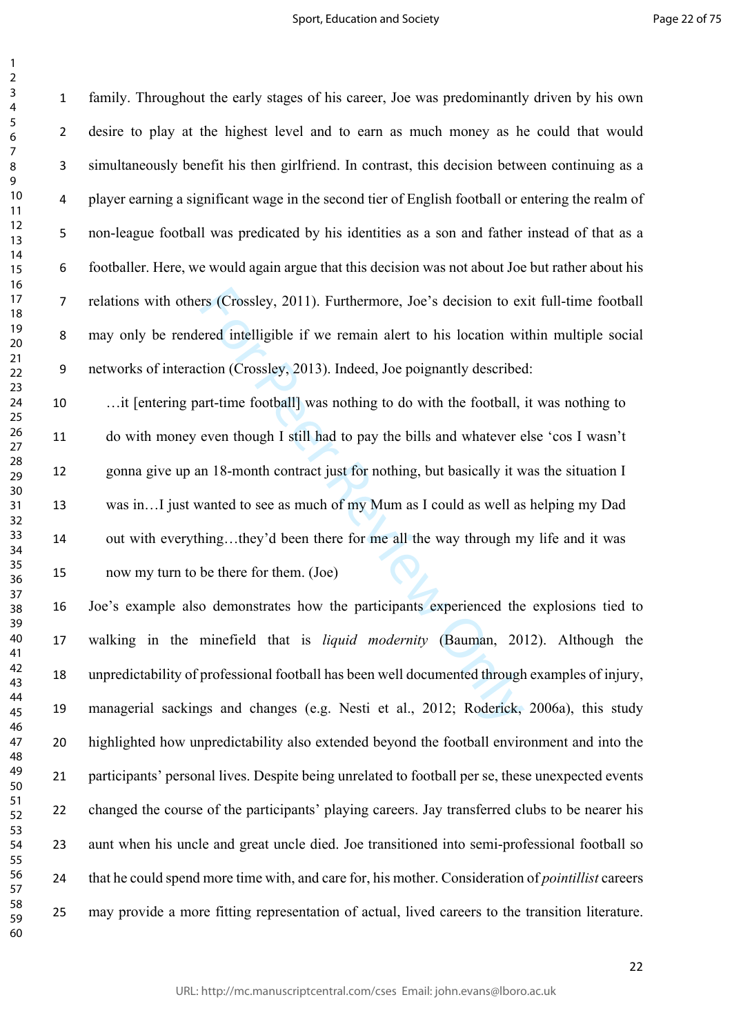family. Throughout the early stages of his career, Joe was predominantly driven by his own desire to play at the highest level and to earn as much money as he could that would simultaneously benefit his then girlfriend. In contrast, this decision between continuing as a player earning a significant wage in the second tier of English football or entering the realm of non-league football was predicated by his identities as a son and father instead of that as a footballer. Here, we would again argue that this decision was not about Joe but rather about his relations with others (Crossley, 2011). Furthermore, Joe's decision to exit full-time football may only be rendered intelligible if we remain alert to his location within multiple social networks of interaction (Crossley, 2013). Indeed, Joe poignantly described:

> …it [entering part-time football] was nothing to do with the football, it was nothing to do with money even though I still had to pay the bills and whatever else 'cos I wasn't gonna give up an 18-month contract just for nothing, but basically it was the situation I was in…I just wanted to see as much of my Mum as I could as well as helping my Dad out with everything…they'd been there for me all the way through my life and it was now my turn to be there for them. (Joe)

Joe's example also demonstrates how the participants experienced the explosions tied to walking in the minefield that is *liquid modernity* (Bauman, 2012). Although the unpredictability of professional football has been well documented through examples of injury, managerial sackings and changes (e.g. Nesti et al., 2012; Roderick, 2006a), this study highlighted how unpredictability also extended beyond the football environment and into the participants' personal lives. Despite being unrelated to football per se, these unexpected events changed the course of the participants' playing careers. Jay transferred clubs to be nearer his aunt when his uncle and great uncle died. Joe transitioned into semi-professional football so that he could spend more time with, and care for, his mother. Consideration of *pointillist* careers may provide a more fitting representation of actual, lived careers to the transition literature.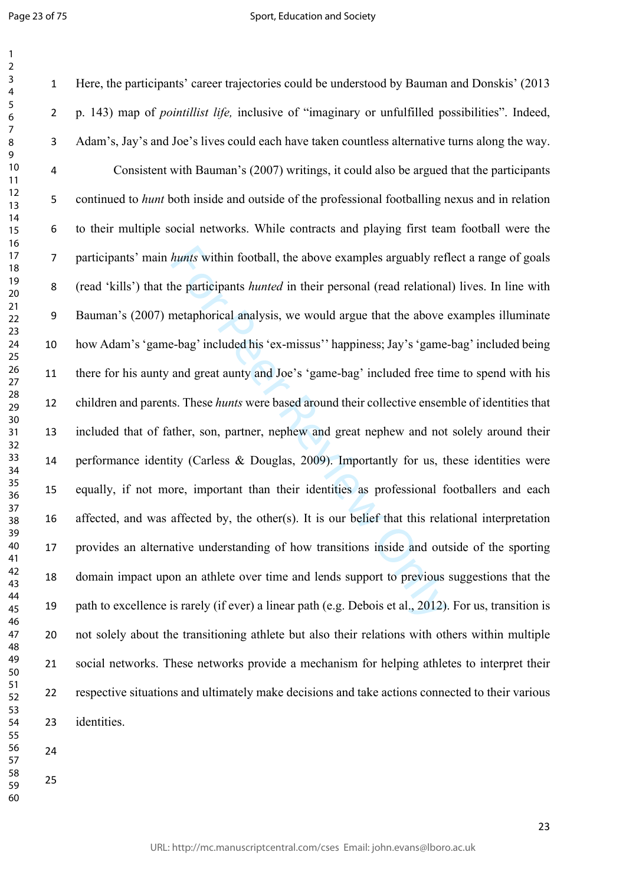Here, the participants' career trajectories could be understood by Bauman and Donskis' (2013 p. 143) map of *pointillist life,* inclusive of "imaginary or unfulfilled possibilities". Indeed, Adam's, Jay's and Joe's lives could each have taken countless alternative turns along the way.

Consistent with Bauman's (2007) writings, it could also be argued that the participants continued to *hunt* both inside and outside of the professional footballing nexus and in relation to their multiple social networks. While contracts and playing first team football were the participants' main *hunts* within football, the above examples arguably reflect a range of goals (read 'kills') that the participants *hunted* in their personal (read relational) lives. In line with Bauman's (2007) metaphorical analysis, we would argue that the above examples illuminate how Adam's 'game-bag' included his 'ex-missus'' happiness; Jay's 'game-bag' included being there for his aunty and great aunty and Joe's 'game-bag' included free time to spend with his children and parents. These *hunts* were based around their collective ensemble of identities that included that of father, son, partner, nephew and great nephew and not solely around their performance identity (Carless & Douglas, 2009). Importantly for us, these identities were equally, if not more, important than their identities as professional footballers and each affected, and was affected by, the other(s). It is our belief that this relational interpretation provides an alternative understanding of how transitions inside and outside of the sporting domain impact upon an athlete over time and lends support to previous suggestions that the path to excellence is rarely (if ever) a linear path (e.g. Debois et al., 2012). For us, transition is not solely about the transitioning athlete but also their relations with others within multiple social networks. These networks provide a mechanism for helping athletes to interpret their respective situations and ultimately make decisions and take actions connected to their various identities.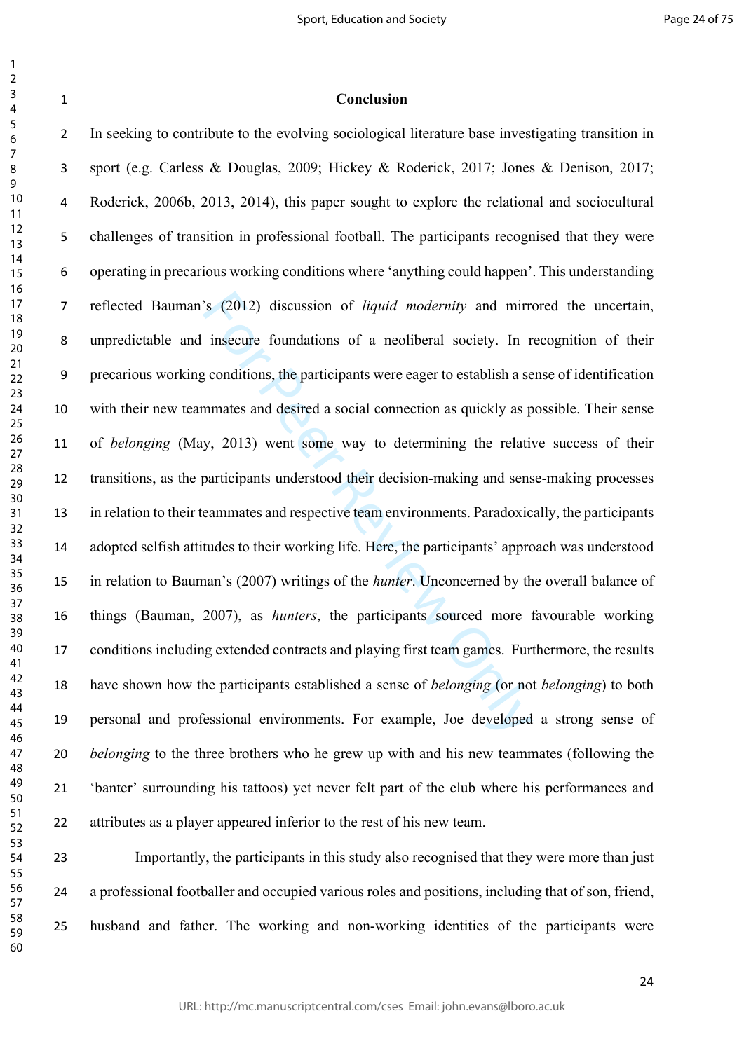## Conclusion

In seeking to contribute to the evolving sociological literature base investigating transition in sport (e.g. Carless & Douglas, 2009; Hickey & Roderick, 2017; Jones & Denison, 2017; Roderick, 2006b, 2013, 2014), this paper sought to explore the relational and sociocultural challenges of transition in professional football. The participants recognised that they were operating in precarious working conditions where 'anything could happen'. This understanding reflected Bauman's (2012) discussion of *liquid modernity* and mirrored the uncertain, unpredictable and insecure foundations of a neoliberal society. In recognition of their precarious working conditions, the participants were eager to establish a sense of identification with their new teammates and desired a social connection as quickly as possible. Their sense of *belonging* (May, 2013) went some way to determining the relative success of their transitions, as the participants understood their decision-making and sense-making processes in relation to their teammates and respective team environments. Paradoxically, the participants adopted selfish attitudes to their working life. Here, the participants' approach was understood in relation to Bauman's (2007) writings of the *hunter*. Unconcerned by the overall balance of things (Bauman, 2007), as *hunters*, the participants sourced more favourable working conditions including extended contracts and playing first team games. Furthermore, the results have shown how the participants established a sense of *belonging* (or not *belonging*) to both personal and professional environments. For example, Joe developed a strong sense of *belonging* to the three brothers who he grew up with and his new teammates (following the 'banter' surrounding his tattoos) yet never felt part of the club where his performances and attributes as a player appeared inferior to the rest of his new team.

Importantly, the participants in this study also recognised that they were more than just a professional footballer and occupied various roles and positions, including that of son, friend, husband and father. The working and non-working identities of the participants were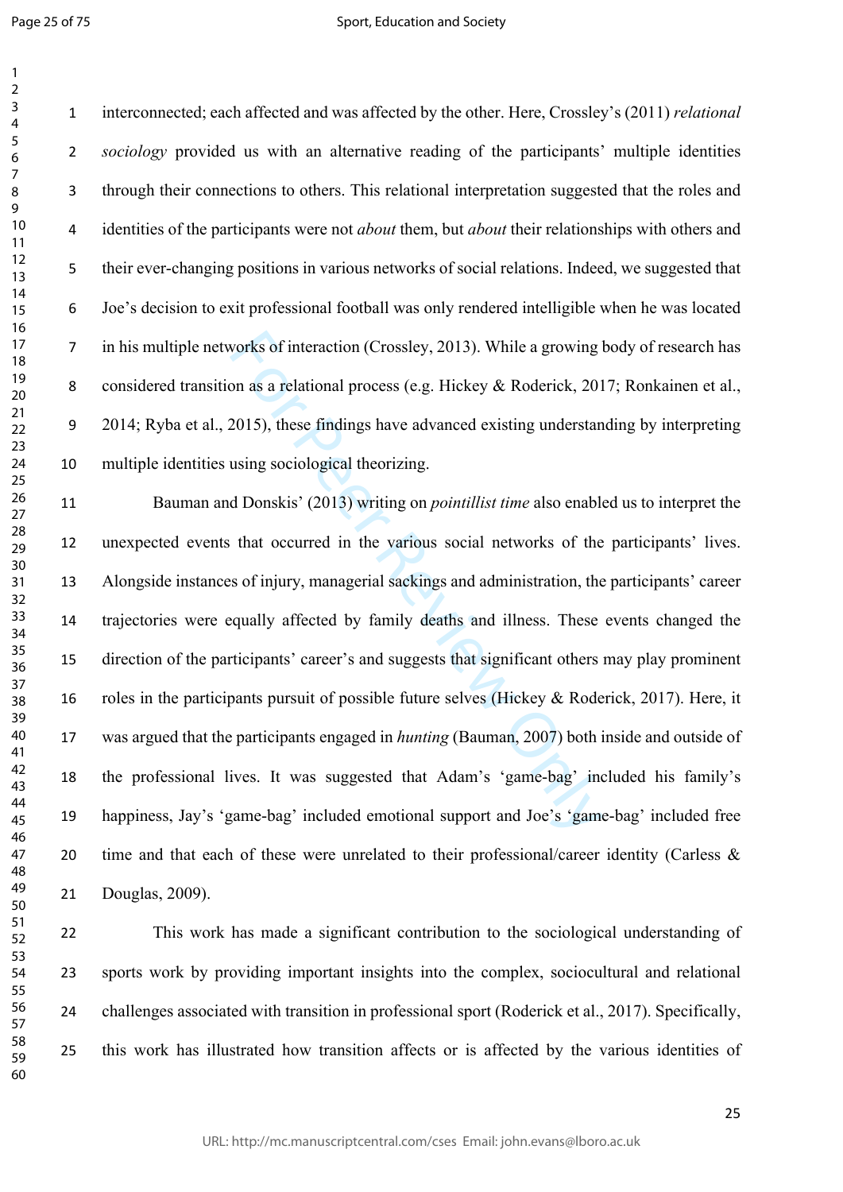interconnected; each affected and was affected by the other. Here, Crossley's (2011) *relational sociology* provided us with an alternative reading of the participants' multiple identities through their connections to others. This relational interpretation suggested that the roles and identities of the participants were not *about* them, but *about* their relationships with others and their ever-changing positions in various networks of social relations. Indeed, we suggested that Joe's decision to exit professional football was only rendered intelligible when he was located in his multiple networks of interaction (Crossley, 2013). While a growing body of research has considered transition as a relational process (e.g. Hickey & Roderick, 2017; Ronkainen et al., 2014; Ryba et al., 2015), these findings have advanced existing understanding by interpreting multiple identities using sociological theorizing.

Bauman and Donskis' (2013) writing on *pointillist time* also enabled us to interpret the unexpected events that occurred in the various social networks of the participants' lives. Alongside instances of injury, managerial sackings and administration, the participants' career trajectories were equally affected by family deaths and illness. These events changed the direction of the participants' career's and suggests that significant others may play prominent roles in the participants pursuit of possible future selves (Hickey & Roderick, 2017). Here, it was argued that the participants engaged in *hunting* (Bauman, 2007) both inside and outside of the professional lives. It was suggested that Adam's 'game-bag' included his family's happiness, Jay's 'game-bag' included emotional support and Joe's 'game-bag' included free time and that each of these were unrelated to their professional/career identity (Carless & Douglas, 2009).

This work has made a significant contribution to the sociological understanding of sports work by providing important insights into the complex, sociocultural and relational challenges associated with transition in professional sport (Roderick et al., 2017). Specifically, this work has illustrated how transition affects or is affected by the various identities of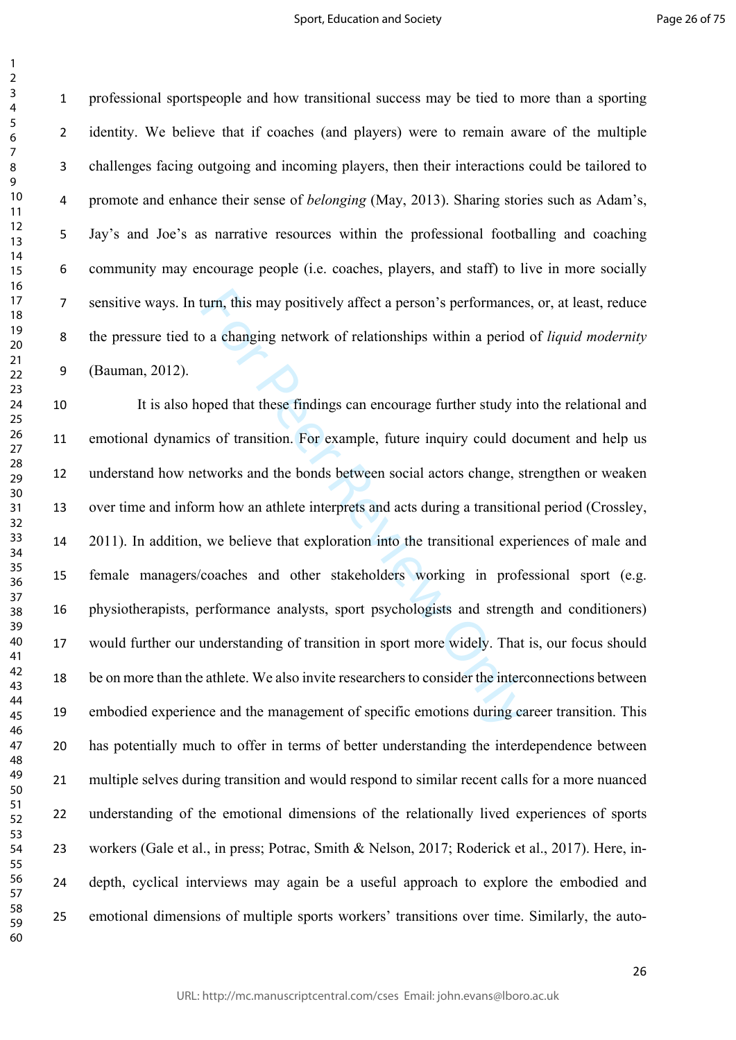professional sportspeople and how transitional success may be tied to more than a sporting identity. We believe that if coaches (and players) were to remain aware of the multiple challenges facing outgoing and incoming players, then their interactions could be tailored to promote and enhance their sense of *belonging* (May, 2013). Sharing stories such as Adam's, Jay's and Joe's as narrative resources within the professional footballing and coaching community may encourage people (i.e. coaches, players, and staff) to live in more socially sensitive ways. In turn, this may positively affect a person's performances, or, at least, reduce the pressure tied to a changing network of relationships within a period of *liquid modernity* (Bauman, 2012).

It is also hoped that these findings can encourage further study into the relational and emotional dynamics of transition. For example, future inquiry could document and help us understand how networks and the bonds between social actors change, strengthen or weaken over time and inform how an athlete interprets and acts during a transitional period (Crossley, 2011). In addition, we believe that exploration into the transitional experiences of male and female managers/coaches and other stakeholders working in professional sport (e.g. physiotherapists, performance analysts, sport psychologists and strength and conditioners) would further our understanding of transition in sport more widely. That is, our focus should be on more than the athlete. We also invite researchers to consider the interconnections between embodied experience and the management of specific emotions during career transition. This has potentially much to offer in terms of better understanding the interdependence between multiple selves during transition and would respond to similar recent calls for a more nuanced understanding of the emotional dimensions of the relationally lived experiences of sports workers (Gale et al., in press; Potrac, Smith & Nelson, 2017; Roderick et al., 2017). Here, in-depth, cyclical interviews may again be a useful approach to explore the embodied and emotional dimensions of multiple sports workers' transitions over time. Similarly, the auto-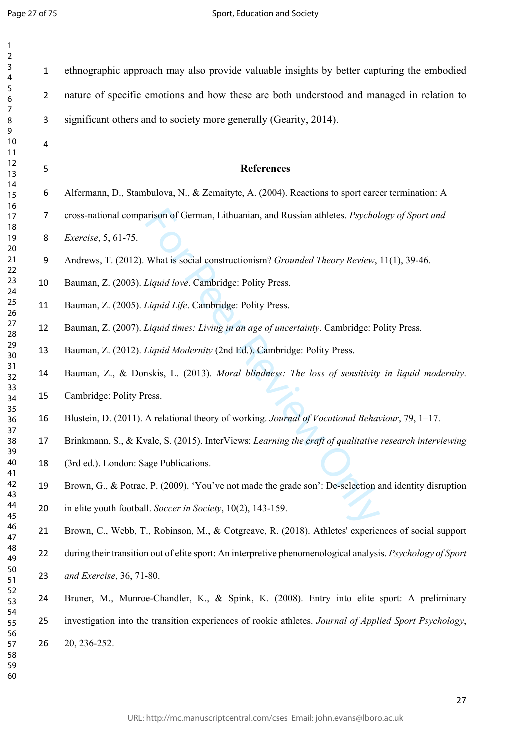ethnographic approach may also provide valuable insights by better capturing the embodied nature of specific emotions and how these are both understood and managed in relation to significant others and to society more generally (Gearity, 2014).

## References

Alfermann, D., Stambulova, N., & Zemaityte, A. (2004). Reactions to sport career termination: A cross-national comparison of German, Lithuanian, and Russian athletes. *Psychology of Sport and Exercise*, 5, 61-75.

Andrews, T. (2012). What is social constructionism? *Grounded Theory Review*, 11(1), 39-46.

Bauman, Z. (2003). *Liquid love*. Cambridge: Polity Press.

Bauman, Z. (2005). *Liquid Life*. Cambridge: Polity Press.

Bauman, Z. (2007). *Liquid times: Living in an age of uncertainty*. Cambridge: Polity Press.

Bauman, Z. (2012). *Liquid Modernity* (2nd Ed.). Cambridge: Polity Press.

Bauman, Z., & Donskis, L. (2013). *Moral blindness: The loss of sensitivity in liquid modernity*. Cambridge: Polity Press.

Blustein, D. (2011). A relational theory of working. *Journal of Vocational Behaviour*, 79, 1–17.

Brinkmann, S., & Kvale, S. (2015). InterViews: *Learning the craft of qualitative research interviewing* (3rd ed.). London: Sage Publications.

Brown, G., & Potrac, P. (2009). 'You've not made the grade son': De-selection and identity disruption in elite youth football. *Soccer in Society*, 10(2), 143-159.

Brown, C., Webb, T., Robinson, M., & Cotgreave, R. (2018). Athletes' experiences of social support during their transition out of elite sport: An interpretive phenomenological analysis. *Psychology of Sport and Exercise*, 36, 71-80.

Bruner, M., Munroe-Chandler, K., & Spink, K. (2008). Entry into elite sport: A preliminary investigation into the transition experiences of rookie athletes. *Journal of Applied Sport Psychology*, 20, 236-252.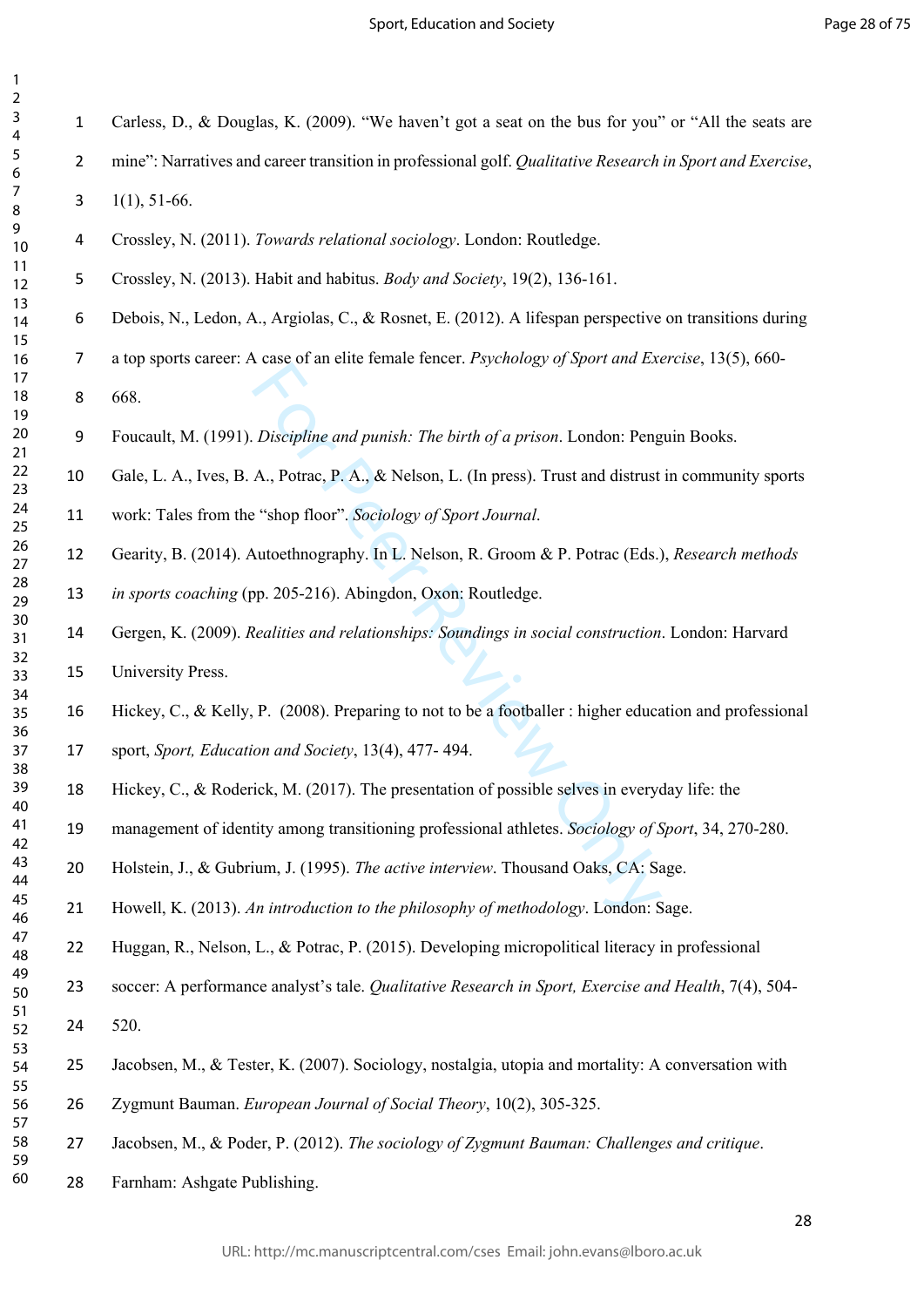Carless, D., & Douglas, K. (2009). "We haven't got a seat on the bus for you" or "All the seats are mine": Narratives and career transition in professional golf. *Qualitative Research in Sport and Exercise*, 1(1), 51-66.

Crossley, N. (2011). *Towards relational sociology*. London: Routledge.

Crossley, N. (2013). Habit and habitus. *Body and Society*, 19(2), 136-161.

Debois, N., Ledon, A., Argiolas, C., & Rosnet, E. (2012). A lifespan perspective on transitions during a top sports career: A case of an elite female fencer. *Psychology of Sport and Exercise*, 13(5), 660-668.

Foucault, M. (1991). *Discipline and punish: The birth of a prison*. London: Penguin Books.

Gale, L. A., Ives, B. A., Potrac, P. A., & Nelson, L. (In press). Trust and distrust in community sports work: Tales from the "shop floor". *Sociology of Sport Journal*.

Gearity, B. (2014). Autoethnography. In L. Nelson, R. Groom & P. Potrac (Eds.), *Research methods in sports coaching* (pp. 205-216). Abingdon, Oxon: Routledge.

Gergen, K. (2009). *Realities and relationships: Soundings in social construction*. London: Harvard University Press.

Hickey, C., & Kelly, P. (2008). Preparing to not to be a footballer : higher education and professional sport, *Sport, Education and Society*, 13(4), 477- 494.

Hickey, C., & Roderick, M. (2017). The presentation of possible selves in everyday life: the management of identity among transitioning professional athletes. *Sociology of Sport*, 34, 270-280.

Holstein, J., & Gubrium, J. (1995). *The active interview*. Thousand Oaks, CA: Sage.

Howell, K. (2013). *An introduction to the philosophy of methodology*. London: Sage.

Huggan, R., Nelson, L., & Potrac, P. (2015). Developing micropolitical literacy in professional soccer: A performance analyst's tale. *Qualitative Research in Sport, Exercise and Health*, 7(4), 504-520.

Jacobsen, M., & Tester, K. (2007). Sociology, nostalgia, utopia and mortality: A conversation with Zygmunt Bauman. *European Journal of Social Theory*, 10(2), 305-325.

Jacobsen, M., & Poder, P. (2012). *The sociology of Zygmunt Bauman: Challenges and critique*. Farnham: Ashgate Publishing.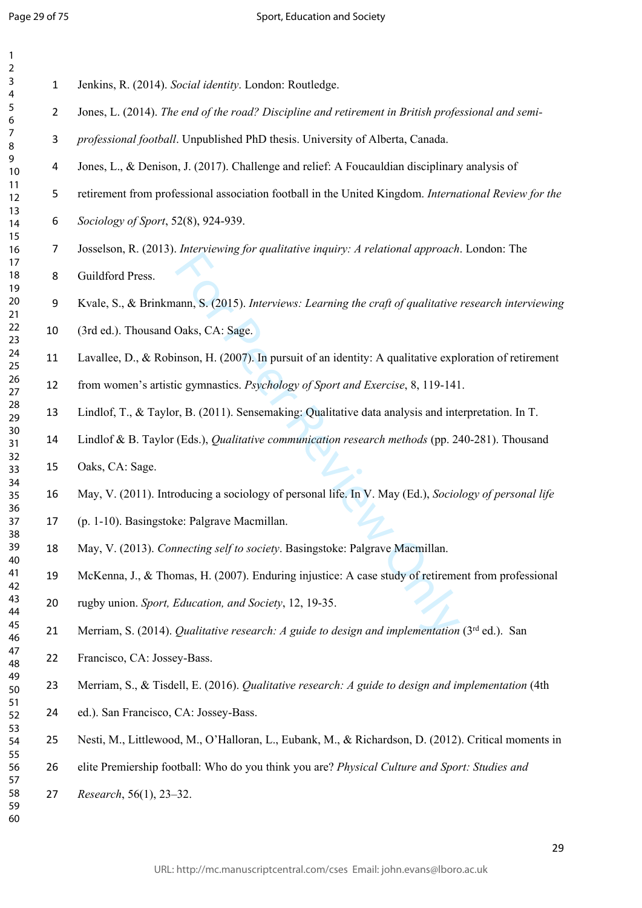Jenkins, R. (2014). *Social identity*. London: Routledge.

Jones, L. (2014). *The end of the road? Discipline and retirement in British professional and semi-professional football*. Unpublished PhD thesis. University of Alberta, Canada.

Jones, L., & Denison, J. (2017). Challenge and relief: A Foucauldian disciplinary analysis of retirement from professional association football in the United Kingdom. *International Review for the Sociology of Sport*, 52(8), 924-939.

Josselson, R. (2013). *Interviewing for qualitative inquiry: A relational approach*. London: The Guildford Press.

Kvale, S., & Brinkmann, S. (2015). *Interviews: Learning the craft of qualitative research interviewing* (3rd ed.). Thousand Oaks, CA: Sage.

Lavallee, D., & Robinson, H. (2007). In pursuit of an identity: A qualitative exploration of retirement from women's artistic gymnastics. *Psychology of Sport and Exercise*, 8, 119-141.

Lindlof, T., & Taylor, B. (2011). Sensemaking: Qualitative data analysis and interpretation. In T. Lindlof & B. Taylor (Eds.), *Qualitative communication research methods* (pp. 240-281). Thousand Oaks, CA: Sage.

May, V. (2011). Introducing a sociology of personal life. In V. May (Ed.), *Sociology of personal life* (p. 1-10). Basingstoke: Palgrave Macmillan.

May, V. (2013). *Connecting self to society*. Basingstoke: Palgrave Macmillan.

McKenna, J., & Thomas, H. (2007). Enduring injustice: A case study of retirement from professional rugby union. *Sport, Education, and Society*, 12, 19-35.

Merriam, S. (2014). *Qualitative research: A guide to design and implementation* (3rd ed.). San Francisco, CA: Jossey-Bass.

Merriam, S., & Tisdell, E. (2016). *Qualitative research: A guide to design and implementation* (4th ed.). San Francisco, CA: Jossey-Bass.

Nesti, M., Littlewood, M., O'Halloran, L., Eubank, M., & Richardson, D. (2012). Critical moments in elite Premiership football: Who do you think you are? *Physical Culture and Sport: Studies and Research*, 56(1), 23–32.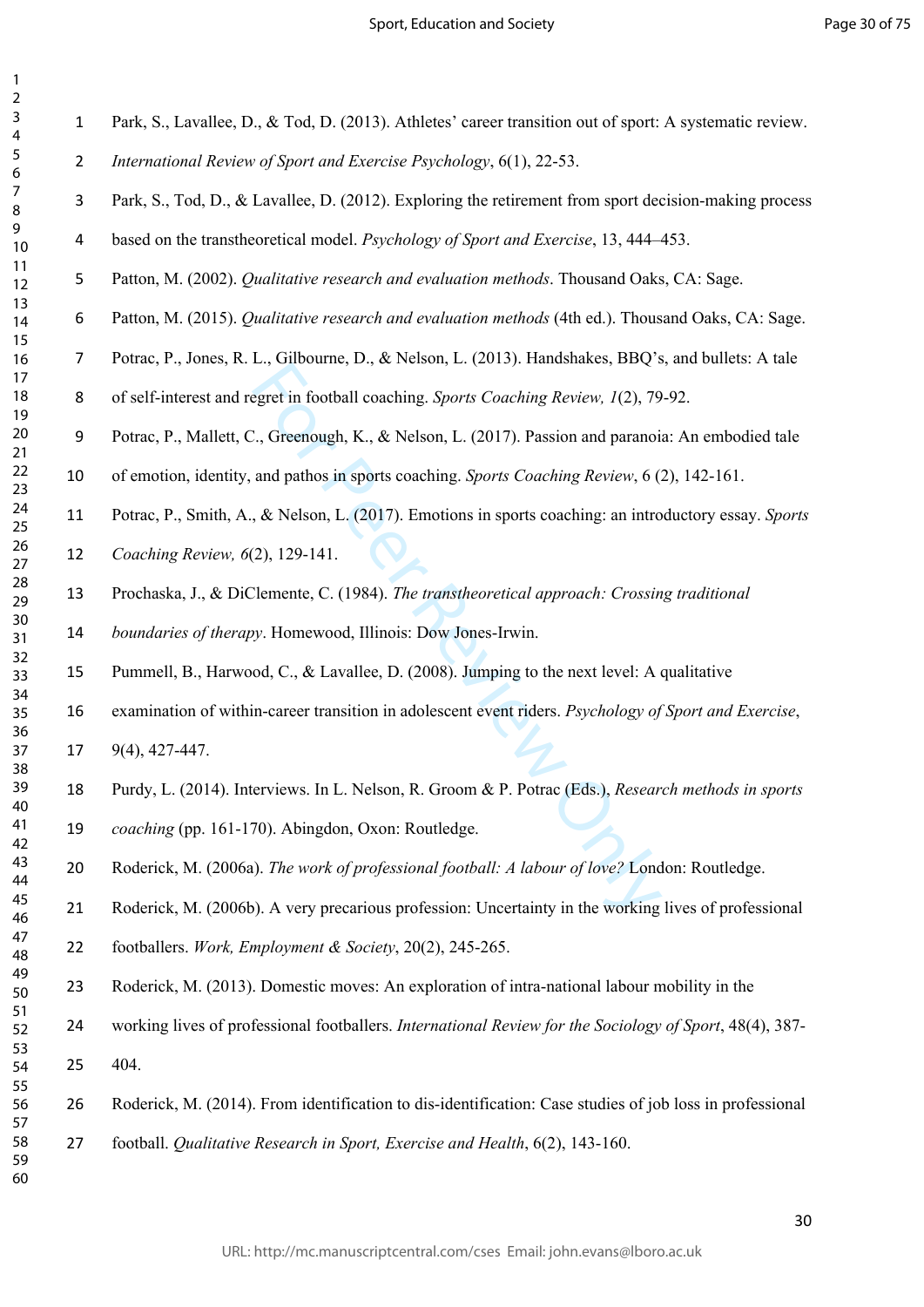Park, S., Lavallee, D., & Tod, D. (2013). Athletes' career transition out of sport: A systematic review. *International Review of Sport and Exercise Psychology*, 6(1), 22-53.

Park, S., Tod, D., & Lavallee, D. (2012). Exploring the retirement from sport decision-making process based on the transtheoretical model. *Psychology of Sport and Exercise*, 13, 444–453.

Patton, M. (2002). *Qualitative research and evaluation methods*. Thousand Oaks, CA: Sage.

Patton, M. (2015). *Qualitative research and evaluation methods* (4th ed.). Thousand Oaks, CA: Sage.

Potrac, P., Jones, R. L., Gilbourne, D., & Nelson, L. (2013). Handshakes, BBQ's, and bullets: A tale of self-interest and regret in football coaching. *Sports Coaching Review, 1*(2), 79-92.

Potrac, P., Mallett, C., Greenough, K., & Nelson, L. (2017). Passion and paranoia: An embodied tale of emotion, identity, and pathos in sports coaching. *Sports Coaching Review*, 6 (2), 142-161.

Potrac, P., Smith, A., & Nelson, L. (2017). Emotions in sports coaching: an introductory essay. *Sports Coaching Review, 6*(2), 129-141.

Prochaska, J., & DiClemente, C. (1984). *The transtheoretical approach: Crossing traditional boundaries of therapy*. Homewood, Illinois: Dow Jones-Irwin.

Pummell, B., Harwood, C., & Lavallee, D. (2008). Jumping to the next level: A qualitative examination of within-career transition in adolescent event riders. *Psychology of Sport and Exercise*, 9(4), 427-447.

Purdy, L. (2014). Interviews. In L. Nelson, R. Groom & P. Potrac (Eds.), *Research methods in sports coaching* (pp. 161-170). Abingdon, Oxon: Routledge.

Roderick, M. (2006a). *The work of professional football: A labour of love?* London: Routledge.

Roderick, M. (2006b). A very precarious profession: Uncertainty in the working lives of professional footballers. *Work, Employment & Society*, 20(2), 245-265.

Roderick, M. (2013). Domestic moves: An exploration of intra-national labour mobility in the working lives of professional footballers. *International Review for the Sociology of Sport*, 48(4), 387-404.

Roderick, M. (2014). From identification to dis-identification: Case studies of job loss in professional football. *Qualitative Research in Sport, Exercise and Health*, 6(2), 143-160.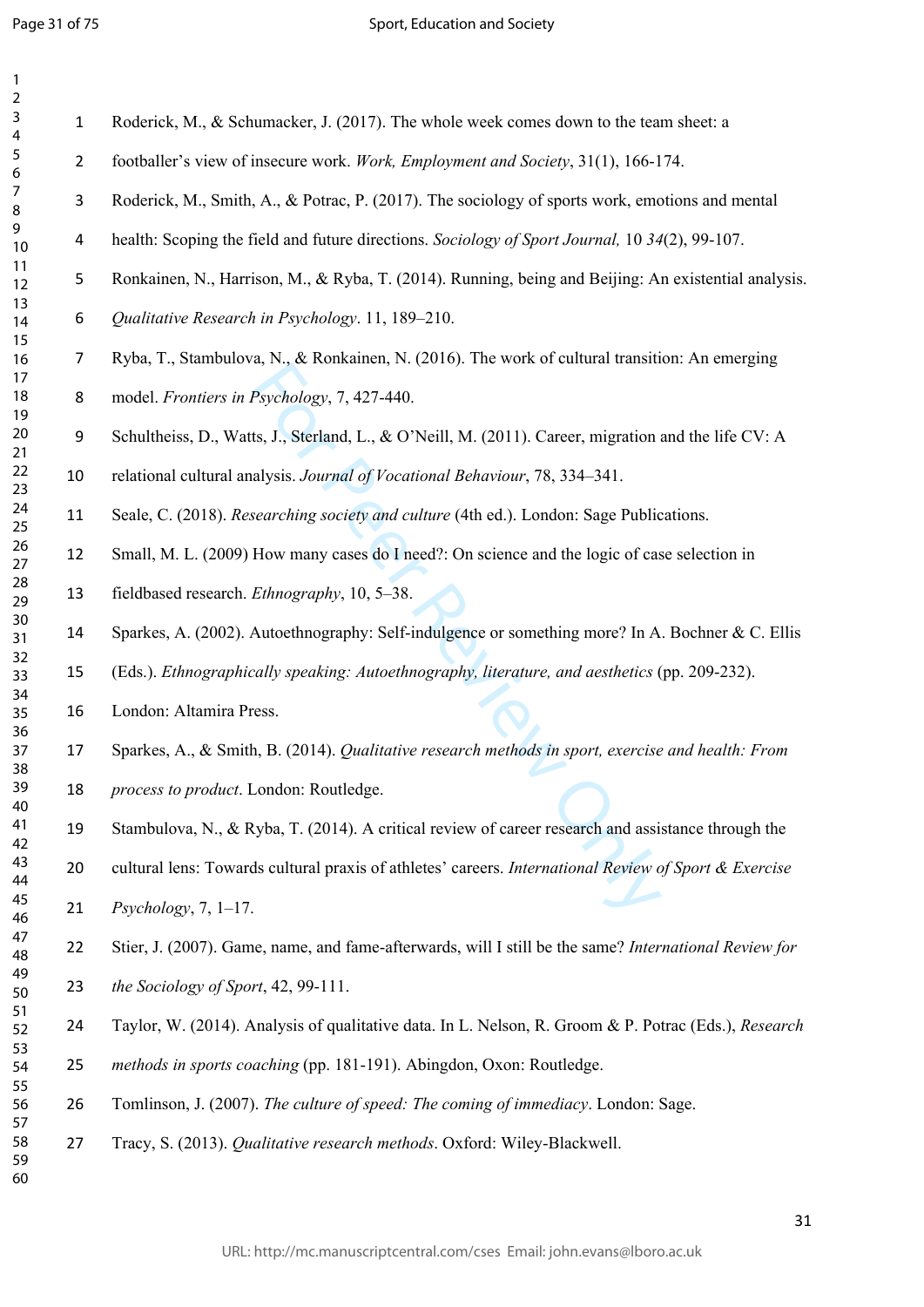Roderick, M., & Schumacker, J. (2017). The whole week comes down to the team sheet: a footballer's view of insecure work. *Work, Employment and Society*, 31(1), 166-174.

Roderick, M., Smith, A., & Potrac, P. (2017). The sociology of sports work, emotions and mental health: Scoping the field and future directions. *Sociology of Sport Journal,* 10 *34*(2), 99-107.

Ronkainen, N., Harrison, M., & Ryba, T. (2014). Running, being and Beijing: An existential analysis. *Qualitative Research in Psychology*. 11, 189–210.

Ryba, T., Stambulova, N., & Ronkainen, N. (2016). The work of cultural transition: An emerging model. *Frontiers in Psychology*, 7, 427-440.

Schultheiss, D., Watts, J., Sterland, L., & O'Neill, M. (2011). Career, migration and the life CV: A relational cultural analysis. *Journal of Vocational Behaviour*, 78, 334–341.

Seale, C. (2018). *Researching society and culture* (4th ed.). London: Sage Publications.

Small, M. L. (2009) How many cases do I need?: On science and the logic of case selection in fieldbased research. *Ethnography*, 10, 5–38.

Sparkes, A. (2002). Autoethnography: Self-indulgence or something more? In A. Bochner & C. Ellis (Eds.). *Ethnographically speaking: Autoethnography, literature, and aesthetics* (pp. 209-232). London: Altamira Press.

Sparkes, A., & Smith, B. (2014). *Qualitative research methods in sport, exercise and health: From process to product*. London: Routledge.

Stambulova, N., & Ryba, T. (2014). A critical review of career research and assistance through the cultural lens: Towards cultural praxis of athletes' careers. *International Review of Sport & Exercise Psychology*, 7, 1–17.

Stier, J. (2007). Game, name, and fame-afterwards, will I still be the same? *International Review for the Sociology of Sport*, 42, 99-111.

Taylor, W. (2014). Analysis of qualitative data. In L. Nelson, R. Groom & P. Potrac (Eds.), *Research methods in sports coaching* (pp. 181-191). Abingdon, Oxon: Routledge.

Tomlinson, J. (2007). *The culture of speed: The coming of immediacy*. London: Sage.

Tracy, S. (2013). *Qualitative research methods*. Oxford: Wiley-Blackwell.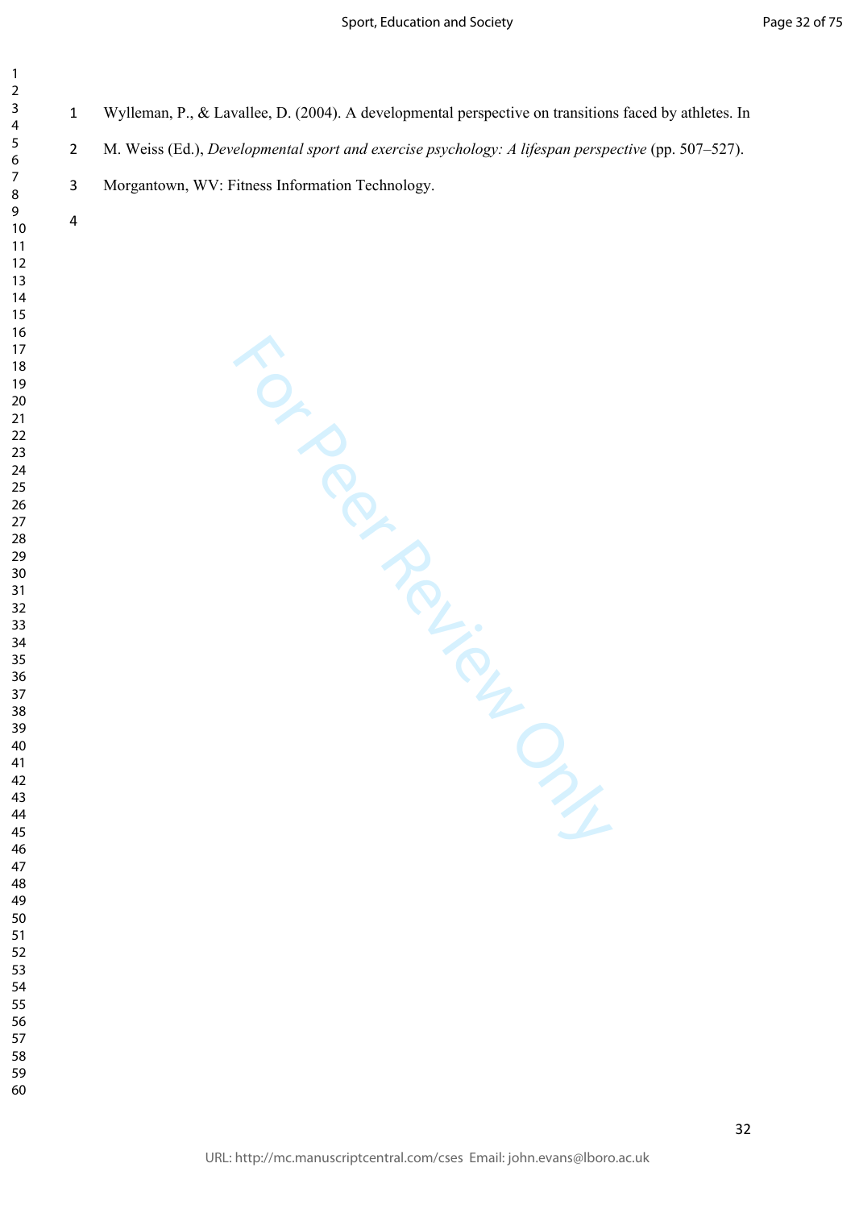Wylleman, P., & Lavallee, D. (2004). A developmental perspective on transitions faced by athletes. In M. Weiss (Ed.), *Developmental sport and exercise psychology: A lifespan perspective* (pp. 507–527). Morgantown, WV: Fitness Information Technology.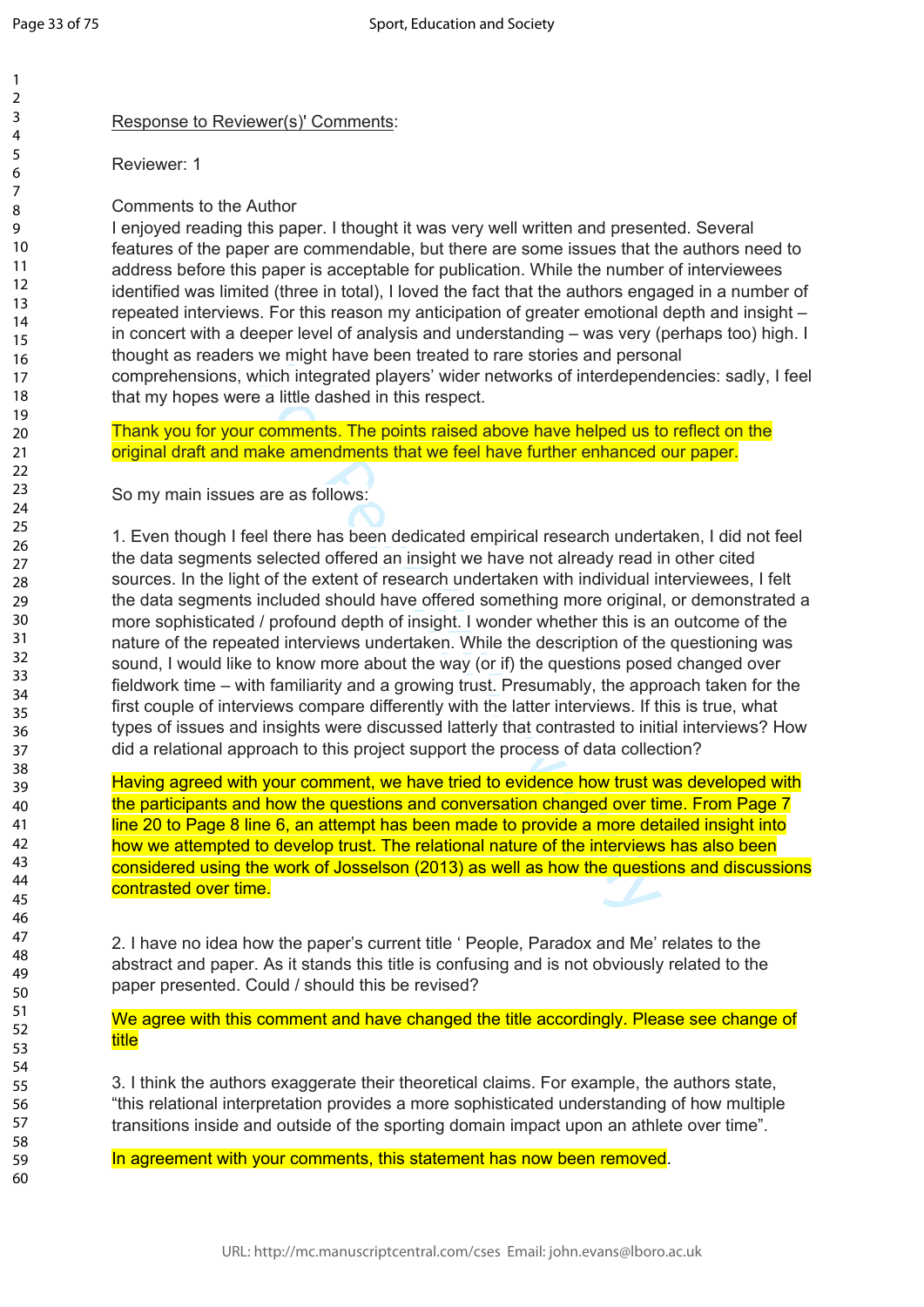Response to Reviewer(s)' Comments:

Reviewer: 1

Comments to the Author

I enjoyed reading this paper. I thought it was very well written and presented. Several features of the paper are commendable, but there are some issues that the authors need to address before this paper is acceptable for publication. While the number of interviewees identified was limited (three in total), I loved the fact that the authors engaged in a number of repeated interviews. For this reason my anticipation of greater emotional depth and insight – in concert with a deeper level of analysis and understanding – was very (perhaps too) high. I thought as readers we might have been treated to rare stories and personal comprehensions, which integrated players' wider networks of interdependencies: sadly, I feel that my hopes were a little dashed in this respect.

Thank you for your comments. The points raised above have helped us to reflect on the original draft and make amendments that we feel have further enhanced our paper.

So my main issues are as follows:

1. Even though I feel there has been dedicated empirical research undertaken, I did not feel the data segments selected offered an insight we have not already read in other cited sources. In the light of the extent of research undertaken with individual interviewees, I felt the data segments included should have offered something more original, or demonstrated a more sophisticated / profound depth of insight. I wonder whether this is an outcome of the nature of the repeated interviews undertaken. While the description of the questioning was sound, I would like to know more about the way (or if) the questions posed changed over fieldwork time – with familiarity and a growing trust. Presumably, the approach taken for the first couple of interviews compare differently with the latter interviews. If this is true, what types of issues and insights were discussed latterly that contrasted to initial interviews? How did a relational approach to this project support the process of data collection?

Having agreed with your comment, we have tried to evidence how trust was developed with the participants and how the questions and conversation changed over time. From Page 7 line 20 to Page 8 line 6, an attempt has been made to provide a more detailed insight into how we attempted to develop trust. The relational nature of the interviews has also been considered using the work of Josselson (2013) as well as how the questions and discussions contrasted over time.

2. I have no idea how the paper's current title ' People, Paradox and Me' relates to the abstract and paper. As it stands this title is confusing and is not obviously related to the paper presented. Could / should this be revised?

We agree with this comment and have changed the title accordingly. Please see change of title

3. I think the authors exaggerate their theoretical claims. For example, the authors state, "this relational interpretation provides a more sophisticated understanding of how multiple transitions inside and outside of the sporting domain impact upon an athlete over time".

In agreement with your comments, this statement has now been removed.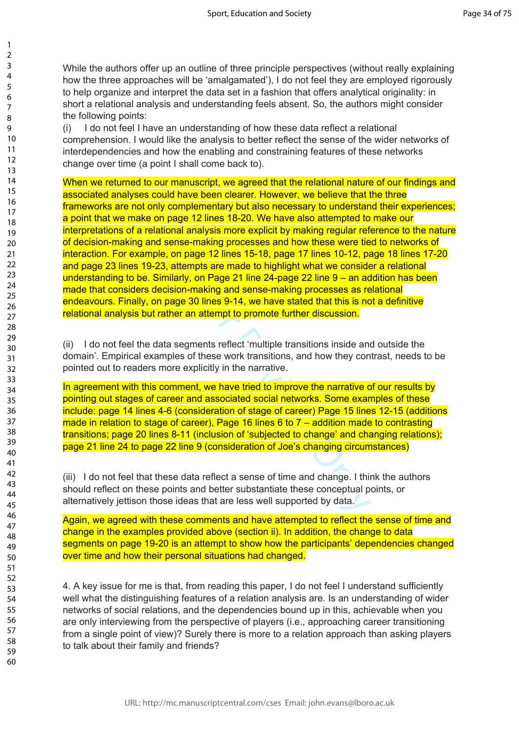While the authors offer up an outline of three principle perspectives (without really explaining how the three approaches will be 'amalgamated'), I do not feel they are employed rigorously to help organize and interpret the data set in a fashion that offers analytical originality: in short a relational analysis and understanding feels absent. So, the authors might consider the following points:

(i) I do not feel I have an understanding of how these data reflect a relational comprehension. I would like the analysis to better reflect the sense of the wider networks of interdependencies and how the enabling and constraining features of these networks change over time (a point I shall come back to).

When we returned to our manuscript, we agreed that the relational nature of our findings and associated analyses could have been clearer. However, we believe that the three frameworks are not only complementary but also necessary to understand their experiences; a point that we make on page 12 lines 18-20. We have also attempted to make our interpretations of a relational analysis more explicit by making regular reference to the nature of decision-making and sense-making processes and how these were tied to networks of interaction. For example, on page 12 lines 15-18, page 17 lines 10-12, page 18 lines 17-20 and page 23 lines 19-23, attempts are made to highlight what we consider a relational understanding to be. Similarly, on Page 21 line 24-page 22 line 9 – an addition has been made that considers decision-making and sense-making processes as relational endeavours. Finally, on page 30 lines 9-14, we have stated that this is not a definitive relational analysis but rather an attempt to promote further discussion.

(ii) I do not feel the data segments reflect 'multiple transitions inside and outside the domain'. Empirical examples of these work transitions, and how they contrast, needs to be pointed out to readers more explicitly in the narrative.

In agreement with this comment, we have tried to improve the narrative of our results by pointing out stages of career and associated social networks. Some examples of these include: page 14 lines 4-6 (consideration of stage of career) Page 15 lines 12-15 (additions made in relation to stage of career), Page 16 lines 6 to 7 – addition made to contrasting transitions; page 20 lines 8-11 (inclusion of 'subjected to change' and changing relations); page 21 line 24 to page 22 line 9 (consideration of Joe's changing circumstances)

(iii) I do not feel that these data reflect a sense of time and change. I think the authors should reflect on these points and better substantiate these conceptual points, or alternatively jettison those ideas that are less well supported by data.

Again, we agreed with these comments and have attempted to reflect the sense of time and change in the examples provided above (section ii). In addition, the change to data segments on page 19-20 is an attempt to show how the participants' dependencies changed over time and how their personal situations had changed.

4. A key issue for me is that, from reading this paper, I do not feel I understand sufficiently well what the distinguishing features of a relation analysis are. Is an understanding of wider networks of social relations, and the dependencies bound up in this, achievable when you are only interviewing from the perspective of players (i.e., approaching career transitioning from a single point of view)? Surely there is more to a relation approach than asking players to talk about their family and friends?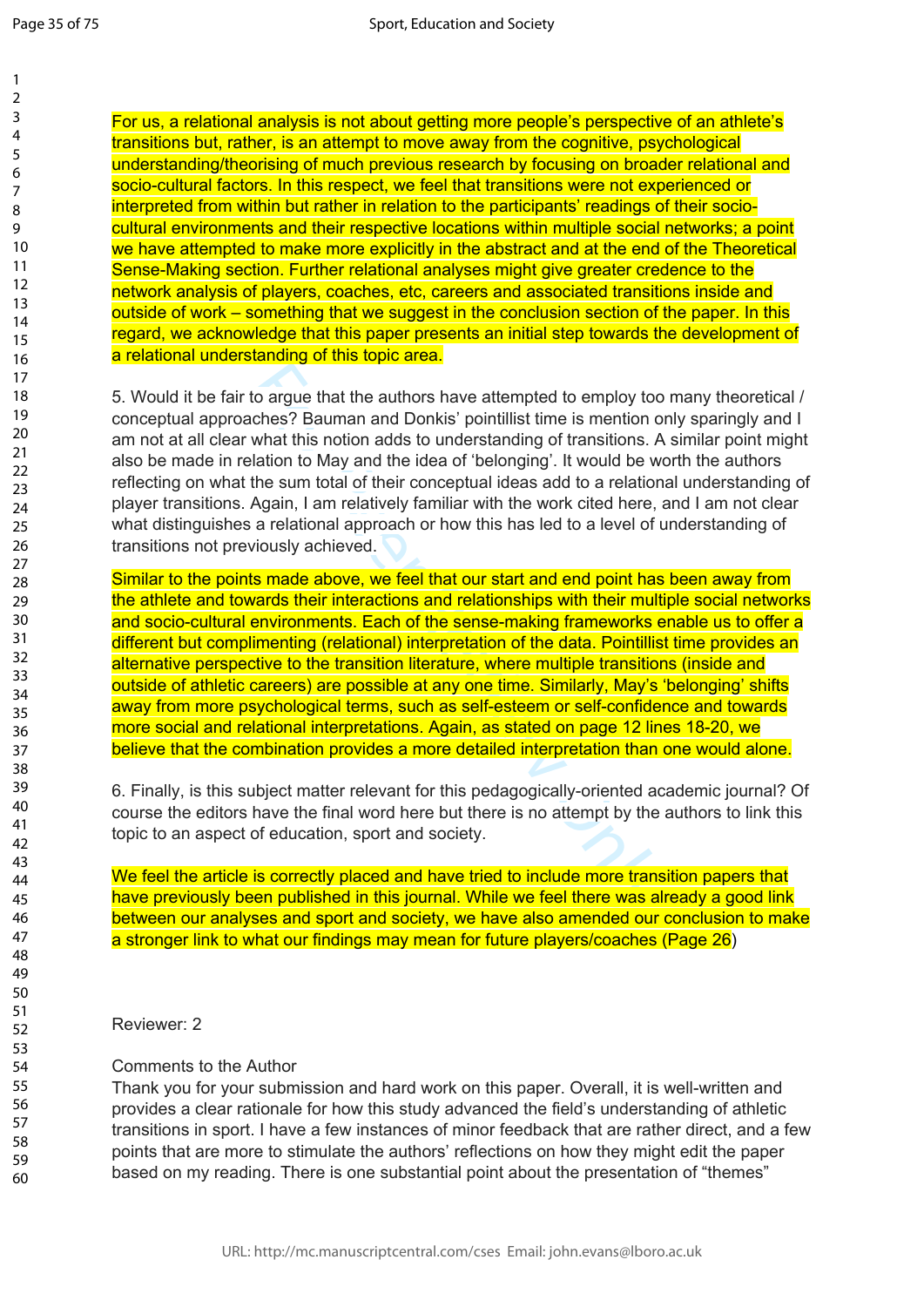For us, a relational analysis is not about getting more people's perspective of an athlete's transitions but, rather, is an attempt to move away from the cognitive, psychological understanding/theorising of much previous research by focusing on broader relational and socio-cultural factors. In this respect, we feel that transitions were not experienced or interpreted from within but rather in relation to the participants' readings of their socio-cultural environments and their respective locations within multiple social networks; a point we have attempted to make more explicitly in the abstract and at the end of the Theoretical Sense-Making section. Further relational analyses might give greater credence to the network analysis of players, coaches, etc, careers and associated transitions inside and outside of work – something that we suggest in the conclusion section of the paper. In this regard, we acknowledge that this paper presents an initial step towards the development of a relational understanding of this topic area.

5. Would it be fair to argue that the authors have attempted to employ too many theoretical / conceptual approaches? Bauman and Donkis' pointillist time is mention only sparingly and I am not at all clear what this notion adds to understanding of transitions. A similar point might also be made in relation to May and the idea of 'belonging'. It would be worth the authors reflecting on what the sum total of their conceptual ideas add to a relational understanding of player transitions. Again, I am relatively familiar with the work cited here, and I am not clear what distinguishes a relational approach or how this has led to a level of understanding of transitions not previously achieved.

Similar to the points made above, we feel that our start and end point has been away from the athlete and towards their interactions and relationships with their multiple social networks and socio-cultural environments. Each of the sense-making frameworks enable us to offer a different but complimenting (relational) interpretation of the data. Pointillist time provides an alternative perspective to the transition literature, where multiple transitions (inside and outside of athletic careers) are possible at any one time. Similarly, May's 'belonging' shifts away from more psychological terms, such as self-esteem or self-confidence and towards more social and relational interpretations. Again, as stated on page 12 lines 18-20, we believe that the combination provides a more detailed interpretation than one would alone.

6. Finally, is this subject matter relevant for this pedagogically-oriented academic journal? Of course the editors have the final word here but there is no attempt by the authors to link this topic to an aspect of education, sport and society.

We feel the article is correctly placed and have tried to include more transition papers that have previously been published in this journal. While we feel there was already a good link between our analyses and sport and society, we have also amended our conclusion to make a stronger link to what our findings may mean for future players/coaches (Page 26)

Reviewer: 2

Comments to the Author
Thank you for your submission and hard work on this paper. Overall, it is well-written and provides a clear rationale for how this study advanced the field's understanding of athletic transitions in sport. I have a few instances of minor feedback that are rather direct, and a few points that are more to stimulate the authors' reflections on how they might edit the paper based on my reading. There is one substantial point about the presentation of "themes"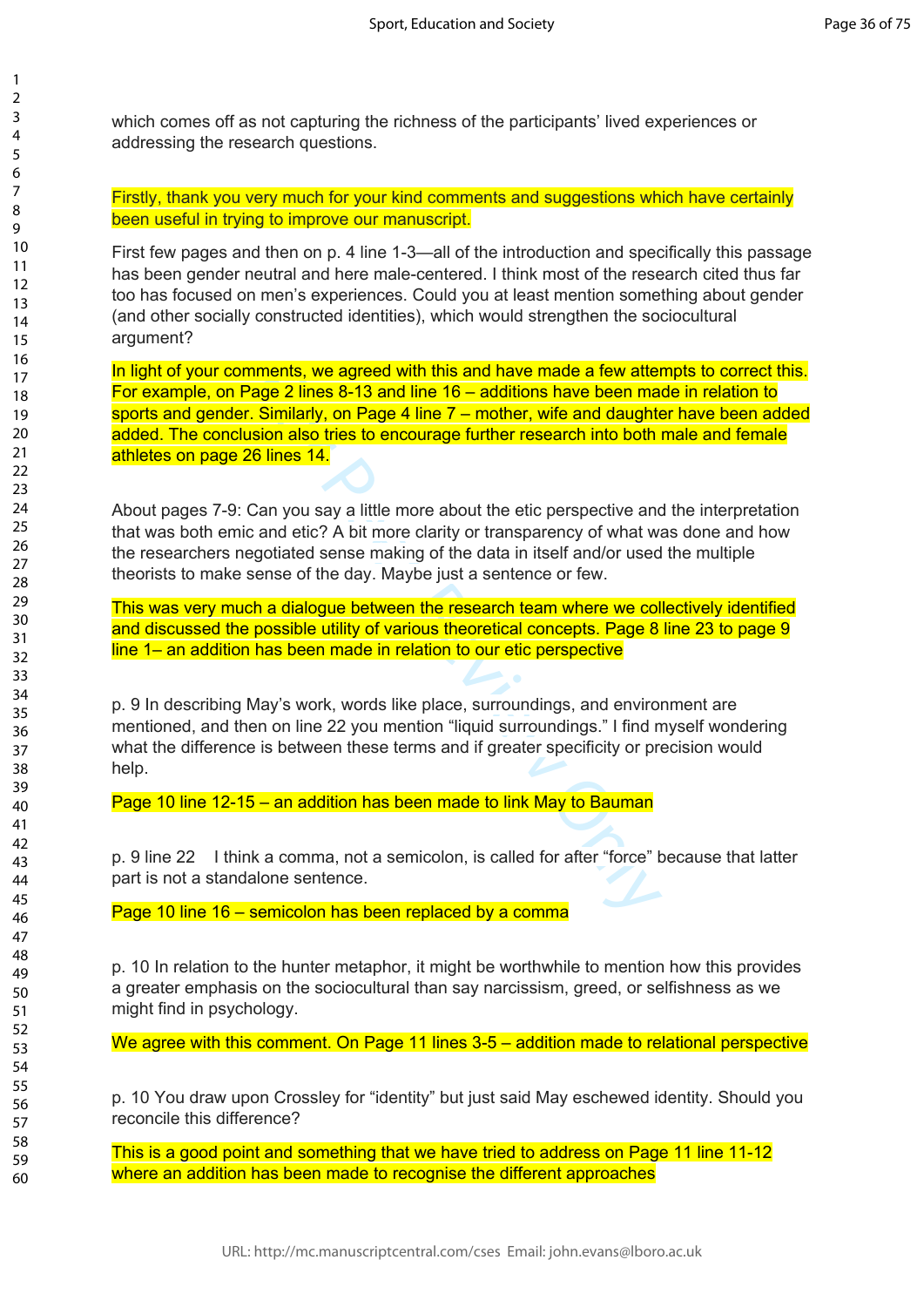which comes off as not capturing the richness of the participants' lived experiences or addressing the research questions.

Firstly, thank you very much for your kind comments and suggestions which have certainly been useful in trying to improve our manuscript.

First few pages and then on p. 4 line 1-3—all of the introduction and specifically this passage has been gender neutral and here male-centered. I think most of the research cited thus far too has focused on men's experiences. Could you at least mention something about gender (and other socially constructed identities), which would strengthen the sociocultural argument?

In light of your comments, we agreed with this and have made a few attempts to correct this. For example, on Page 2 lines 8-13 and line 16 – additions have been made in relation to sports and gender. Similarly, on Page 4 line 7 – mother, wife and daughter have been added added. The conclusion also tries to encourage further research into both male and female athletes on page 26 lines 14.

About pages 7-9: Can you say a little more about the etic perspective and the interpretation that was both emic and etic? A bit more clarity or transparency of what was done and how the researchers negotiated sense making of the data in itself and/or used the multiple theorists to make sense of the day. Maybe just a sentence or few.

This was very much a dialogue between the research team where we collectively identified and discussed the possible utility of various theoretical concepts. Page 8 line 23 to page 9 line 1– an addition has been made in relation to our etic perspective

p. 9 In describing May's work, words like place, surroundings, and environment are mentioned, and then on line 22 you mention "liquid surroundings." I find myself wondering what the difference is between these terms and if greater specificity or precision would help.

Page 10 line 12-15 – an addition has been made to link May to Bauman

p. 9 line 22 I think a comma, not a semicolon, is called for after "force" because that latter part is not a standalone sentence.

Page 10 line 16 – semicolon has been replaced by a comma

p. 10 In relation to the hunter metaphor, it might be worthwhile to mention how this provides a greater emphasis on the sociocultural than say narcissism, greed, or selfishness as we might find in psychology.

We agree with this comment. On Page 11 lines 3-5 – addition made to relational perspective

p. 10 You draw upon Crossley for "identity" but just said May eschewed identity. Should you reconcile this difference?

This is a good point and something that we have tried to address on Page 11 line 11-12 where an addition has been made to recognise the different approaches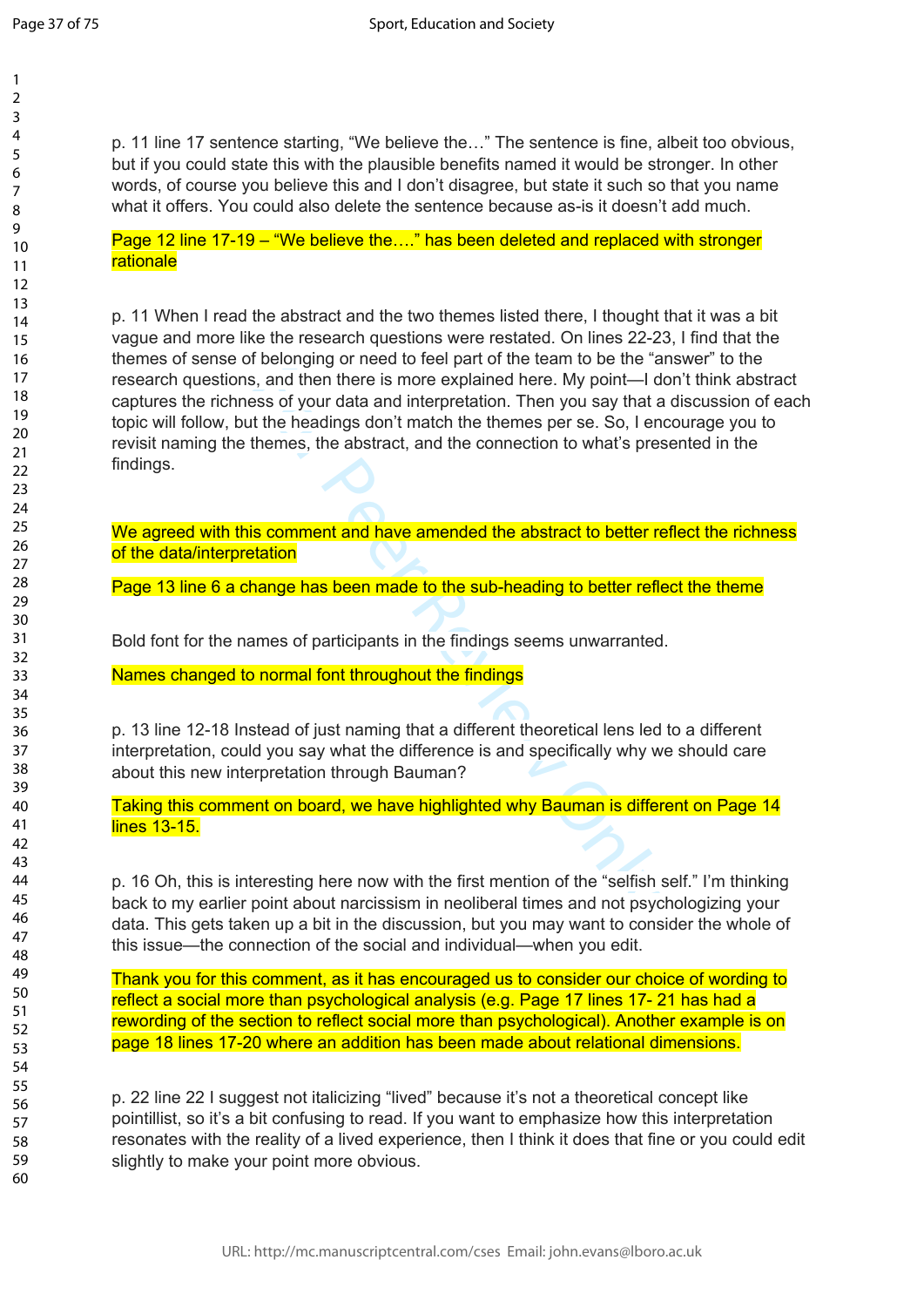p. 11 line 17 sentence starting, "We believe the…" The sentence is fine, albeit too obvious, but if you could state this with the plausible benefits named it would be stronger. In other words, of course you believe this and I don't disagree, but state it such so that you name what it offers. You could also delete the sentence because as-is it doesn't add much.

Page 12 line 17-19 – "We believe the…." has been deleted and replaced with stronger rationale

p. 11 When I read the abstract and the two themes listed there, I thought that it was a bit vague and more like the research questions were restated. On lines 22-23, I find that the themes of sense of belonging or need to feel part of the team to be the "answer" to the research questions, and then there is more explained here. My point—I don't think abstract captures the richness of your data and interpretation. Then you say that a discussion of each topic will follow, but the headings don't match the themes per se. So, I encourage you to revisit naming the themes, the abstract, and the connection to what's presented in the findings.

We agreed with this comment and have amended the abstract to better reflect the richness of the data/interpretation

Page 13 line 6 a change has been made to the sub-heading to better reflect the theme

Bold font for the names of participants in the findings seems unwarranted.

Names changed to normal font throughout the findings

p. 13 line 12-18 Instead of just naming that a different theoretical lens led to a different interpretation, could you say what the difference is and specifically why we should care about this new interpretation through Bauman?

Taking this comment on board, we have highlighted why Bauman is different on Page 14 lines 13-15.

p. 16 Oh, this is interesting here now with the first mention of the "selfish self." I'm thinking back to my earlier point about narcissism in neoliberal times and not psychologizing your data. This gets taken up a bit in the discussion, but you may want to consider the whole of this issue—the connection of the social and individual—when you edit.

Thank you for this comment, as it has encouraged us to consider our choice of wording to reflect a social more than psychological analysis (e.g. Page 17 lines 17- 21 has had a rewording of the section to reflect social more than psychological). Another example is on page 18 lines 17-20 where an addition has been made about relational dimensions.

p. 22 line 22 I suggest not italicizing "lived" because it's not a theoretical concept like pointillist, so it's a bit confusing to read. If you want to emphasize how this interpretation resonates with the reality of a lived experience, then I think it does that fine or you could edit slightly to make your point more obvious.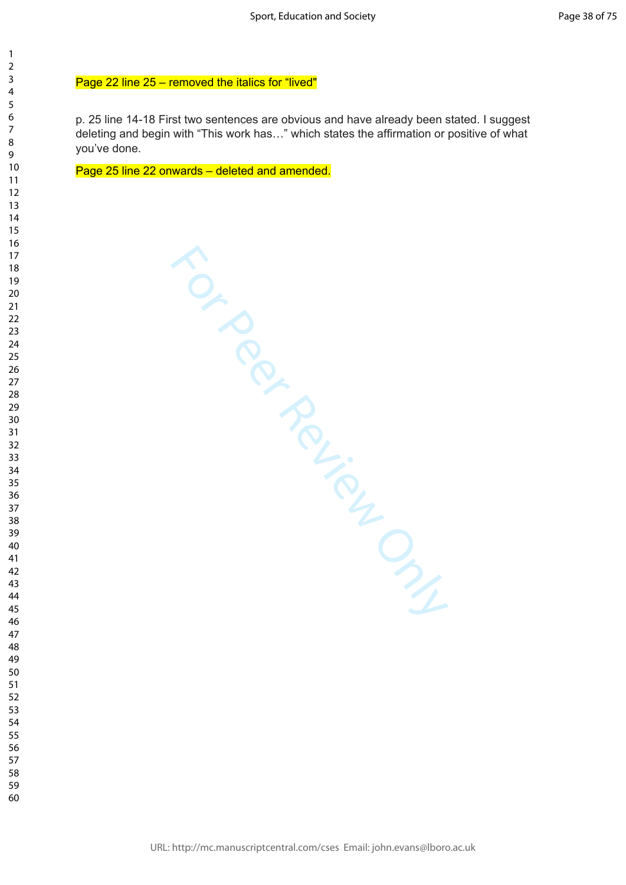Page 22 line 25 – removed the italics for "lived"

p. 25 line 14-18 First two sentences are obvious and have already been stated. I suggest deleting and begin with "This work has…" which states the affirmation or positive of what you've done.

Page 25 line 22 onwards – deleted and amended.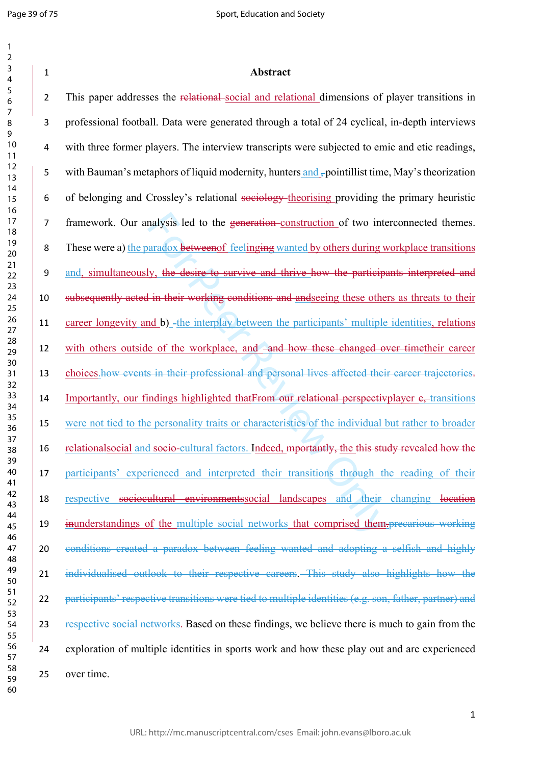# Abstract

This paper addresses the ~~relational~~ social and relational dimensions of player transitions in professional football. Data were generated through a total of 24 cyclical, in-depth interviews with three former players. The interview transcripts were subjected to emic and etic readings, with Bauman's metaphors of liquid modernity, hunters and ~~,~~ pointillist time, May's theorization of belonging and Crossley's relational ~~sociology~~ theorising providing the primary heuristic framework. Our analysis led to the ~~generation~~ construction of two interconnected themes. These were a) the paradox ~~between~~of feel~~ing~~ing wanted by others during workplace transitions and, simultaneously, ~~the desire to survive and thrive how the participants interpreted and subsequently acted in their working conditions and and~~seeing these others as threats to their career longevity and b) ~~-~~the interplay between the participants' multiple identities, relations with others outside of the workplace, and ~~and how these changed over time~~their career choices.~~how events in their professional and personal lives affected their career trajectories.~~ Importantly, our findings highlighted that~~From our relational perspectiv~~player ~~e,~~ transitions were not tied to the personality traits or characteristics of the individual but rather to broader ~~relational~~social and ~~socio-~~cultural factors. Indeed, ~~mportantly,~~ the ~~this study revealed how the~~ participants' experienced and interpreted their transitions through the reading of their respective ~~sociocultural environments~~social landscapes and their changing ~~location in~~understandings of the multiple social networks that comprised them.~~precarious working conditions created a paradox between feeling wanted and adopting a selfish and highly individualised outlook to their respective careers. This study also highlights how the participants' respective transitions were tied to multiple identities (e.g. son, father, partner) and respective social networks.~~ Based on these findings, we believe there is much to gain from the exploration of multiple identities in sports work and how these play out and are experienced over time.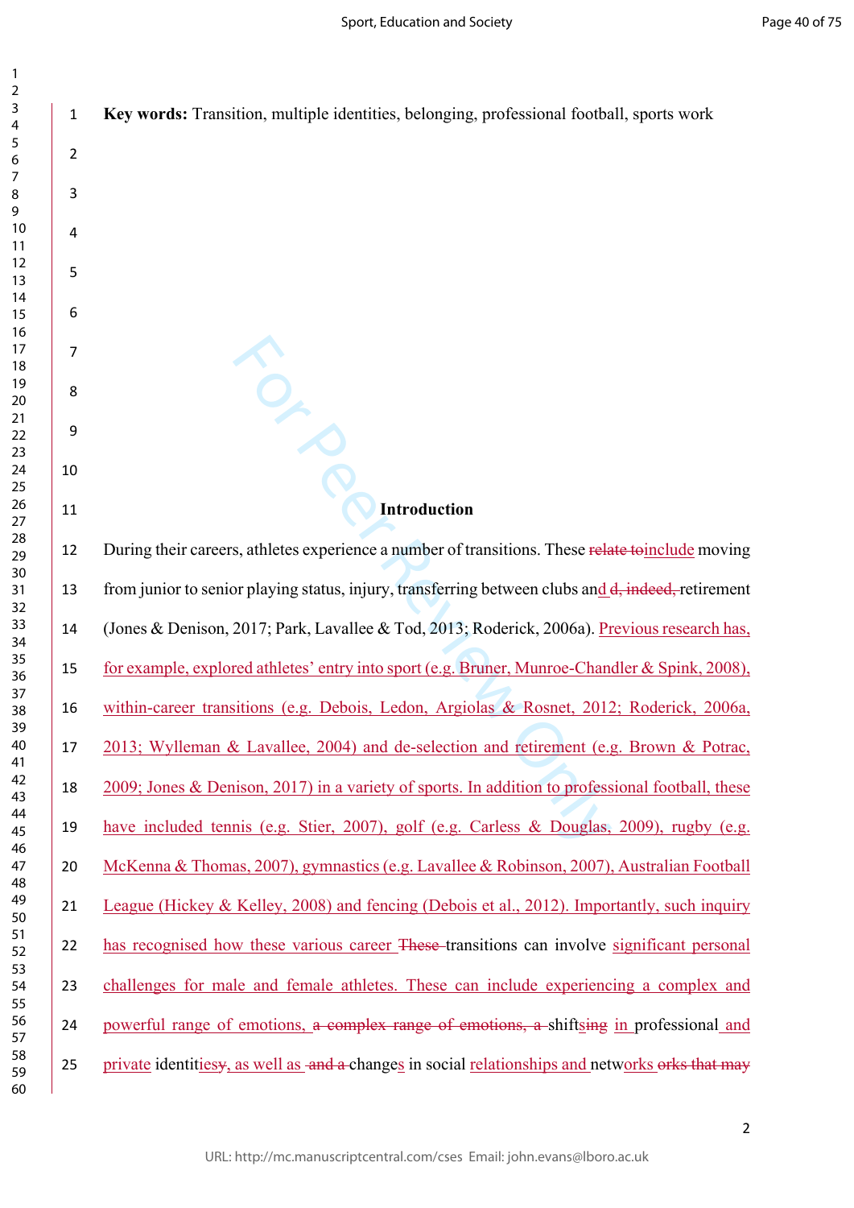**Key words:** Transition, multiple identities, belonging, professional football, sports work

## Introduction

During their careers, athletes experience a number of transitions. These ~~relate to~~include moving from junior to senior playing status, injury, transferring between clubs and ~~d, indeed,~~ retirement (Jones & Denison, 2017; Park, Lavallee & Tod, 2013; Roderick, 2006a). Previous research has, for example, explored athletes' entry into sport (e.g. Bruner, Munroe-Chandler & Spink, 2008), within-career transitions (e.g. Debois, Ledon, Argiolas & Rosnet, 2012; Roderick, 2006a, 2013; Wylleman & Lavallee, 2004) and de-selection and retirement (e.g. Brown & Potrac, 2009; Jones & Denison, 2017) in a variety of sports. In addition to professional football, these have included tennis (e.g. Stier, 2007), golf (e.g. Carless & Douglas, 2009), rugby (e.g. McKenna & Thomas, 2007), gymnastics (e.g. Lavallee & Robinson, 2007), Australian Football League (Hickey & Kelley, 2008) and fencing (Debois et al., 2012). Importantly, such inquiry has recognised how these various career ~~These~~ transitions can involve significant personal challenges for male and female athletes. These can include experiencing a complex and powerful range of emotions, ~~a complex range of emotions, a~~ shifts~~ing~~ in professional and private identiti~~esy~~, as well as ~~and a~~ changes in social relationships and networks ~~orks that may~~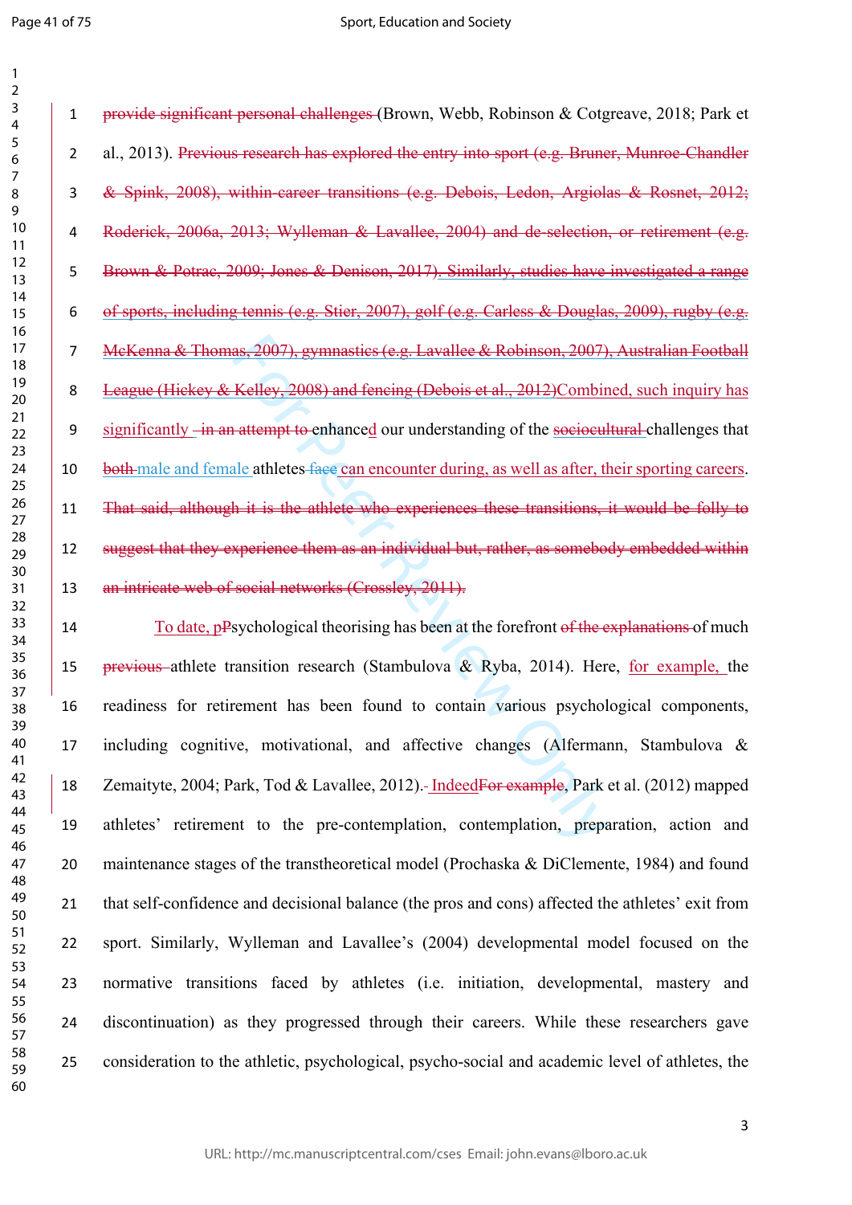~~provide significant personal challenges~~ (Brown, Webb, Robinson & Cotgreave, 2018; Park et al., 2013). ~~Previous research has explored the entry into sport (e.g. Bruner, Munroe-Chandler & Spink, 2008), within-career transitions (e.g. Debois, Ledon, Argiolas & Rosnet, 2012; Roderick, 2006a, 2013; Wylleman & Lavallee, 2004) and de-selection, or retirement (e.g. Brown & Potrac, 2009; Jones & Denison, 2017). Similarly, studies have investigated a range of sports, including tennis (e.g. Stier, 2007), golf (e.g. Carless & Douglas, 2009), rugby (e.g. McKenna & Thomas, 2007), gymnastics (e.g. Lavallee & Robinson, 2007), Australian Football League (Hickey & Kelley, 2008) and fencing (Debois et al., 2012)~~Combined, such inquiry has significantly ~~in an attempt to~~ enhanced our understanding of the ~~sociocultural~~ challenges that ~~both~~ male and female athletes ~~face~~ can encounter during, as well as after, their sporting careers. ~~That said, although it is the athlete who experiences these transitions, it would be folly to suggest that they experience them as an individual but, rather, as somebody embedded within an intricate web of social networks (Crossley, 2011).~~

To date, ~~p~~Psychological theorising has been at the forefront ~~of the explanations~~ of much ~~previous~~ athlete transition research (Stambulova & Ryba, 2014). Here, for example, the readiness for retirement has been found to contain various psychological components, including cognitive, motivational, and affective changes (Alfermann, Stambulova & Zemaityte, 2004; Park, Tod & Lavallee, 2012). Indeed~~For example~~, Park et al. (2012) mapped athletes' retirement to the pre-contemplation, contemplation, preparation, action and maintenance stages of the transtheoretical model (Prochaska & DiClemente, 1984) and found that self-confidence and decisional balance (the pros and cons) affected the athletes' exit from sport. Similarly, Wylleman and Lavallee's (2004) developmental model focused on the normative transitions faced by athletes (i.e. initiation, developmental, mastery and discontinuation) as they progressed through their careers. While these researchers gave consideration to the athletic, psychological, psycho-social and academic level of athletes, the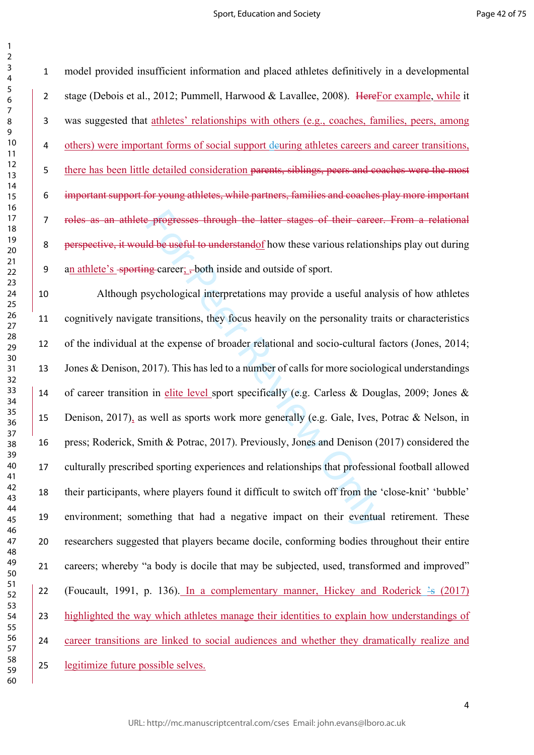model provided insufficient information and placed athletes definitively in a developmental stage (Debois et al., 2012; Pummell, Harwood & Lavallee, 2008). ~~Here~~For example, while it was suggested that athletes' relationships with others (e.g., coaches, families, peers, among others) were important forms of social support during athletes careers and career transitions, there has been little detailed consideration ~~parents, siblings, peers and coaches were the most important support for young athletes, while partners, families and coaches play more important roles as an athlete progresses through the latter stages of their career. From a relational perspective, it would be useful to understand~~of how these various relationships play out during an athlete's ~~sporting~~ career; ~~,~~ both inside and outside of sport.

Although psychological interpretations may provide a useful analysis of how athletes cognitively navigate transitions, they focus heavily on the personality traits or characteristics of the individual at the expense of broader relational and socio-cultural factors (Jones, 2014; Jones & Denison, 2017). This has led to a number of calls for more sociological understandings of career transition in elite level sport specifically (e.g. Carless & Douglas, 2009; Jones & Denison, 2017), as well as sports work more generally (e.g. Gale, Ives, Potrac & Nelson, in press; Roderick, Smith & Potrac, 2017). Previously, Jones and Denison (2017) considered the culturally prescribed sporting experiences and relationships that professional football allowed their participants, where players found it difficult to switch off from the 'close-knit' 'bubble' environment; something that had a negative impact on their eventual retirement. These researchers suggested that players became docile, conforming bodies throughout their entire careers; whereby "a body is docile that may be subjected, used, transformed and improved" (Foucault, 1991, p. 136). In a complementary manner, Hickey and Roderick ~~'s~~ (2017) highlighted the way which athletes manage their identities to explain how understandings of career transitions are linked to social audiences and whether they dramatically realize and legitimize future possible selves.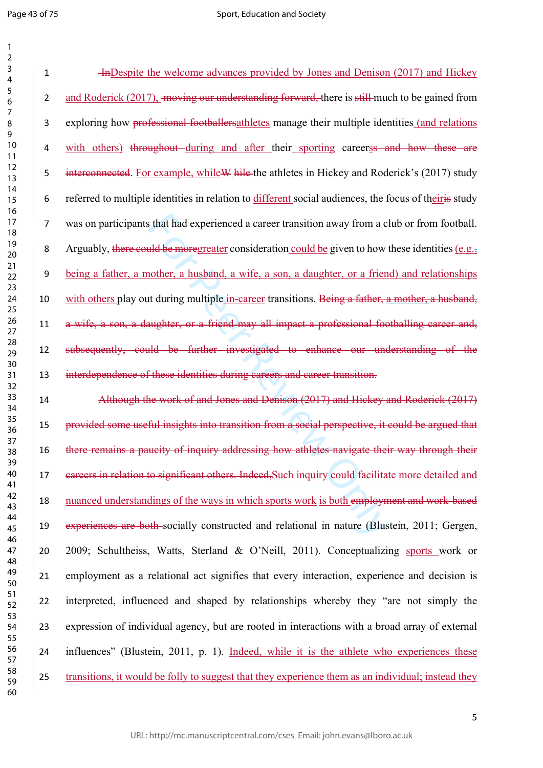~~In~~Despite the welcome advances provided by Jones and Denison (2017) and Hickey and Roderick (2017), ~~moving our understanding forward,~~ there is ~~still~~ much to be gained from exploring how ~~professional footballers~~athletes manage their multiple identities (and relations with others) ~~throughout~~ during and after their sporting careers~~s and how these are interconnected~~. For example, while~~W hile~~ the athletes in Hickey and Roderick's (2017) study referred to multiple identities in relation to different social audiences, the focus of their~~is~~ study was on participants that had experienced a career transition away from a club or from football. Arguably, ~~there could be more~~greater consideration could be given to how these identities (e.g., being a father, a mother, a husband, a wife, a son, a daughter, or a friend) and relationships with others play out during multiple in-career transitions. ~~Being a father, a mother, a husband, a wife, a son, a daughter, or a friend may all impact a professional footballing career and, subsequently, could be further investigated to enhance our understanding of the interdependence of these identities during careers and career transition.~~

~~Although the work of and Jones and Denison (2017) and Hickey and Roderick (2017) provided some useful insights into transition from a social perspective, it could be argued that there remains a paucity of inquiry addressing how athletes navigate their way through their careers in relation to significant others. Indeed,~~Such inquiry could facilitate more detailed and nuanced understandings of the ways in which sports work is both ~~employment and work-based experiences are both~~ socially constructed and relational in nature (Blustein, 2011; Gergen, 2009; Schultheiss, Watts, Sterland & O'Neill, 2011). Conceptualizing sports work or employment as a relational act signifies that every interaction, experience and decision is interpreted, influenced and shaped by relationships whereby they "are not simply the expression of individual agency, but are rooted in interactions with a broad array of external influences" (Blustein, 2011, p. 1). Indeed, while it is the athlete who experiences these transitions, it would be folly to suggest that they experience them as an individual; instead they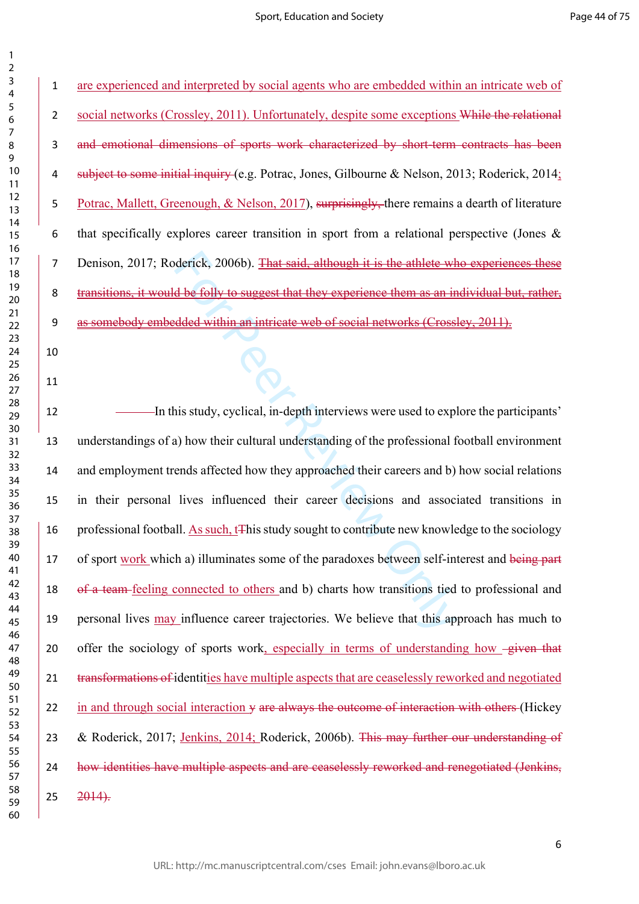are experienced and interpreted by social agents who are embedded within an intricate web of social networks (Crossley, 2011). Unfortunately, despite some exceptions While the relational and emotional dimensions of sports work characterized by short-term contracts has been subject to some initial inquiry (e.g. Potrac, Jones, Gilbourne & Nelson, 2013; Roderick, 2014; Potrac, Mallett, Greenough, & Nelson, 2017), surprisingly, there remains a dearth of literature that specifically explores career transition in sport from a relational perspective (Jones & Denison, 2017; Roderick, 2006b). That said, although it is the athlete who experiences these transitions, it would be folly to suggest that they experience them as an individual but, rather, as somebody embedded within an intricate web of social networks (Crossley, 2011).

In this study, cyclical, in-depth interviews were used to explore the participants' understandings of a) how their cultural understanding of the professional football environment and employment trends affected how they approached their careers and b) how social relations in their personal lives influenced their career decisions and associated transitions in professional football. As such, tThis study sought to contribute new knowledge to the sociology of sport work which a) illuminates some of the paradoxes between self-interest and being part of a team feeling connected to others and b) charts how transitions tied to professional and personal lives may influence career trajectories. We believe that this approach has much to offer the sociology of sports work, especially in terms of understanding how given that transformations of identities have multiple aspects that are ceaselessly reworked and negotiated in and through social interaction y are always the outcome of interaction with others (Hickey & Roderick, 2017; Jenkins, 2014; Roderick, 2006b). This may further our understanding of how identities have multiple aspects and are ceaselessly reworked and renegotiated (Jenkins, 2014).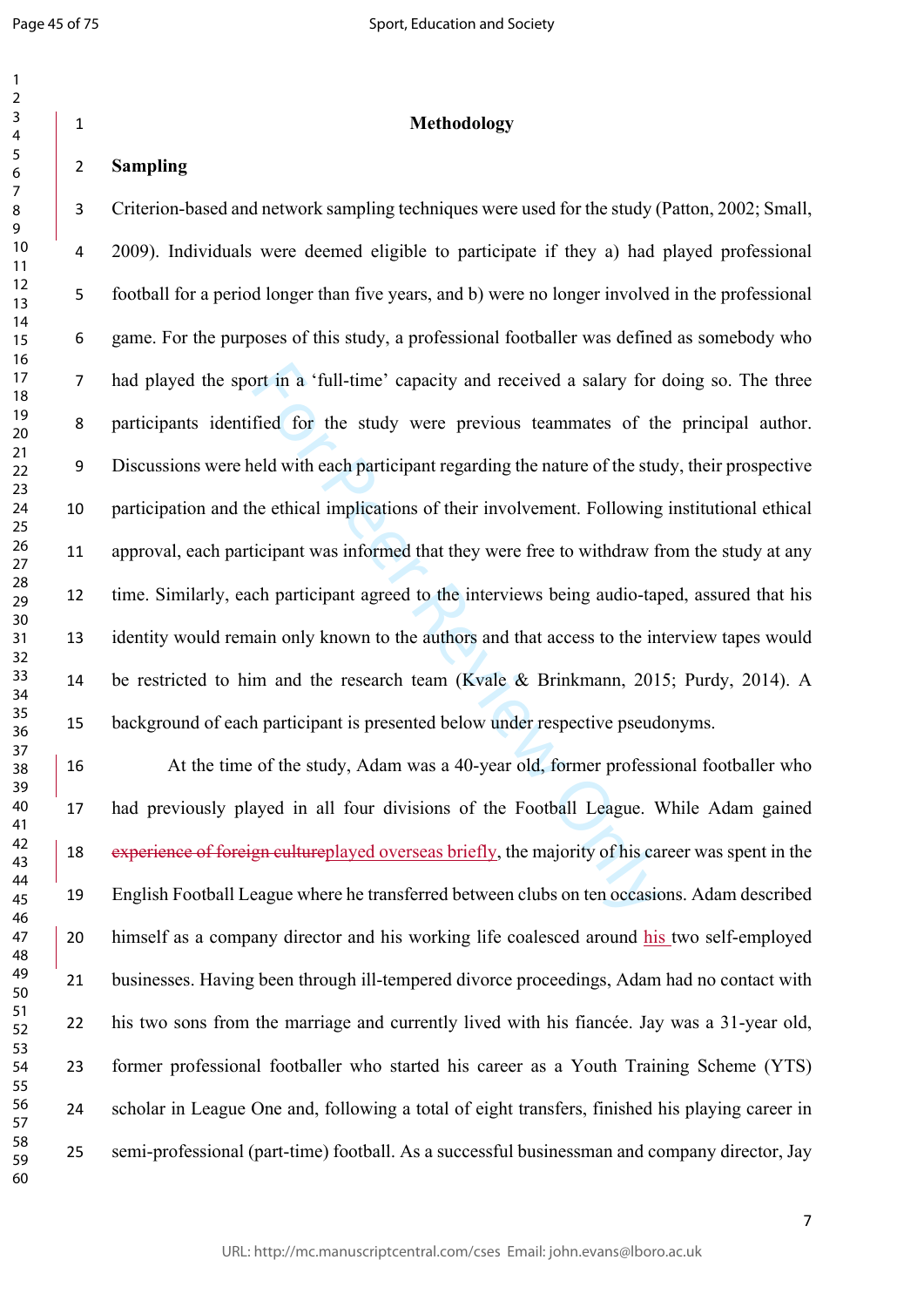# Methodology

## Sampling

Criterion-based and network sampling techniques were used for the study (Patton, 2002; Small, 2009). Individuals were deemed eligible to participate if they a) had played professional football for a period longer than five years, and b) were no longer involved in the professional game. For the purposes of this study, a professional footballer was defined as somebody who had played the sport in a 'full-time' capacity and received a salary for doing so. The three participants identified for the study were previous teammates of the principal author. Discussions were held with each participant regarding the nature of the study, their prospective participation and the ethical implications of their involvement. Following institutional ethical approval, each participant was informed that they were free to withdraw from the study at any time. Similarly, each participant agreed to the interviews being audio-taped, assured that his identity would remain only known to the authors and that access to the interview tapes would be restricted to him and the research team (Kvale & Brinkmann, 2015; Purdy, 2014). A background of each participant is presented below under respective pseudonyms.

At the time of the study, Adam was a 40-year old, former professional footballer who had previously played in all four divisions of the Football League. While Adam gained ~~experience of foreign culture~~played overseas briefly, the majority of his career was spent in the English Football League where he transferred between clubs on ten occasions. Adam described himself as a company director and his working life coalesced around his two self-employed businesses. Having been through ill-tempered divorce proceedings, Adam had no contact with his two sons from the marriage and currently lived with his fiancée. Jay was a 31-year old, former professional footballer who started his career as a Youth Training Scheme (YTS) scholar in League One and, following a total of eight transfers, finished his playing career in semi-professional (part-time) football. As a successful businessman and company director, Jay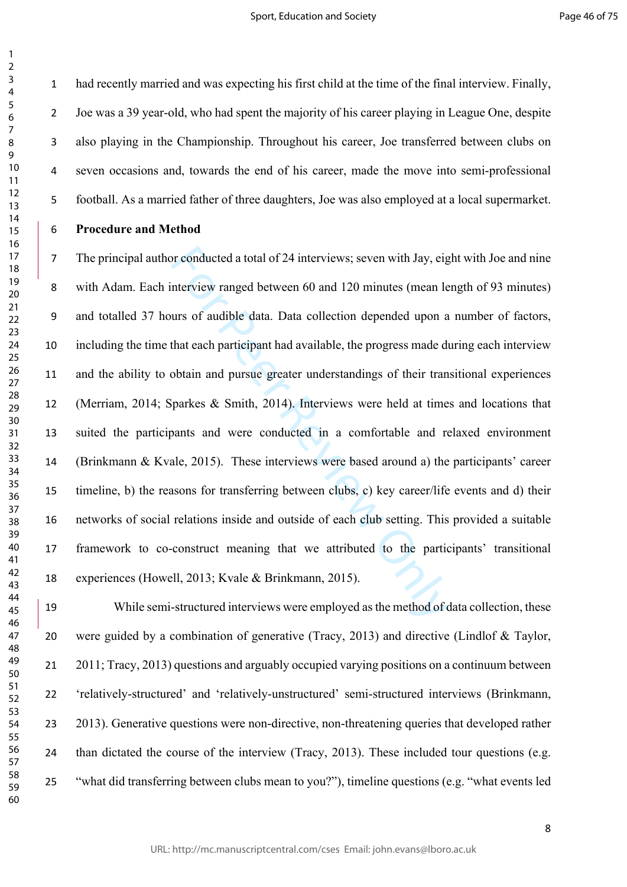had recently married and was expecting his first child at the time of the final interview. Finally, Joe was a 39 year-old, who had spent the majority of his career playing in League One, despite also playing in the Championship. Throughout his career, Joe transferred between clubs on seven occasions and, towards the end of his career, made the move into semi-professional football. As a married father of three daughters, Joe was also employed at a local supermarket.

**Procedure and Method**

The principal author conducted a total of 24 interviews; seven with Jay, eight with Joe and nine with Adam. Each interview ranged between 60 and 120 minutes (mean length of 93 minutes) and totalled 37 hours of audible data. Data collection depended upon a number of factors, including the time that each participant had available, the progress made during each interview and the ability to obtain and pursue greater understandings of their transitional experiences (Merriam, 2014; Sparkes & Smith, 2014). Interviews were held at times and locations that suited the participants and were conducted in a comfortable and relaxed environment (Brinkmann & Kvale, 2015). These interviews were based around a) the participants' career timeline, b) the reasons for transferring between clubs, c) key career/life events and d) their networks of social relations inside and outside of each club setting. This provided a suitable framework to co-construct meaning that we attributed to the participants' transitional experiences (Howell, 2013; Kvale & Brinkmann, 2015).

While semi-structured interviews were employed as the method of data collection, these were guided by a combination of generative (Tracy, 2013) and directive (Lindlof & Taylor, 2011; Tracy, 2013) questions and arguably occupied varying positions on a continuum between 'relatively-structured' and 'relatively-unstructured' semi-structured interviews (Brinkmann, 2013). Generative questions were non-directive, non-threatening queries that developed rather than dictated the course of the interview (Tracy, 2013). These included tour questions (e.g. "what did transferring between clubs mean to you?"), timeline questions (e.g. "what events led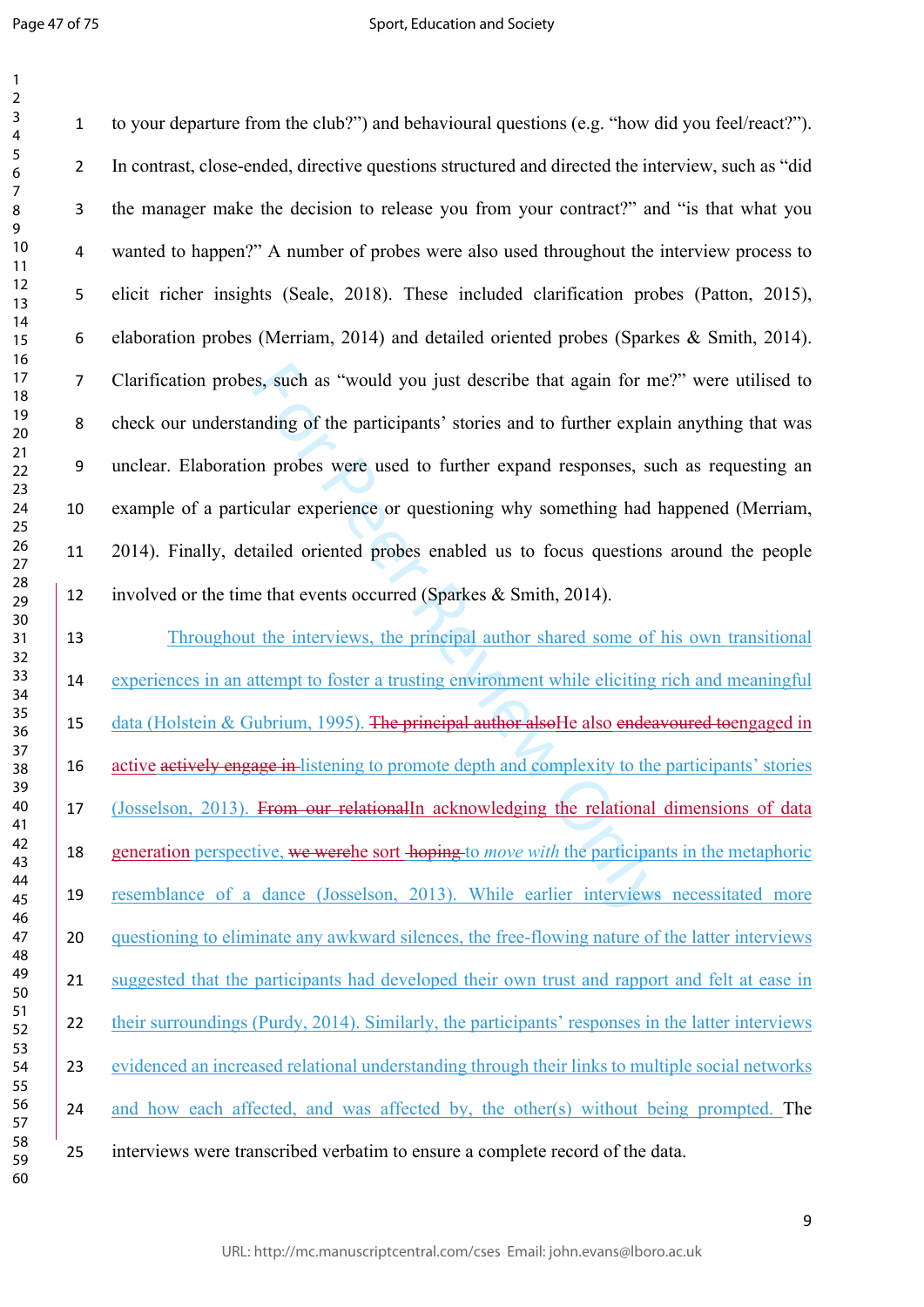to your departure from the club?") and behavioural questions (e.g. "how did you feel/react?"). In contrast, close-ended, directive questions structured and directed the interview, such as "did the manager make the decision to release you from your contract?" and "is that what you wanted to happen?" A number of probes were also used throughout the interview process to elicit richer insights (Seale, 2018). These included clarification probes (Patton, 2015), elaboration probes (Merriam, 2014) and detailed oriented probes (Sparkes & Smith, 2014). Clarification probes, such as "would you just describe that again for me?" were utilised to check our understanding of the participants' stories and to further explain anything that was unclear. Elaboration probes were used to further expand responses, such as requesting an example of a particular experience or questioning why something had happened (Merriam, 2014). Finally, detailed oriented probes enabled us to focus questions around the people involved or the time that events occurred (Sparkes & Smith, 2014).

Throughout the interviews, the principal author shared some of his own transitional experiences in an attempt to foster a trusting environment while eliciting rich and meaningful data (Holstein & Gubrium, 1995). ~~The principal author also~~He also ~~endeavoured to~~engaged in active ~~actively engage in~~ listening to promote depth and complexity to the participants' stories (Josselson, 2013). ~~From our relational~~In acknowledging the relational dimensions of data generation perspective, ~~we were~~he sort ~~hoping~~ to *move with* the participants in the metaphoric resemblance of a dance (Josselson, 2013). While earlier interviews necessitated more questioning to eliminate any awkward silences, the free-flowing nature of the latter interviews suggested that the participants had developed their own trust and rapport and felt at ease in their surroundings (Purdy, 2014). Similarly, the participants' responses in the latter interviews evidenced an increased relational understanding through their links to multiple social networks and how each affected, and was affected by, the other(s) without being prompted. The interviews were transcribed verbatim to ensure a complete record of the data.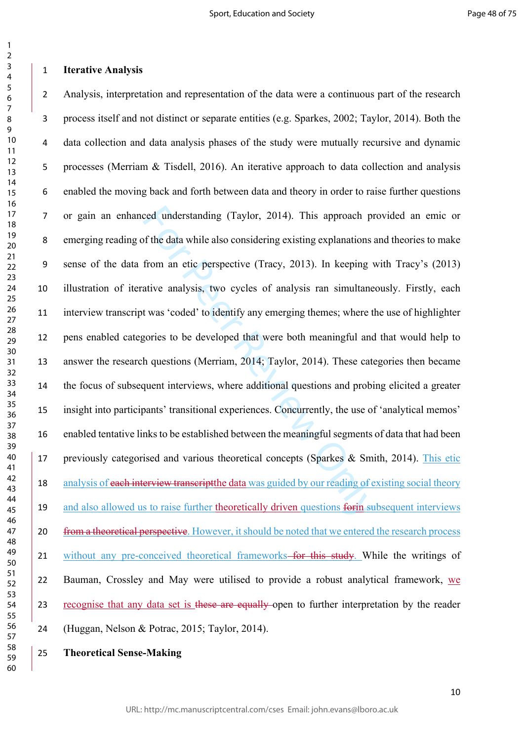**Iterative Analysis**

Analysis, interpretation and representation of the data were a continuous part of the research process itself and not distinct or separate entities (e.g. Sparkes, 2002; Taylor, 2014). Both the data collection and data analysis phases of the study were mutually recursive and dynamic processes (Merriam & Tisdell, 2016). An iterative approach to data collection and analysis enabled the moving back and forth between data and theory in order to raise further questions or gain an enhanced understanding (Taylor, 2014). This approach provided an emic or emerging reading of the data while also considering existing explanations and theories to make sense of the data from an etic perspective (Tracy, 2013). In keeping with Tracy's (2013) illustration of iterative analysis, two cycles of analysis ran simultaneously. Firstly, each interview transcript was 'coded' to identify any emerging themes; where the use of highlighter pens enabled categories to be developed that were both meaningful and that would help to answer the research questions (Merriam, 2014; Taylor, 2014). These categories then became the focus of subsequent interviews, where additional questions and probing elicited a greater insight into participants' transitional experiences. Concurrently, the use of 'analytical memos' enabled tentative links to be established between the meaningful segments of data that had been previously categorised and various theoretical concepts (Sparkes & Smith, 2014). This etic analysis of ~~each interview transcript~~the data was guided by our reading of existing social theory and also allowed us to raise further theoretically driven questions ~~for~~in subsequent interviews ~~from a theoretical perspective~~. However, it should be noted that we entered the research process without any pre-conceived theoretical frameworks~~ for this study~~. While the writings of Bauman, Crossley and May were utilised to provide a robust analytical framework, we recognise that any data set is ~~these are equally~~ open to further interpretation by the reader (Huggan, Nelson & Potrac, 2015; Taylor, 2014).

**Theoretical Sense-Making**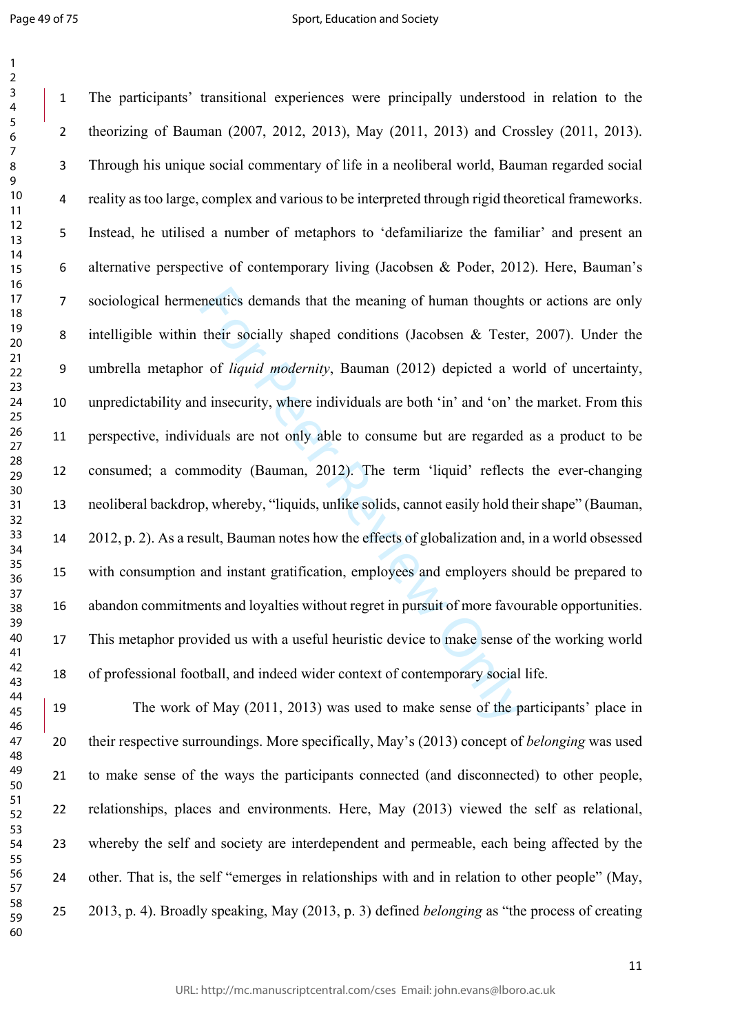The participants' transitional experiences were principally understood in relation to the theorizing of Bauman (2007, 2012, 2013), May (2011, 2013) and Crossley (2011, 2013). Through his unique social commentary of life in a neoliberal world, Bauman regarded social reality as too large, complex and various to be interpreted through rigid theoretical frameworks. Instead, he utilised a number of metaphors to 'defamiliarize the familiar' and present an alternative perspective of contemporary living (Jacobsen & Poder, 2012). Here, Bauman's sociological hermeneutics demands that the meaning of human thoughts or actions are only intelligible within their socially shaped conditions (Jacobsen & Tester, 2007). Under the umbrella metaphor of *liquid modernity*, Bauman (2012) depicted a world of uncertainty, unpredictability and insecurity, where individuals are both 'in' and 'on' the market. From this perspective, individuals are not only able to consume but are regarded as a product to be consumed; a commodity (Bauman, 2012). The term 'liquid' reflects the ever-changing neoliberal backdrop, whereby, "liquids, unlike solids, cannot easily hold their shape" (Bauman, 2012, p. 2). As a result, Bauman notes how the effects of globalization and, in a world obsessed with consumption and instant gratification, employees and employers should be prepared to abandon commitments and loyalties without regret in pursuit of more favourable opportunities. This metaphor provided us with a useful heuristic device to make sense of the working world of professional football, and indeed wider context of contemporary social life.

The work of May (2011, 2013) was used to make sense of the participants' place in their respective surroundings. More specifically, May's (2013) concept of *belonging* was used to make sense of the ways the participants connected (and disconnected) to other people, relationships, places and environments. Here, May (2013) viewed the self as relational, whereby the self and society are interdependent and permeable, each being affected by the other. That is, the self "emerges in relationships with and in relation to other people" (May, 2013, p. 4). Broadly speaking, May (2013, p. 3) defined *belonging* as "the process of creating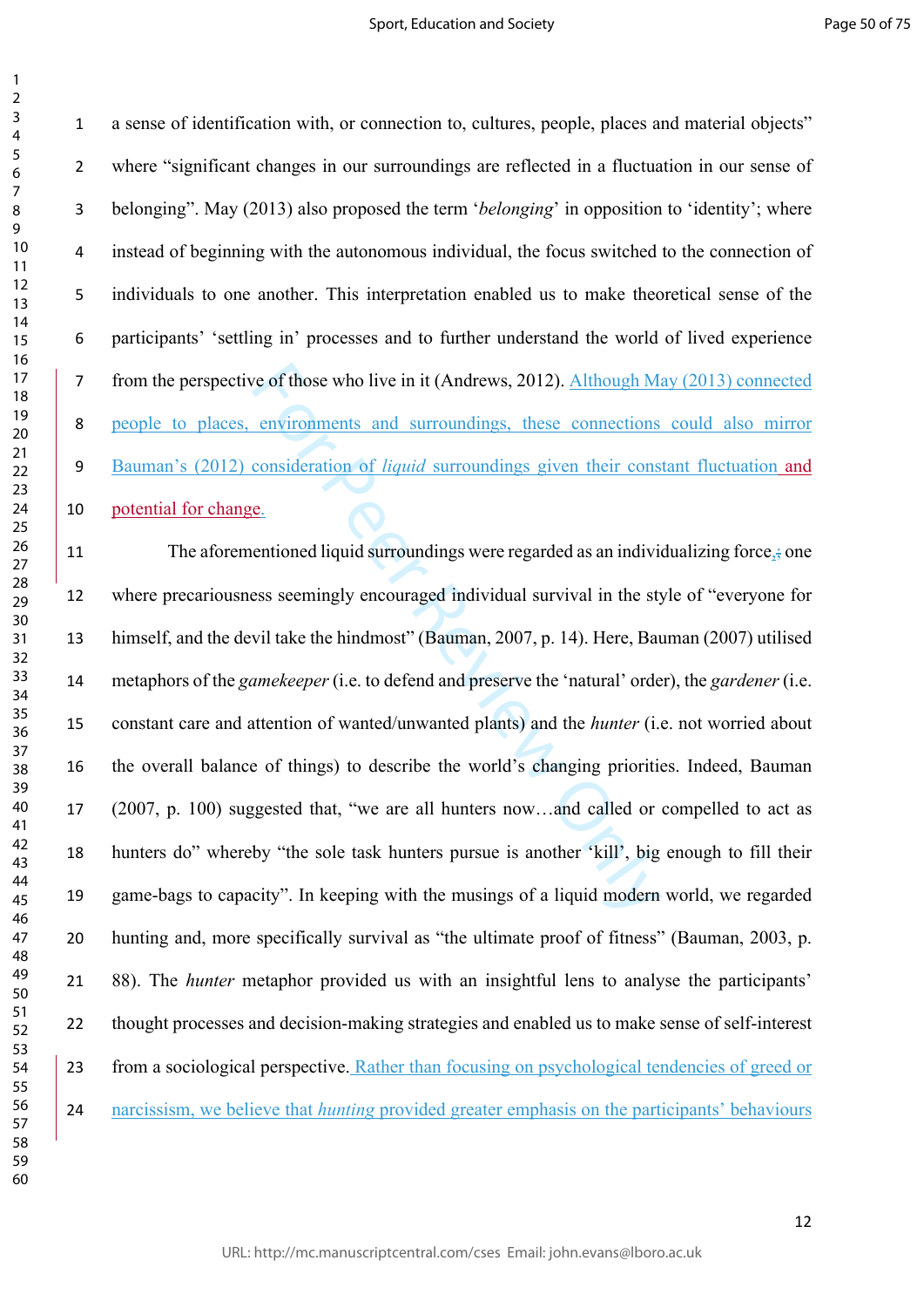a sense of identification with, or connection to, cultures, people, places and material objects" where "significant changes in our surroundings are reflected in a fluctuation in our sense of belonging". May (2013) also proposed the term '*belonging*' in opposition to 'identity'; where instead of beginning with the autonomous individual, the focus switched to the connection of individuals to one another. This interpretation enabled us to make theoretical sense of the participants' 'settling in' processes and to further understand the world of lived experience from the perspective of those who live in it (Andrews, 2012). Although May (2013) connected people to places, environments and surroundings, these connections could also mirror Bauman's (2012) consideration of *liquid* surroundings given their constant fluctuation and potential for change.

The aforementioned liquid surroundings were regarded as an individualizing force, one where precariousness seemingly encouraged individual survival in the style of "everyone for himself, and the devil take the hindmost" (Bauman, 2007, p. 14). Here, Bauman (2007) utilised metaphors of the *gamekeeper* (i.e. to defend and preserve the 'natural' order), the *gardener* (i.e. constant care and attention of wanted/unwanted plants) and the *hunter* (i.e. not worried about the overall balance of things) to describe the world's changing priorities. Indeed, Bauman (2007, p. 100) suggested that, "we are all hunters now…and called or compelled to act as hunters do" whereby "the sole task hunters pursue is another 'kill', big enough to fill their game-bags to capacity". In keeping with the musings of a liquid modern world, we regarded hunting and, more specifically survival as "the ultimate proof of fitness" (Bauman, 2003, p. 88). The *hunter* metaphor provided us with an insightful lens to analyse the participants' thought processes and decision-making strategies and enabled us to make sense of self-interest from a sociological perspective. Rather than focusing on psychological tendencies of greed or narcissism, we believe that *hunting* provided greater emphasis on the participants' behaviours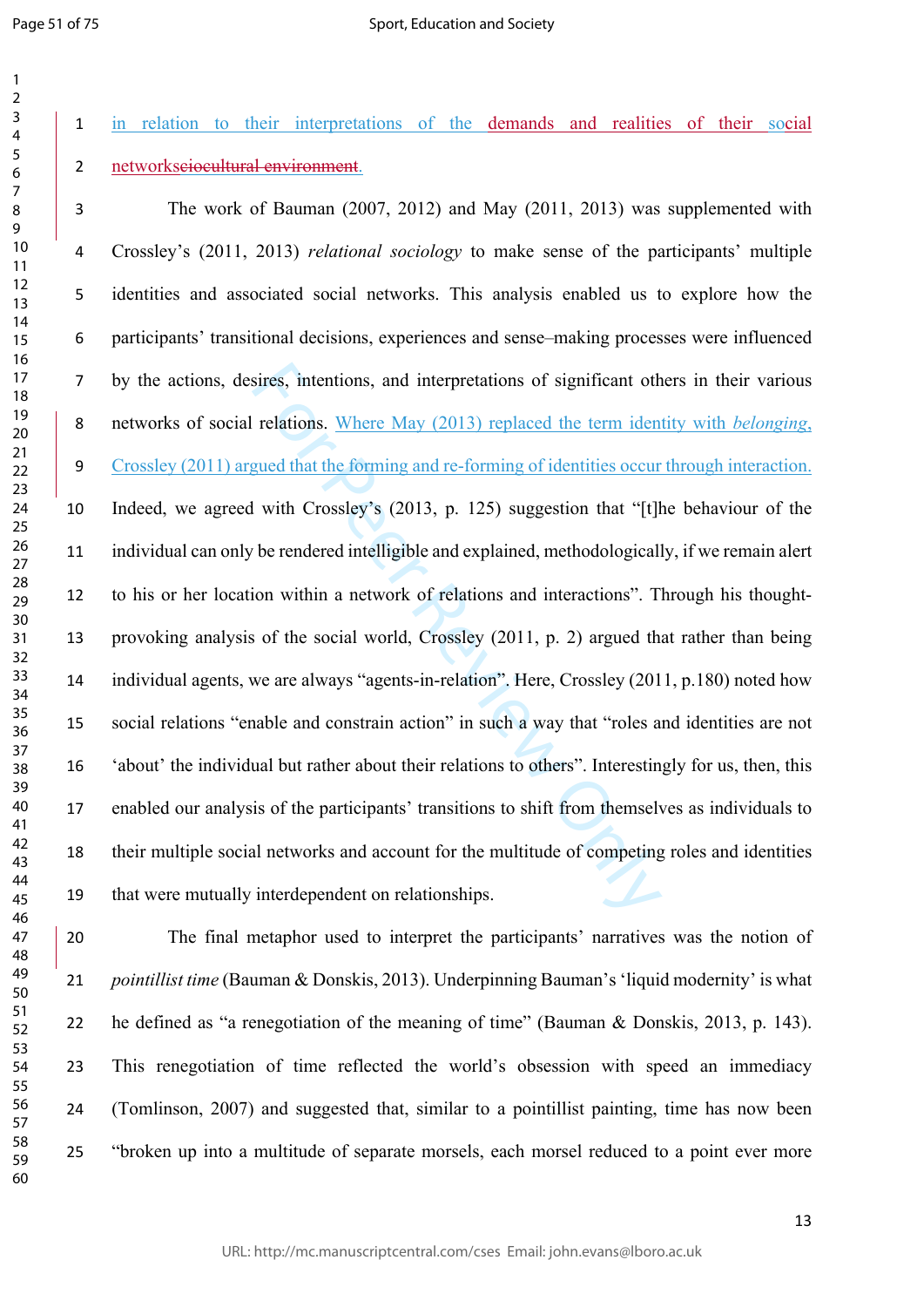in relation to their interpretations of the demands and realities of their social networks~~eiocultural environment~~.

The work of Bauman (2007, 2012) and May (2011, 2013) was supplemented with Crossley's (2011, 2013) *relational sociology* to make sense of the participants' multiple identities and associated social networks. This analysis enabled us to explore how the participants' transitional decisions, experiences and sense–making processes were influenced by the actions, desires, intentions, and interpretations of significant others in their various networks of social relations. Where May (2013) replaced the term identity with *belonging*, Crossley (2011) argued that the forming and re-forming of identities occur through interaction. Indeed, we agreed with Crossley's (2013, p. 125) suggestion that "[t]he behaviour of the individual can only be rendered intelligible and explained, methodologically, if we remain alert to his or her location within a network of relations and interactions". Through his thought-provoking analysis of the social world, Crossley (2011, p. 2) argued that rather than being individual agents, we are always "agents-in-relation". Here, Crossley (2011, p.180) noted how social relations "enable and constrain action" in such a way that "roles and identities are not 'about' the individual but rather about their relations to others". Interestingly for us, then, this enabled our analysis of the participants' transitions to shift from themselves as individuals to their multiple social networks and account for the multitude of competing roles and identities that were mutually interdependent on relationships.

The final metaphor used to interpret the participants' narratives was the notion of *pointillist time* (Bauman & Donskis, 2013). Underpinning Bauman's 'liquid modernity' is what he defined as "a renegotiation of the meaning of time" (Bauman & Donskis, 2013, p. 143). This renegotiation of time reflected the world's obsession with speed an immediacy (Tomlinson, 2007) and suggested that, similar to a pointillist painting, time has now been "broken up into a multitude of separate morsels, each morsel reduced to a point ever more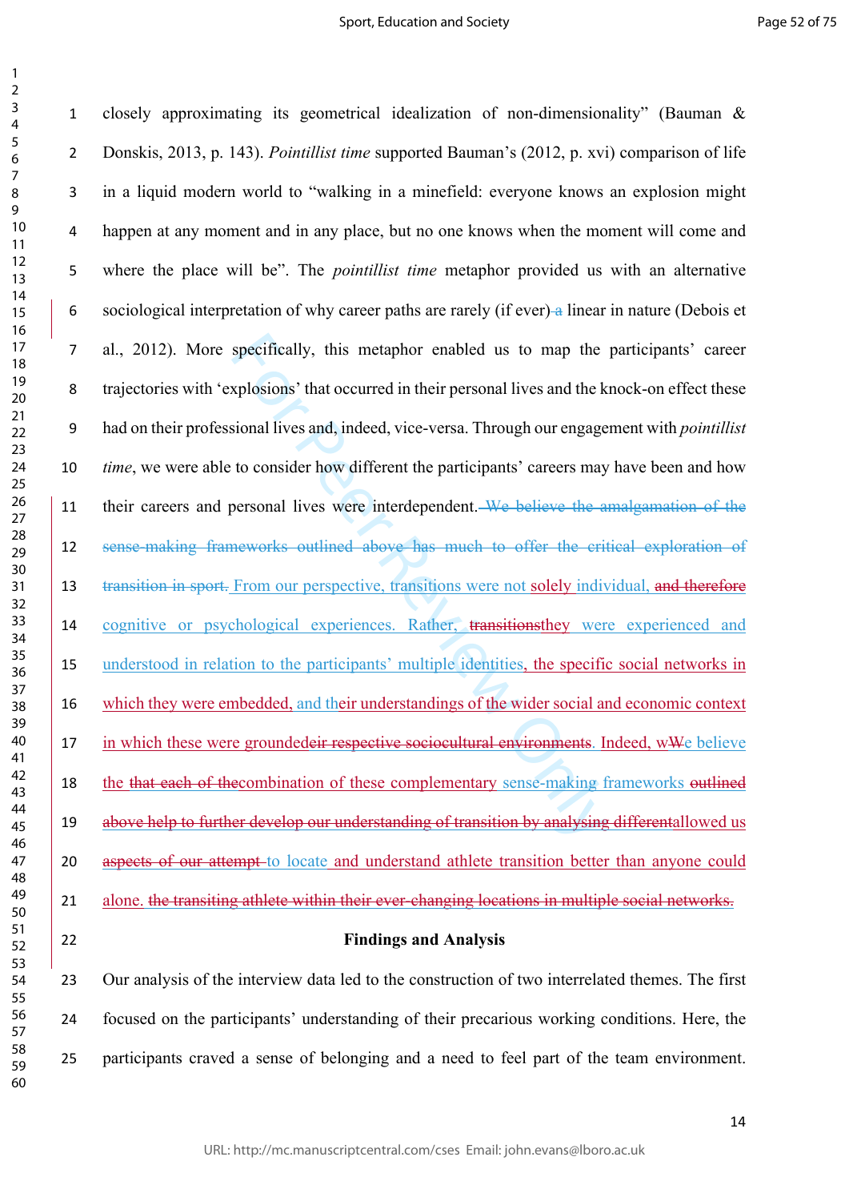closely approximating its geometrical idealization of non-dimensionality" (Bauman & Donskis, 2013, p. 143). *Pointillist time* supported Bauman's (2012, p. xvi) comparison of life in a liquid modern world to "walking in a minefield: everyone knows an explosion might happen at any moment and in any place, but no one knows when the moment will come and where the place will be". The *pointillist time* metaphor provided us with an alternative sociological interpretation of why career paths are rarely (if ever) ~~a~~ linear in nature (Debois et al., 2012). More specifically, this metaphor enabled us to map the participants' career trajectories with 'explosions' that occurred in their personal lives and the knock-on effect these had on their professional lives and, indeed, vice-versa. Through our engagement with *pointillist time*, we were able to consider how different the participants' careers may have been and how their careers and personal lives were interdependent. ~~We believe the amalgamation of the sense-making frameworks outlined above has much to offer the critical exploration of transition in sport.~~ From our perspective, transitions were not solely individual, ~~and therefore~~ cognitive or psychological experiences. Rather, ~~transitions~~they were experienced and understood in relation to the participants' multiple identities, the specific social networks in which they were embedded, and their understandings of the wider social and economic context in which these were grounded~~eir respective sociocultural environments~~. Indeed, w~~W~~e believe the ~~that each of the~~combination of these complementary sense-making frameworks ~~outlined above help to further develop our understanding of transition by analysing different~~allowed us ~~aspects of our attempt~~ to locate and understand athlete transition better than anyone could alone. ~~the transiting athlete within their ever-changing locations in multiple social networks.~~

## Findings and Analysis

Our analysis of the interview data led to the construction of two interrelated themes. The first focused on the participants' understanding of their precarious working conditions. Here, the participants craved a sense of belonging and a need to feel part of the team environment.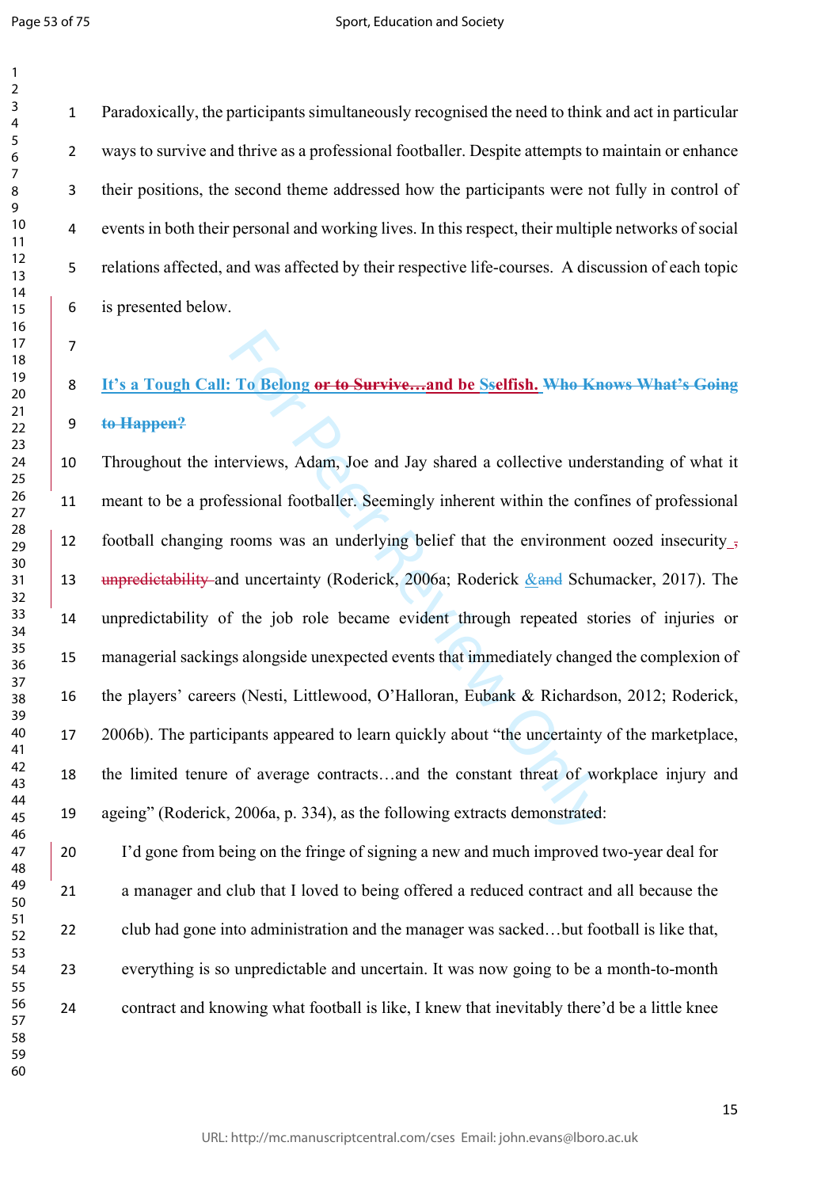Paradoxically, the participants simultaneously recognised the need to think and act in particular ways to survive and thrive as a professional footballer. Despite attempts to maintain or enhance their positions, the second theme addressed how the participants were not fully in control of events in both their personal and working lives. In this respect, their multiple networks of social relations affected, and was affected by their respective life-courses. A discussion of each topic is presented below.

## It's a Tough Call: To Belong ~~or to Survive…~~and be Sselfish. ~~Who Knows What's Going to Happen?~~

Throughout the interviews, Adam, Joe and Jay shared a collective understanding of what it meant to be a professional footballer. Seemingly inherent within the confines of professional football changing rooms was an underlying belief that the environment oozed insecurity ~~, unpredictability~~ and uncertainty (Roderick, 2006a; Roderick &~~and~~ Schumacker, 2017). The unpredictability of the job role became evident through repeated stories of injuries or managerial sackings alongside unexpected events that immediately changed the complexion of the players' careers (Nesti, Littlewood, O'Halloran, Eubank & Richardson, 2012; Roderick, 2006b). The participants appeared to learn quickly about "the uncertainty of the marketplace, the limited tenure of average contracts…and the constant threat of workplace injury and ageing" (Roderick, 2006a, p. 334), as the following extracts demonstrated:

> I'd gone from being on the fringe of signing a new and much improved two-year deal for a manager and club that I loved to being offered a reduced contract and all because the club had gone into administration and the manager was sacked…but football is like that, everything is so unpredictable and uncertain. It was now going to be a month-to-month contract and knowing what football is like, I knew that inevitably there'd be a little knee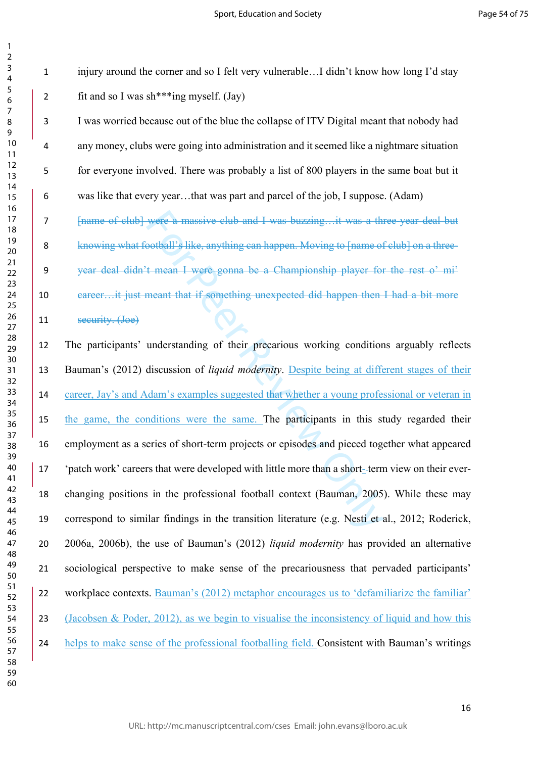injury around the corner and so I felt very vulnerable…I didn't know how long I'd stay fit and so I was sh***ing myself. (Jay)

I was worried because out of the blue the collapse of ITV Digital meant that nobody had any money, clubs were going into administration and it seemed like a nightmare situation for everyone involved. There was probably a list of 800 players in the same boat but it was like that every year…that was part and parcel of the job, I suppose. (Adam)

~~[name of club] were a massive club and I was buzzing…it was a three-year deal but knowing what football's like, anything can happen. Moving to [name of club] on a three-year deal didn't mean I were gonna be a Championship player for the rest o' mi' career…it just meant that if something unexpected did happen then I had a bit more security. (Joe)~~

The participants' understanding of their precarious working conditions arguably reflects Bauman's (2012) discussion of *liquid modernity*. Despite being at different stages of their career, Jay's and Adam's examples suggested that whether a young professional or veteran in the game, the conditions were the same. The participants in this study regarded their employment as a series of short-term projects or episodes and pieced together what appeared 'patch work' careers that were developed with little more than a short-term view on their ever-changing positions in the professional football context (Bauman, 2005). While these may correspond to similar findings in the transition literature (e.g. Nesti et al., 2012; Roderick, 2006a, 2006b), the use of Bauman's (2012) *liquid modernity* has provided an alternative sociological perspective to make sense of the precariousness that pervaded participants' workplace contexts. Bauman's (2012) metaphor encourages us to 'defamiliarize the familiar' (Jacobsen & Poder, 2012), as we begin to visualise the inconsistency of liquid and how this helps to make sense of the professional footballing field. Consistent with Bauman's writings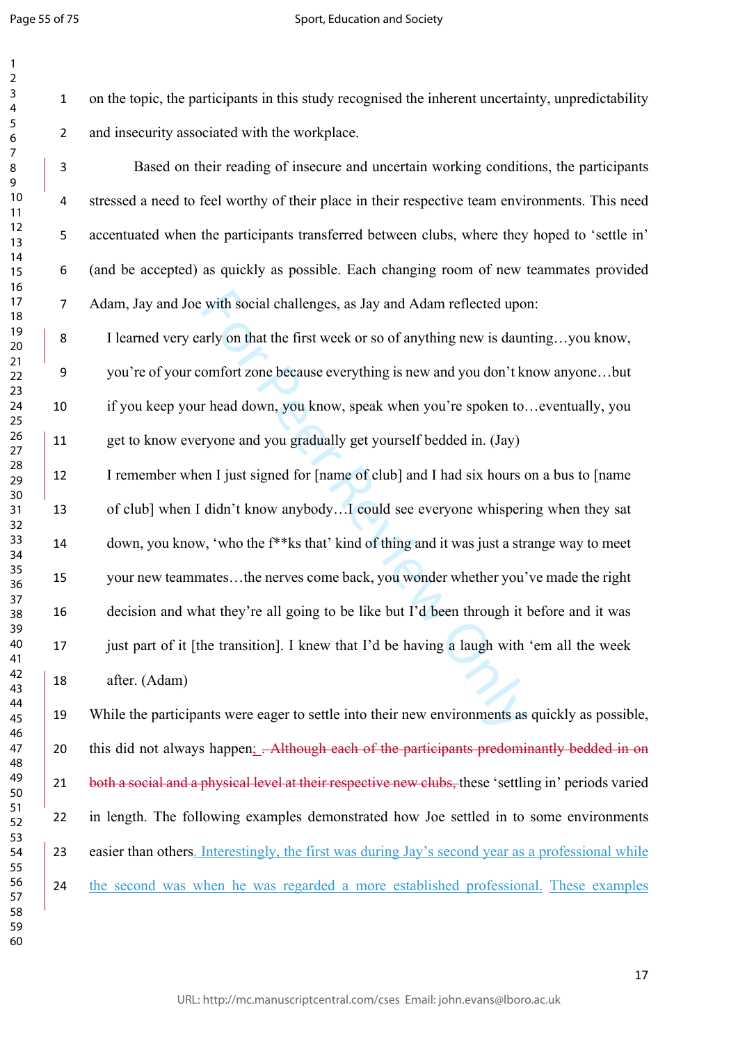on the topic, the participants in this study recognised the inherent uncertainty, unpredictability and insecurity associated with the workplace.

Based on their reading of insecure and uncertain working conditions, the participants stressed a need to feel worthy of their place in their respective team environments. This need accentuated when the participants transferred between clubs, where they hoped to 'settle in' (and be accepted) as quickly as possible. Each changing room of new teammates provided Adam, Jay and Joe with social challenges, as Jay and Adam reflected upon:

> I learned very early on that the first week or so of anything new is daunting…you know, you're of your comfort zone because everything is new and you don't know anyone…but if you keep your head down, you know, speak when you're spoken to…eventually, you get to know everyone and you gradually get yourself bedded in. (Jay)

> I remember when I just signed for [name of club] and I had six hours on a bus to [name of club] when I didn't know anybody…I could see everyone whispering when they sat down, you know, 'who the f**ks that' kind of thing and it was just a strange way to meet your new teammates…the nerves come back, you wonder whether you've made the right decision and what they're all going to be like but I'd been through it before and it was just part of it [the transition]. I knew that I'd be having a laugh with 'em all the week after. (Adam)

While the participants were eager to settle into their new environments as quickly as possible, this did not always happen; ~~. Although each of the participants predominantly bedded in on both a social and a physical level at their respective new clubs,~~ these 'settling in' periods varied in length. The following examples demonstrated how Joe settled in to some environments easier than others. Interestingly, the first was during Jay's second year as a professional while the second was when he was regarded a more established professional. These examples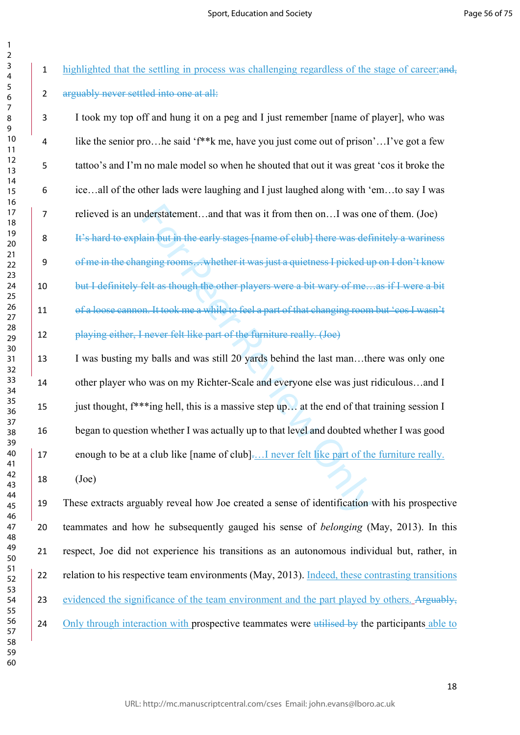highlighted that the settling in process was challenging regardless of the stage of career:~~and, arguably never settled into one at all:~~

> I took my top off and hung it on a peg and I just remember [name of player], who was like the senior pro…he said 'f**k me, have you just come out of prison'…I've got a few tattoo's and I'm no male model so when he shouted that out it was great 'cos it broke the ice…all of the other lads were laughing and I just laughed along with 'em…to say I was relieved is an understatement…and that was it from then on…I was one of them. (Joe)

> ~~It's hard to explain but in the early stages [name of club] there was definitely a wariness of me in the changing rooms…whether it was just a quietness I picked up on I don't know but I definitely felt as though the other players were a bit wary of me…as if I were a bit of a loose cannon. It took me a while to feel a part of that changing room but 'cos I wasn't playing either, I never felt like part of the furniture really. (Joe)~~

> I was busting my balls and was still 20 yards behind the last man…there was only one other player who was on my Richter-Scale and everyone else was just ridiculous…and I just thought, f***ing hell, this is a massive step up… at the end of that training session I began to question whether I was actually up to that level and doubted whether I was good enough to be at a club like [name of club]~~.~~…I never felt like part of the furniture really. (Joe)

These extracts arguably reveal how Joe created a sense of identification with his prospective teammates and how he subsequently gauged his sense of *belonging* (May, 2013). In this respect, Joe did not experience his transitions as an autonomous individual but, rather, in relation to his respective team environments (May, 2013). Indeed, these contrasting transitions evidenced the significance of the team environment and the part played by others. ~~Arguably,~~ Only through interaction with prospective teammates were ~~utilised by~~ the participants able to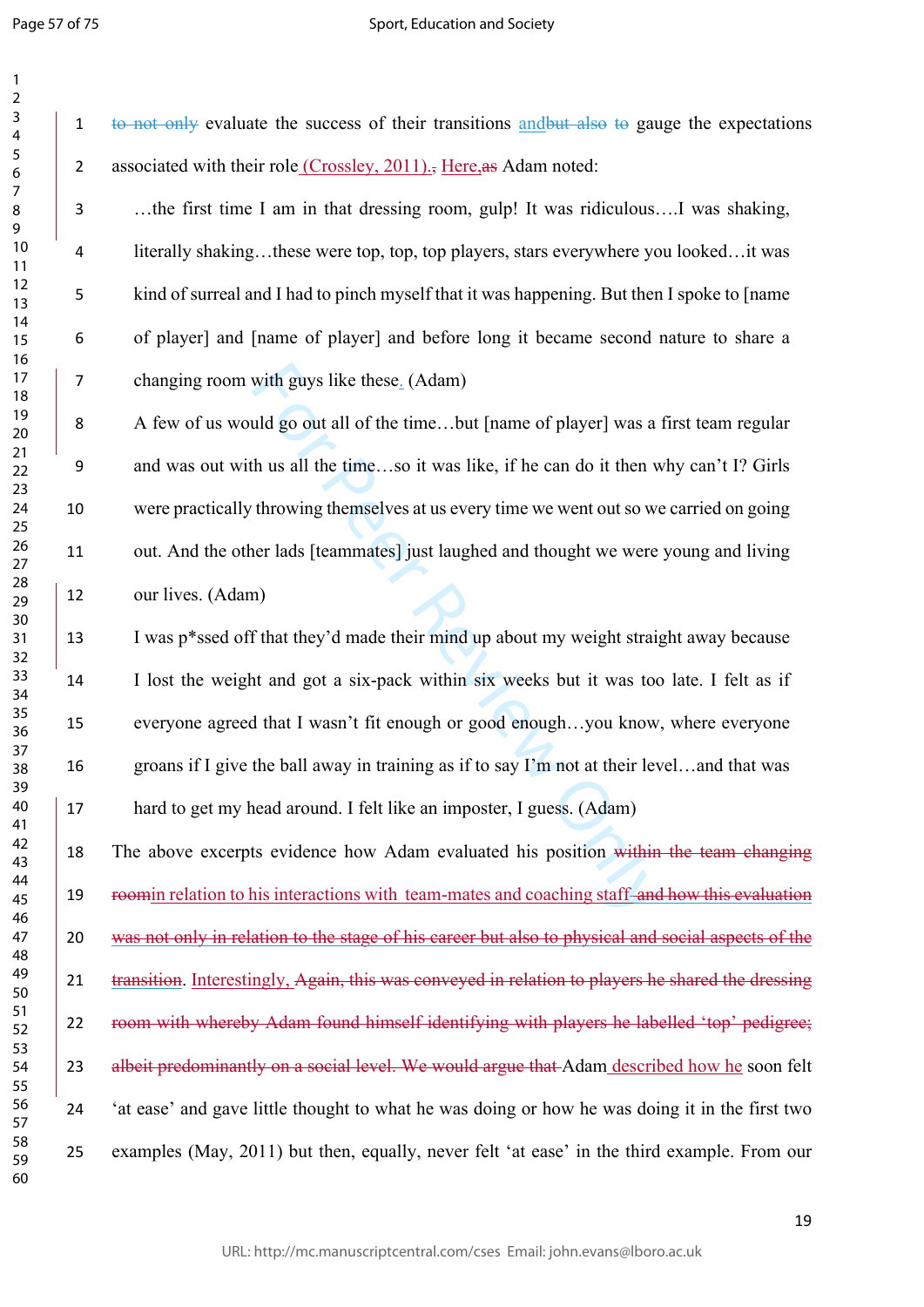~~to not only~~ evaluate the success of their transitions and~~but also~~ ~~to~~ gauge the expectations associated with their role (Crossley, 2011).~~,~~ Here,~~as~~ Adam noted:

> …the first time I am in that dressing room, gulp! It was ridiculous….I was shaking, literally shaking…these were top, top, top players, stars everywhere you looked…it was kind of surreal and I had to pinch myself that it was happening. But then I spoke to [name of player] and [name of player] and before long it became second nature to share a changing room with guys like these. (Adam)

> A few of us would go out all of the time…but [name of player] was a first team regular and was out with us all the time…so it was like, if he can do it then why can't I? Girls were practically throwing themselves at us every time we went out so we carried on going out. And the other lads [teammates] just laughed and thought we were young and living our lives. (Adam)

> I was p*ssed off that they'd made their mind up about my weight straight away because I lost the weight and got a six-pack within six weeks but it was too late. I felt as if everyone agreed that I wasn't fit enough or good enough…you know, where everyone groans if I give the ball away in training as if to say I'm not at their level…and that was hard to get my head around. I felt like an imposter, I guess. (Adam)

The above excerpts evidence how Adam evaluated his position ~~within the team changing room~~in relation to his interactions with  team-mates and coaching staff~~ and how this evaluation was not only in relation to the stage of his career but also to physical and social aspects of the transition~~. Interestingly, ~~Again, this was conveyed in relation to players he shared the dressing room with whereby Adam found himself identifying with players he labelled 'top' pedigree; albeit predominantly on a social level. We would argue that~~ Adam described how he soon felt 'at ease' and gave little thought to what he was doing or how he was doing it in the first two examples (May, 2011) but then, equally, never felt 'at ease' in the third example. From our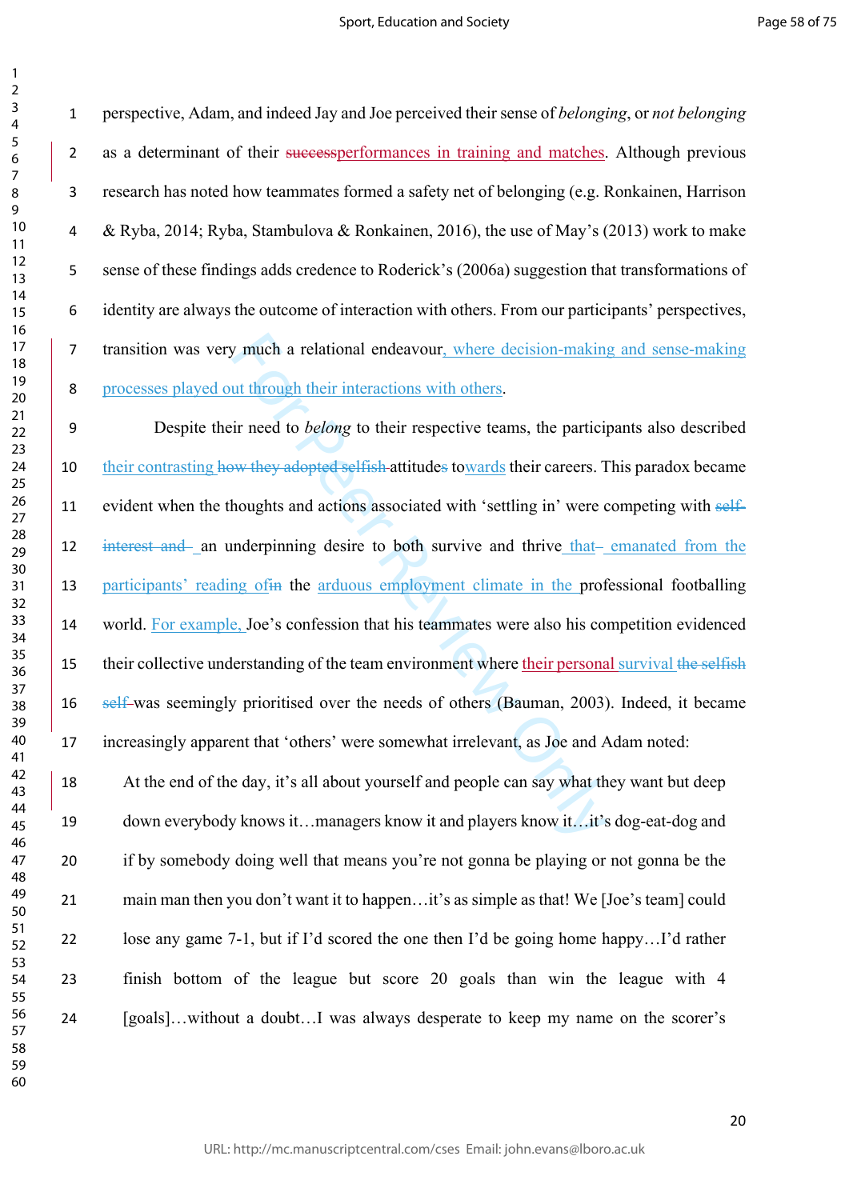perspective, Adam, and indeed Jay and Joe perceived their sense of *belonging*, or *not belonging* as a determinant of their ~~success~~performances in training and matches. Although previous research has noted how teammates formed a safety net of belonging (e.g. Ronkainen, Harrison & Ryba, 2014; Ryba, Stambulova & Ronkainen, 2016), the use of May's (2013) work to make sense of these findings adds credence to Roderick's (2006a) suggestion that transformations of identity are always the outcome of interaction with others. From our participants' perspectives, transition was very much a relational endeavour, where decision-making and sense-making processes played out through their interactions with others.

Despite their need to *belong* to their respective teams, the participants also described their contrasting ~~how they adopted selfish~~ attitude~~s~~ towards their careers. This paradox became evident when the thoughts and actions associated with 'settling in' were competing with ~~self-interest and~~ an underpinning desire to both survive and thrive that~~–~~ emanated from the participants' reading of~~in~~ the arduous employment climate in the professional footballing world. For example, Joe's confession that his teammates were also his competition evidenced their collective understanding of the team environment where their personal survival ~~the selfish self~~ was seemingly prioritised over the needs of others (Bauman, 2003). Indeed, it became increasingly apparent that 'others' were somewhat irrelevant, as Joe and Adam noted:

> At the end of the day, it's all about yourself and people can say what they want but deep down everybody knows it…managers know it and players know it…it's dog-eat-dog and if by somebody doing well that means you're not gonna be playing or not gonna be the main man then you don't want it to happen…it's as simple as that! We [Joe's team] could lose any game 7-1, but if I'd scored the one then I'd be going home happy…I'd rather finish bottom of the league but score 20 goals than win the league with 4 [goals]…without a doubt…I was always desperate to keep my name on the scorer's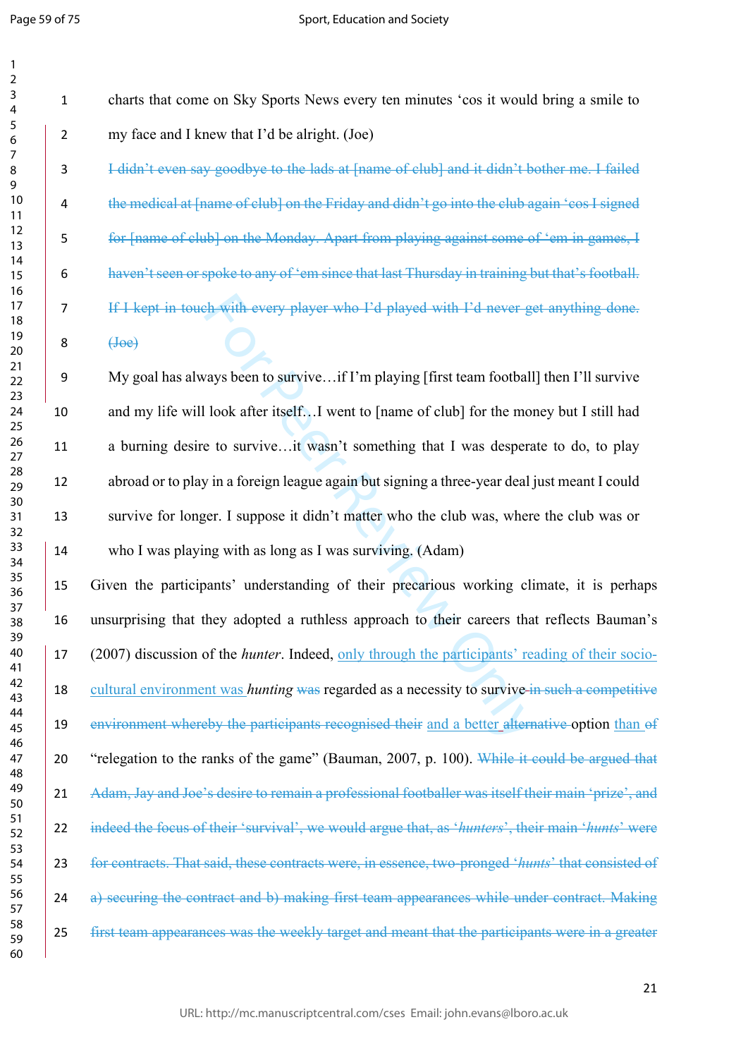charts that come on Sky Sports News every ten minutes 'cos it would bring a smile to my face and I knew that I'd be alright. (Joe)

~~I didn't even say goodbye to the lads at [name of club] and it didn't bother me. I failed the medical at [name of club] on the Friday and didn't go into the club again 'cos I signed for [name of club] on the Monday. Apart from playing against some of 'em in games, I haven't seen or spoke to any of 'em since that last Thursday in training but that's football. If I kept in touch with every player who I'd played with I'd never get anything done. (Joe)~~

My goal has always been to survive…if I'm playing [first team football] then I'll survive and my life will look after itself…I went to [name of club] for the money but I still had a burning desire to survive…it wasn't something that I was desperate to do, to play abroad or to play in a foreign league again but signing a three-year deal just meant I could survive for longer. I suppose it didn't matter who the club was, where the club was or who I was playing with as long as I was surviving. (Adam)

Given the participants' understanding of their precarious working climate, it is perhaps unsurprising that they adopted a ruthless approach to their careers that reflects Bauman's (2007) discussion of the *hunter*. Indeed, only through the participants' reading of their socio-cultural environment was *hunting* ~~was~~ regarded as a necessity to survive ~~in such a competitive environment whereby the participants recognised their~~ and a better ~~alternative~~ option than ~~of~~ "relegation to the ranks of the game" (Bauman, 2007, p. 100). ~~While it could be argued that Adam, Jay and Joe's desire to remain a professional footballer was itself their main 'prize', and indeed the focus of their 'survival', we would argue that, as '*hunters*', their main '*hunts*' were for contracts. That said, these contracts were, in essence, two-pronged '*hunts*' that consisted of a) securing the contract and b) making first team appearances while under contract. Making first team appearances was the weekly target and meant that the participants were in a greater~~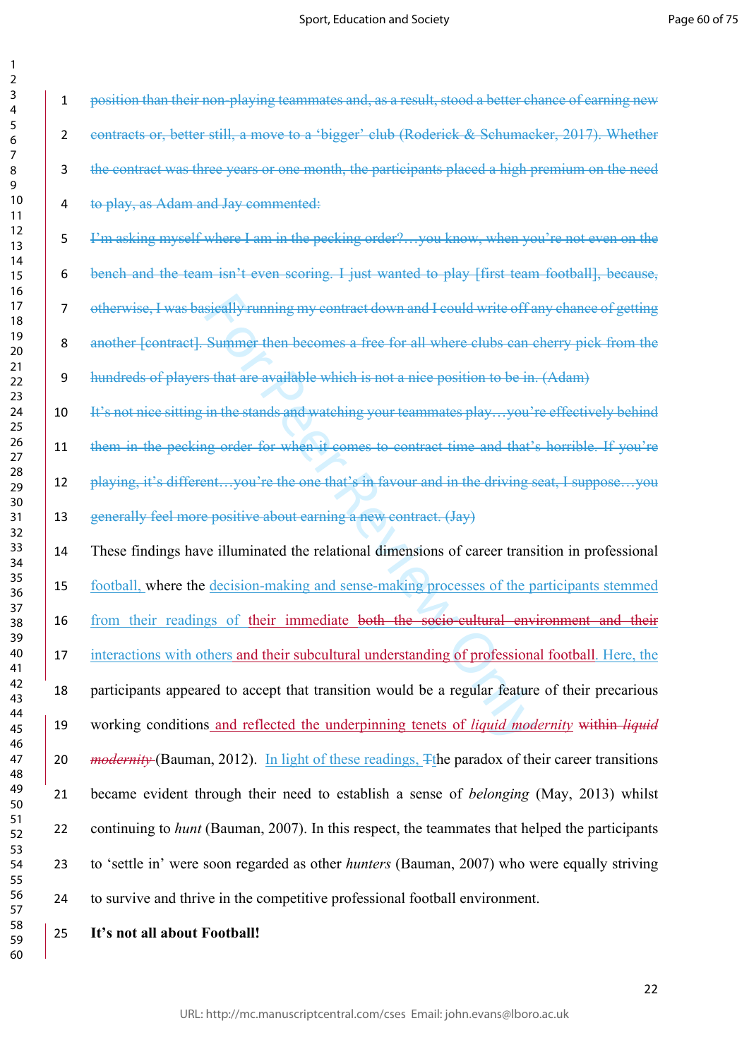~~position than their non-playing teammates and, as a result, stood a better chance of earning new contracts or, better still, a move to a 'bigger' club (Roderick & Schumacker, 2017). Whether the contract was three years or one month, the participants placed a high premium on the need to play, as Adam and Jay commented:~~

~~I'm asking myself where I am in the pecking order?…you know, when you're not even on the bench and the team isn't even scoring. I just wanted to play [first team football], because, otherwise, I was basically running my contract down and I could write off any chance of getting another [contract]. Summer then becomes a free for all where clubs can cherry pick from the hundreds of players that are available which is not a nice position to be in. (Adam)~~

~~It's not nice sitting in the stands and watching your teammates play…you're effectively behind them in the pecking order for when it comes to contract time and that's horrible. If you're playing, it's different…you're the one that's in favour and in the driving seat, I suppose…you generally feel more positive about earning a new contract. (Jay)~~

These findings have illuminated the relational dimensions of career transition in professional football, where the decision-making and sense-making processes of the participants stemmed from their readings of their immediate ~~both the socio-cultural environment and their~~ interactions with others and their subcultural understanding of professional football. Here, the participants appeared to accept that transition would be a regular feature of their precarious working conditions and reflected the underpinning tenets of *liquid modernity* ~~within *liquid modernity*~~ (Bauman, 2012). In light of these readings, ~~T~~the paradox of their career transitions became evident through their need to establish a sense of *belonging* (May, 2013) whilst continuing to *hunt* (Bauman, 2007). In this respect, the teammates that helped the participants to 'settle in' were soon regarded as other *hunters* (Bauman, 2007) who were equally striving to survive and thrive in the competitive professional football environment.

**It's not all about Football!**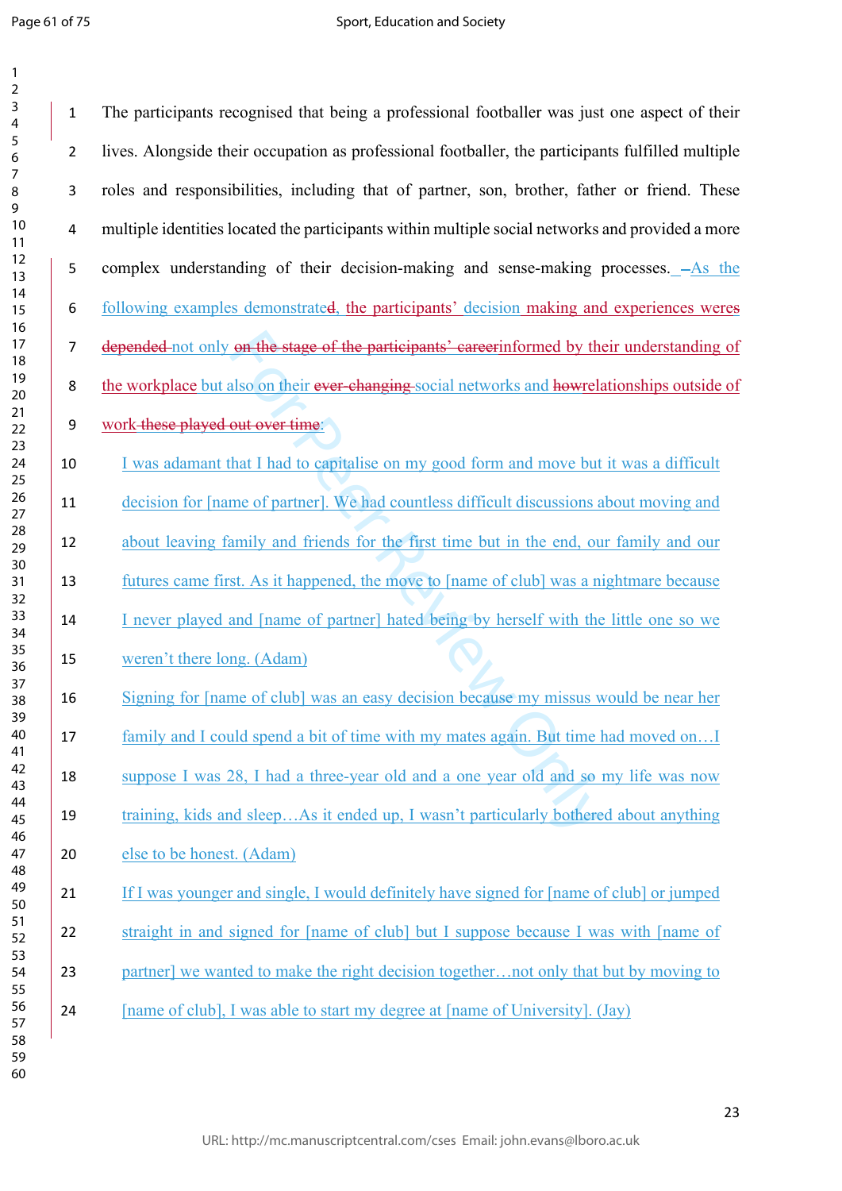The participants recognised that being a professional footballer was just one aspect of their lives. Alongside their occupation as professional footballer, the participants fulfilled multiple roles and responsibilities, including that of partner, son, brother, father or friend. These multiple identities located the participants within multiple social networks and provided a more complex understanding of their decision-making and sense-making processes. ~~–~~As the following examples demonstrate~~d~~, the participants' decision making and experiences were~~s~~ ~~depended~~ not only ~~on the stage of the participants' career~~informed by their understanding of the workplace but also on their ~~ever-changing~~ social networks and ~~how~~relationships outside of work ~~these played out over time~~:

> I was adamant that I had to capitalise on my good form and move but it was a difficult decision for [name of partner]. We had countless difficult discussions about moving and about leaving family and friends for the first time but in the end, our family and our futures came first. As it happened, the move to [name of club] was a nightmare because I never played and [name of partner] hated being by herself with the little one so we weren't there long. (Adam)

> Signing for [name of club] was an easy decision because my missus would be near her family and I could spend a bit of time with my mates again. But time had moved on…I suppose I was 28, I had a three-year old and a one year old and so my life was now training, kids and sleep…As it ended up, I wasn't particularly bothered about anything else to be honest. (Adam)

> If I was younger and single, I would definitely have signed for [name of club] or jumped straight in and signed for [name of club] but I suppose because I was with [name of partner] we wanted to make the right decision together…not only that but by moving to [name of club], I was able to start my degree at [name of University]. (Jay)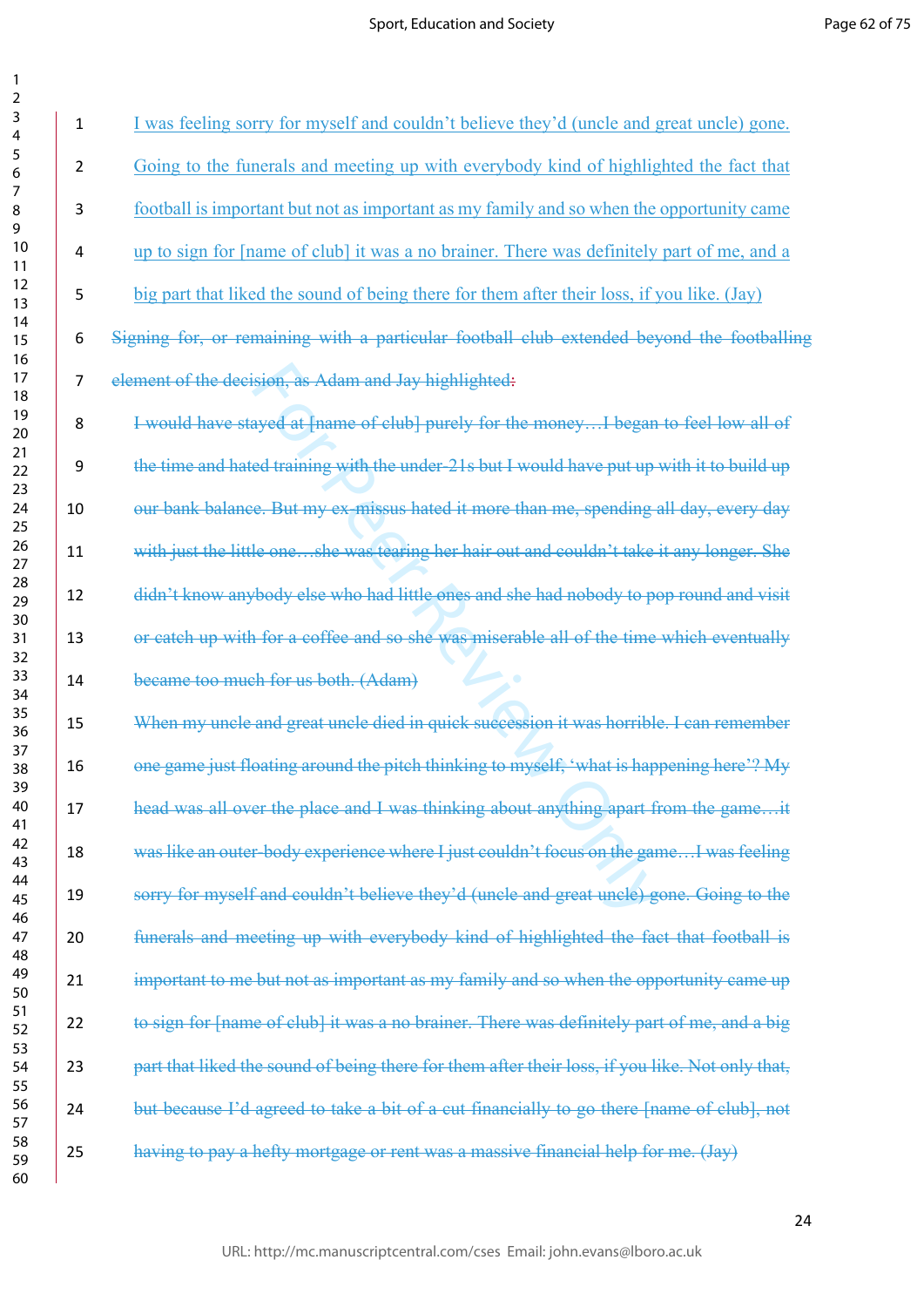I was feeling sorry for myself and couldn't believe they'd (uncle and great uncle) gone. Going to the funerals and meeting up with everybody kind of highlighted the fact that football is important but not as important as my family and so when the opportunity came up to sign for [name of club] it was a no brainer. There was definitely part of me, and a big part that liked the sound of being there for them after their loss, if you like. (Jay)

~~Signing for, or remaining with a particular football club extended beyond the footballing element of the decision, as Adam and Jay highlighted:~~

~~I would have stayed at [name of club] purely for the money…I began to feel low all of the time and hated training with the under-21s but I would have put up with it to build up our bank balance. But my ex-missus hated it more than me, spending all day, every day with just the little one…she was tearing her hair out and couldn't take it any longer. She didn't know anybody else who had little ones and she had nobody to pop round and visit or catch up with for a coffee and so she was miserable all of the time which eventually became too much for us both. (Adam)~~

~~When my uncle and great uncle died in quick succession it was horrible. I can remember one game just floating around the pitch thinking to myself, 'what is happening here'? My head was all over the place and I was thinking about anything apart from the game…it was like an outer-body experience where I just couldn't focus on the game…I was feeling sorry for myself and couldn't believe they'd (uncle and great uncle) gone. Going to the funerals and meeting up with everybody kind of highlighted the fact that football is important to me but not as important as my family and so when the opportunity came up to sign for [name of club] it was a no brainer. There was definitely part of me, and a big part that liked the sound of being there for them after their loss, if you like. Not only that, but because I'd agreed to take a bit of a cut financially to go there [name of club], not having to pay a hefty mortgage or rent was a massive financial help for me. (Jay)~~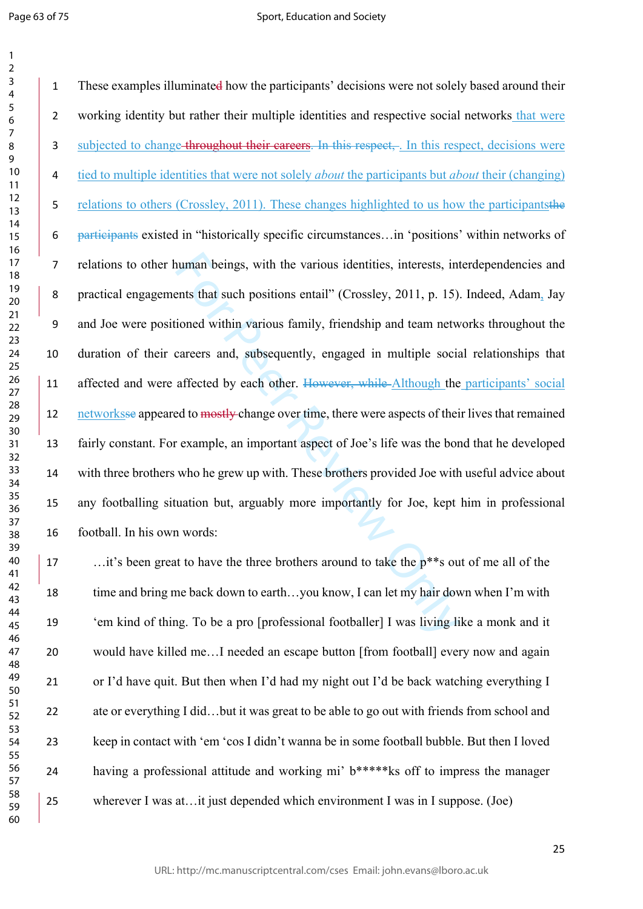These examples illuminated how the participants' decisions were not solely based around their working identity but rather their multiple identities and respective social networks that were subjected to change throughout their careers. In this respect, . In this respect, decisions were tied to multiple identities that were not solely *about* the participants but *about* their (changing) relations to others (Crossley, 2011). These changes highlighted to us how the participantsthe participants existed in "historically specific circumstances…in 'positions' within networks of relations to other human beings, with the various identities, interests, interdependencies and practical engagements that such positions entail" (Crossley, 2011, p. 15). Indeed, Adam, Jay and Joe were positioned within various family, friendship and team networks throughout the duration of their careers and, subsequently, engaged in multiple social relationships that affected and were affected by each other. However, while Although the participants' social networksse appeared to mostly change over time, there were aspects of their lives that remained fairly constant. For example, an important aspect of Joe's life was the bond that he developed with three brothers who he grew up with. These brothers provided Joe with useful advice about any footballing situation but, arguably more importantly for Joe, kept him in professional football. In his own words:

> …it's been great to have the three brothers around to take the p**s out of me all of the time and bring me back down to earth…you know, I can let my hair down when I'm with 'em kind of thing. To be a pro [professional footballer] I was living like a monk and it would have killed me…I needed an escape button [from football] every now and again or I'd have quit. But then when I'd had my night out I'd be back watching everything I ate or everything I did…but it was great to be able to go out with friends from school and keep in contact with 'em 'cos I didn't wanna be in some football bubble. But then I loved having a professional attitude and working mi' b*****ks off to impress the manager wherever I was at…it just depended which environment I was in I suppose. (Joe)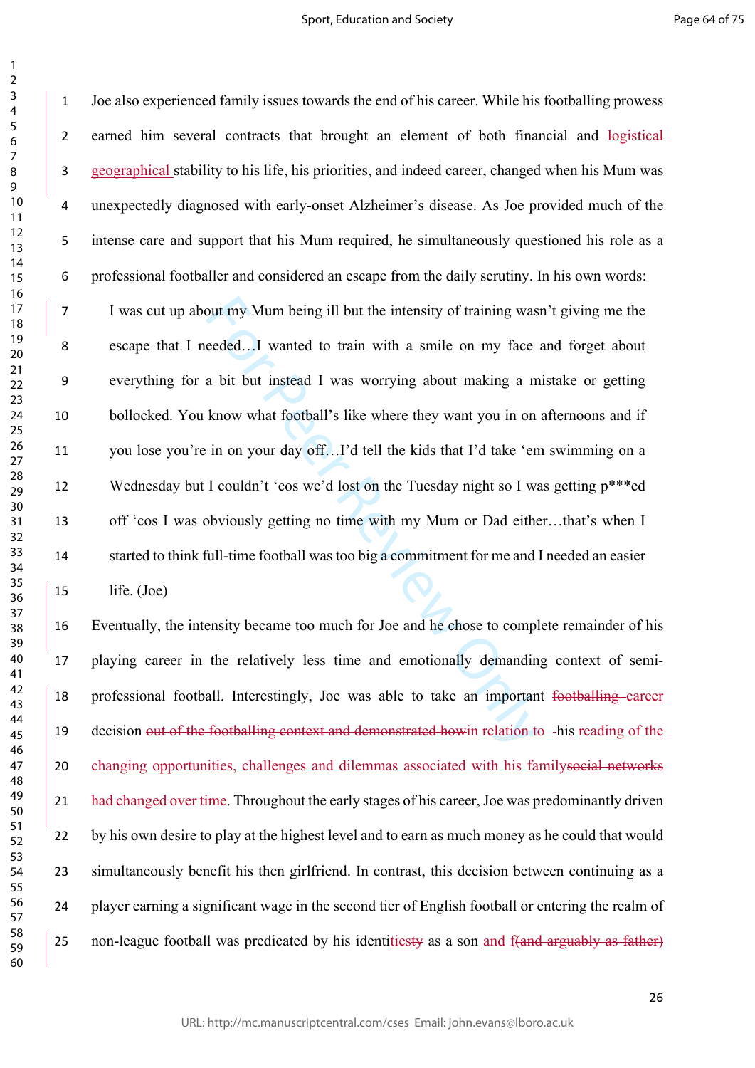Joe also experienced family issues towards the end of his career. While his footballing prowess earned him several contracts that brought an element of both financial and ~~logistical~~ geographical stability to his life, his priorities, and indeed career, changed when his Mum was unexpectedly diagnosed with early-onset Alzheimer's disease. As Joe provided much of the intense care and support that his Mum required, he simultaneously questioned his role as a professional footballer and considered an escape from the daily scrutiny. In his own words:

> I was cut up about my Mum being ill but the intensity of training wasn't giving me the escape that I needed…I wanted to train with a smile on my face and forget about everything for a bit but instead I was worrying about making a mistake or getting bollocked. You know what football's like where they want you in on afternoons and if you lose you're in on your day off…I'd tell the kids that I'd take 'em swimming on a Wednesday but I couldn't 'cos we'd lost on the Tuesday night so I was getting p***ed off 'cos I was obviously getting no time with my Mum or Dad either…that's when I started to think full-time football was too big a commitment for me and I needed an easier life. (Joe)

Eventually, the intensity became too much for Joe and he chose to complete remainder of his playing career in the relatively less time and emotionally demanding context of semi-professional football. Interestingly, Joe was able to take an important ~~footballing~~ career decision ~~out of the footballing context and demonstrated how~~in relation to -his reading of the changing opportunities, challenges and dilemmas associated with his family~~social networks had changed over time~~. Throughout the early stages of his career, Joe was predominantly driven by his own desire to play at the highest level and to earn as much money as he could that would simultaneously benefit his then girlfriend. In contrast, this decision between continuing as a player earning a significant wage in the second tier of English football or entering the realm of non-league football was predicated by his identities~~ty~~ as a son and f~~(and arguably as father)~~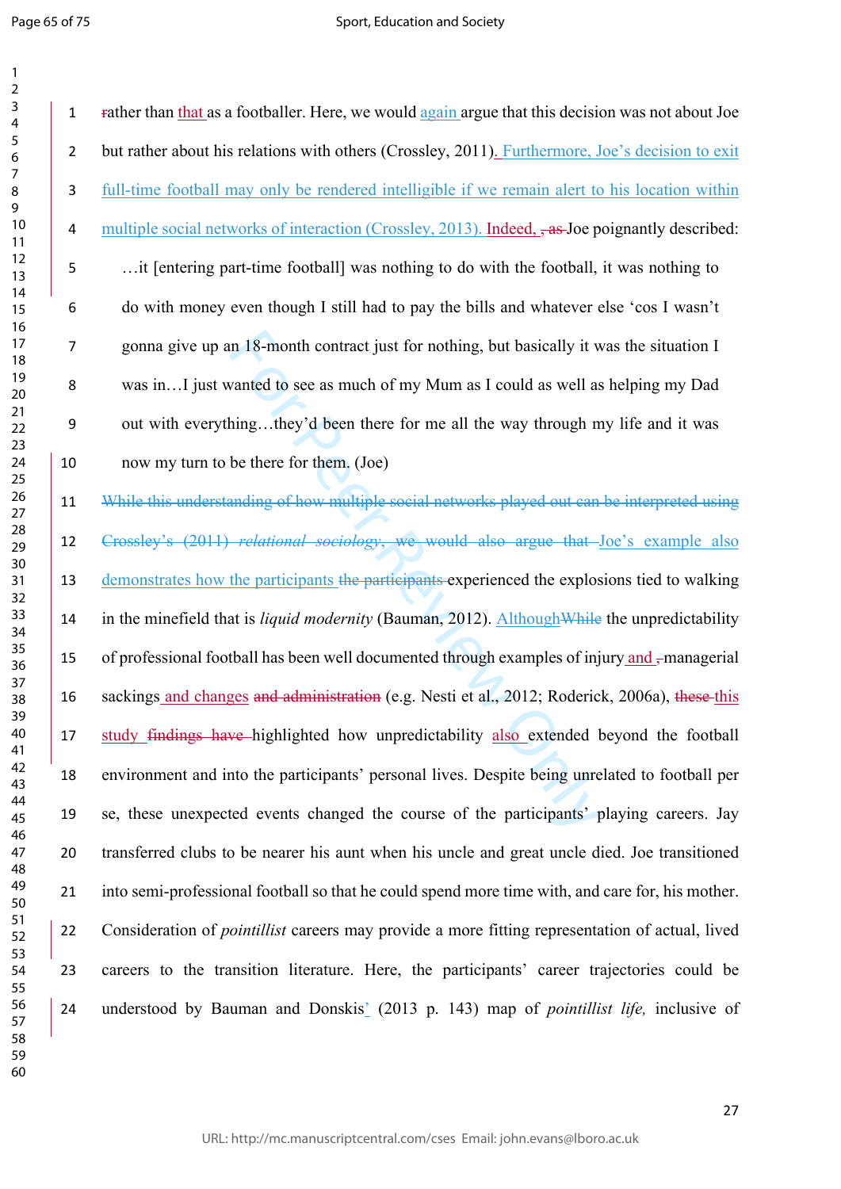rather than that as a footballer. Here, we would again argue that this decision was not about Joe but rather about his relations with others (Crossley, 2011). Furthermore, Joe's decision to exit full-time football may only be rendered intelligible if we remain alert to his location within multiple social networks of interaction (Crossley, 2013). Indeed, Joe poignantly described:

> …it [entering part-time football] was nothing to do with the football, it was nothing to do with money even though I still had to pay the bills and whatever else 'cos I wasn't gonna give up an 18-month contract just for nothing, but basically it was the situation I was in…I just wanted to see as much of my Mum as I could as well as helping my Dad out with everything…they'd been there for me all the way through my life and it was now my turn to be there for them. (Joe)

Joe's example also demonstrates how the participants experienced the explosions tied to walking in the minefield that is *liquid modernity* (Bauman, 2012). Although the unpredictability of professional football has been well documented through examples of injury and managerial sackings and changes (e.g. Nesti et al., 2012; Roderick, 2006a), this study highlighted how unpredictability also extended beyond the football environment and into the participants' personal lives. Despite being unrelated to football per se, these unexpected events changed the course of the participants' playing careers. Jay transferred clubs to be nearer his aunt when his uncle and great uncle died. Joe transitioned into semi-professional football so that he could spend more time with, and care for, his mother. Consideration of *pointillist* careers may provide a more fitting representation of actual, lived careers to the transition literature. Here, the participants' career trajectories could be understood by Bauman and Donskis' (2013 p. 143) map of *pointillist life,* inclusive of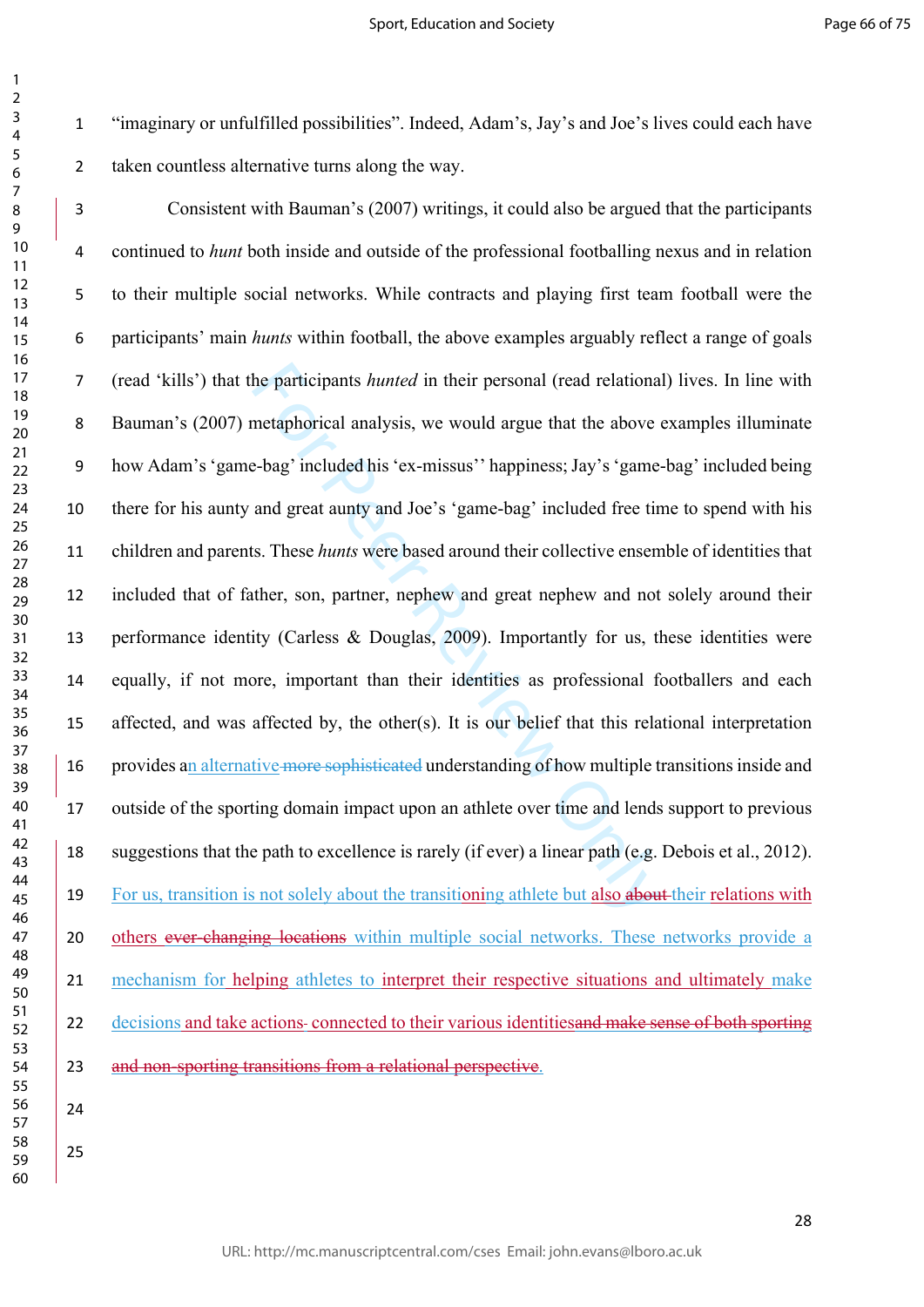"imaginary or unfulfilled possibilities". Indeed, Adam's, Jay's and Joe's lives could each have taken countless alternative turns along the way.

Consistent with Bauman's (2007) writings, it could also be argued that the participants continued to *hunt* both inside and outside of the professional footballing nexus and in relation to their multiple social networks. While contracts and playing first team football were the participants' main *hunts* within football, the above examples arguably reflect a range of goals (read 'kills') that the participants *hunted* in their personal (read relational) lives. In line with Bauman's (2007) metaphorical analysis, we would argue that the above examples illuminate how Adam's 'game-bag' included his 'ex-missus'' happiness; Jay's 'game-bag' included being there for his aunty and great aunty and Joe's 'game-bag' included free time to spend with his children and parents. These *hunts* were based around their collective ensemble of identities that included that of father, son, partner, nephew and great nephew and not solely around their performance identity (Carless & Douglas, 2009). Importantly for us, these identities were equally, if not more, important than their identities as professional footballers and each affected, and was affected by, the other(s). It is our belief that this relational interpretation provides an alternative ~~more sophisticated~~ understanding of how multiple transitions inside and outside of the sporting domain impact upon an athlete over time and lends support to previous suggestions that the path to excellence is rarely (if ever) a linear path (e.g. Debois et al., 2012). For us, transition is not solely about the transitioning athlete but also ~~about~~ their relations with others ~~ever-changing locations~~ within multiple social networks. These networks provide a mechanism for helping athletes to interpret their respective situations and ultimately make decisions and take actions- connected to their various identities~~and make sense of both sporting and non-sporting transitions from a relational perspective~~.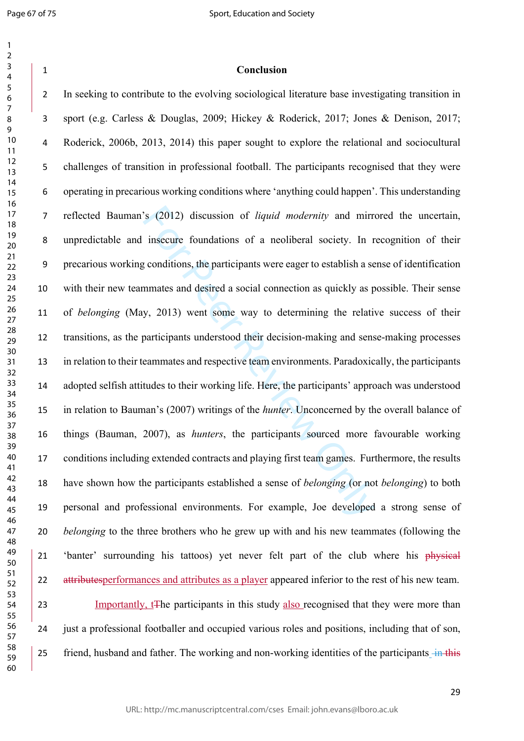## Conclusion

In seeking to contribute to the evolving sociological literature base investigating transition in sport (e.g. Carless & Douglas, 2009; Hickey & Roderick, 2017; Jones & Denison, 2017; Roderick, 2006b, 2013, 2014) this paper sought to explore the relational and sociocultural challenges of transition in professional football. The participants recognised that they were operating in precarious working conditions where 'anything could happen'. This understanding reflected Bauman's (2012) discussion of *liquid modernity* and mirrored the uncertain, unpredictable and insecure foundations of a neoliberal society. In recognition of their precarious working conditions, the participants were eager to establish a sense of identification with their new teammates and desired a social connection as quickly as possible. Their sense of *belonging* (May, 2013) went some way to determining the relative success of their transitions, as the participants understood their decision-making and sense-making processes in relation to their teammates and respective team environments. Paradoxically, the participants adopted selfish attitudes to their working life. Here, the participants' approach was understood in relation to Bauman's (2007) writings of the *hunter*. Unconcerned by the overall balance of things (Bauman, 2007), as *hunters*, the participants sourced more favourable working conditions including extended contracts and playing first team games. Furthermore, the results have shown how the participants established a sense of *belonging* (or not *belonging*) to both personal and professional environments. For example, Joe developed a strong sense of *belonging* to the three brothers who he grew up with and his new teammates (following the 'banter' surrounding his tattoos) yet never felt part of the club where his ~~physical attributes~~performances and attributes as a player appeared inferior to the rest of his new team.

Importantly, t~~T~~he participants in this study also recognised that they were more than just a professional footballer and occupied various roles and positions, including that of son, friend, husband and father. The working and non-working identities of the participants ~~in this~~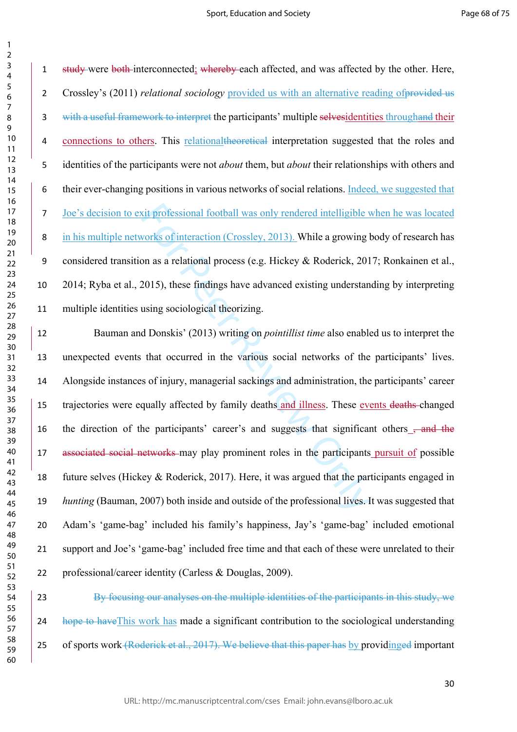~~study~~ were ~~both~~ interconnected; ~~whereby~~ each affected, and was affected by the other. Here, Crossley's (2011) *relational sociology* provided us with an alternative reading of~~provided us with a useful framework to interpret~~ the participants' multiple ~~selves~~identities through~~and~~ their connections to others. This relational~~theoretical~~ interpretation suggested that the roles and identities of the participants were not *about* them, but *about* their relationships with others and their ever-changing positions in various networks of social relations. Indeed, we suggested that Joe's decision to exit professional football was only rendered intelligible when he was located in his multiple networks of interaction (Crossley, 2013). While a growing body of research has considered transition as a relational process (e.g. Hickey & Roderick, 2017; Ronkainen et al., 2014; Ryba et al., 2015), these findings have advanced existing understanding by interpreting multiple identities using sociological theorizing.

Bauman and Donskis' (2013) writing on *pointillist time* also enabled us to interpret the unexpected events that occurred in the various social networks of the participants' lives. Alongside instances of injury, managerial sackings and administration, the participants' career trajectories were equally affected by family deaths and illness. These events ~~deaths~~ changed the direction of the participants' career's and suggests that significant others ~~, and the associated social networks~~ may play prominent roles in the participants pursuit of possible future selves (Hickey & Roderick, 2017). Here, it was argued that the participants engaged in *hunting* (Bauman, 2007) both inside and outside of the professional lives. It was suggested that Adam's 'game-bag' included his family's happiness, Jay's 'game-bag' included emotional support and Joe's 'game-bag' included free time and that each of these were unrelated to their professional/career identity (Carless & Douglas, 2009).

~~By focusing our analyses on the multiple identities of the participants in this study, we hope to have~~This work has made a significant contribution to the sociological understanding of sports work ~~(Roderick et al., 2017). We believe that this paper has~~ by providing~~ed~~ important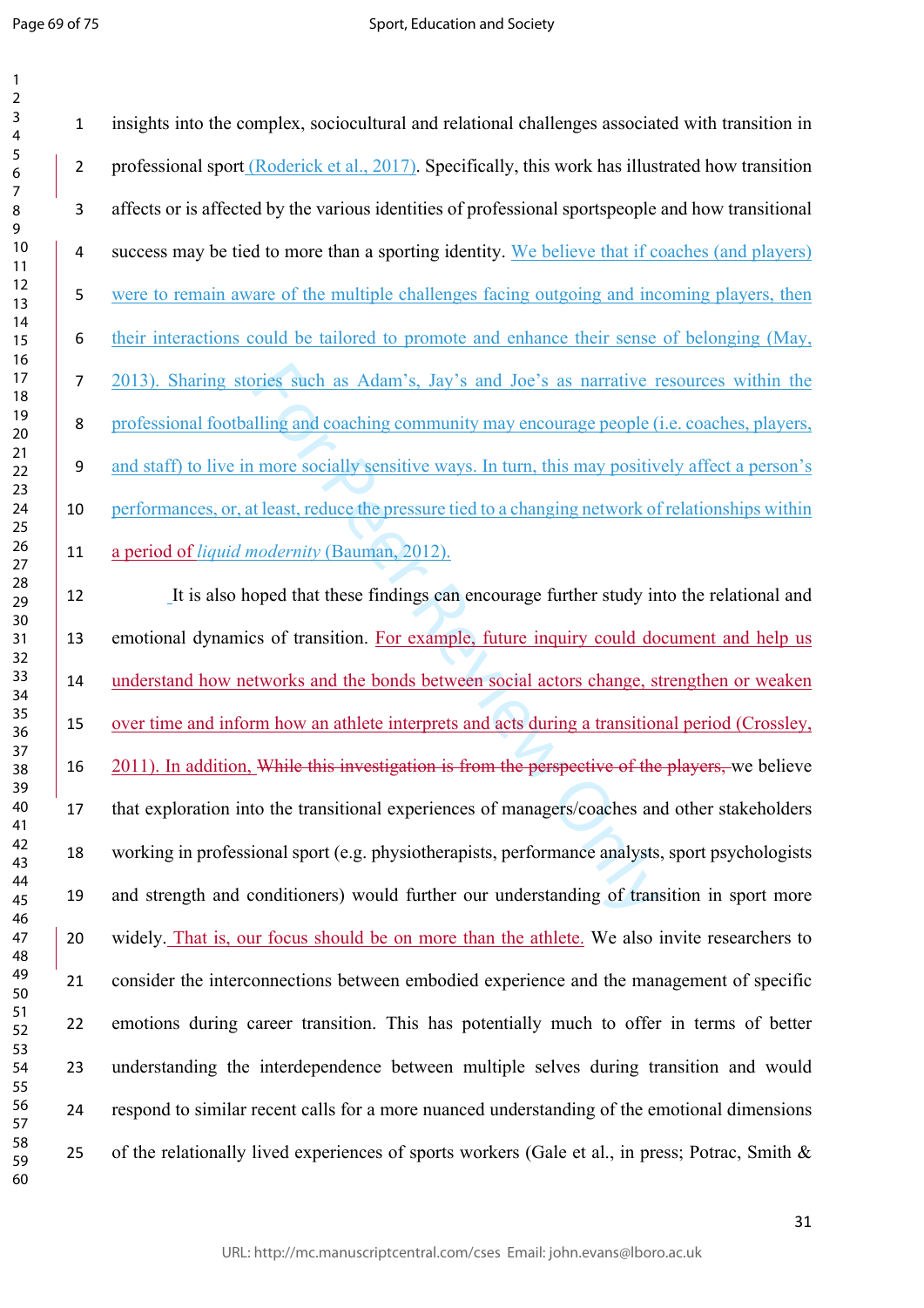insights into the complex, sociocultural and relational challenges associated with transition in professional sport (Roderick et al., 2017). Specifically, this work has illustrated how transition affects or is affected by the various identities of professional sportspeople and how transitional success may be tied to more than a sporting identity. We believe that if coaches (and players) were to remain aware of the multiple challenges facing outgoing and incoming players, then their interactions could be tailored to promote and enhance their sense of belonging (May, 2013). Sharing stories such as Adam's, Jay's and Joe's as narrative resources within the professional footballing and coaching community may encourage people (i.e. coaches, players, and staff) to live in more socially sensitive ways. In turn, this may positively affect a person's performances, or, at least, reduce the pressure tied to a changing network of relationships within a period of *liquid modernity* (Bauman, 2012).

It is also hoped that these findings can encourage further study into the relational and emotional dynamics of transition. For example, future inquiry could document and help us understand how networks and the bonds between social actors change, strengthen or weaken over time and inform how an athlete interprets and acts during a transitional period (Crossley, 2011). In addition, ~~While this investigation is from the perspective of the players,~~ we believe that exploration into the transitional experiences of managers/coaches and other stakeholders working in professional sport (e.g. physiotherapists, performance analysts, sport psychologists and strength and conditioners) would further our understanding of transition in sport more widely. That is, our focus should be on more than the athlete. We also invite researchers to consider the interconnections between embodied experience and the management of specific emotions during career transition. This has potentially much to offer in terms of better understanding the interdependence between multiple selves during transition and would respond to similar recent calls for a more nuanced understanding of the emotional dimensions of the relationally lived experiences of sports workers (Gale et al., in press; Potrac, Smith &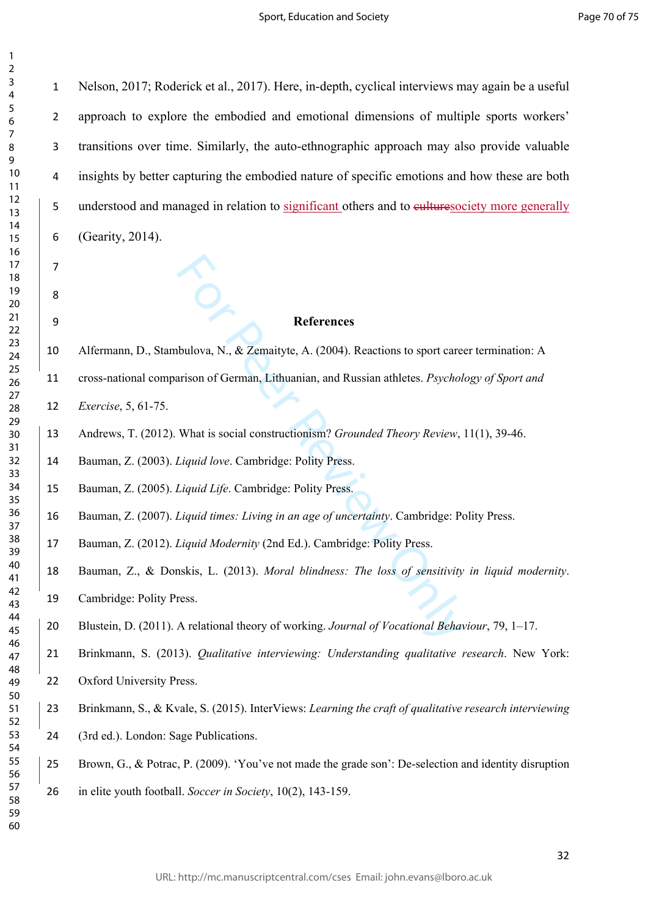Nelson, 2017; Roderick et al., 2017). Here, in-depth, cyclical interviews may again be a useful approach to explore the embodied and emotional dimensions of multiple sports workers' transitions over time. Similarly, the auto-ethnographic approach may also provide valuable insights by better capturing the embodied nature of specific emotions and how these are both understood and managed in relation to significant others and to ~~culture~~society more generally (Gearity, 2014).

## References

Alfermann, D., Stambulova, N., & Zemaityte, A. (2004). Reactions to sport career termination: A cross-national comparison of German, Lithuanian, and Russian athletes. *Psychology of Sport and Exercise*, 5, 61-75.

Andrews, T. (2012). What is social constructionism? *Grounded Theory Review*, 11(1), 39-46.

Bauman, Z. (2003). *Liquid love*. Cambridge: Polity Press.

Bauman, Z. (2005). *Liquid Life*. Cambridge: Polity Press.

Bauman, Z. (2007). *Liquid times: Living in an age of uncertainty*. Cambridge: Polity Press.

Bauman, Z. (2012). *Liquid Modernity* (2nd Ed.). Cambridge: Polity Press.

Bauman, Z., & Donskis, L. (2013). *Moral blindness: The loss of sensitivity in liquid modernity*. Cambridge: Polity Press.

Blustein, D. (2011). A relational theory of working. *Journal of Vocational Behaviour*, 79, 1–17.

Brinkmann, S. (2013). *Qualitative interviewing: Understanding qualitative research*. New York: Oxford University Press.

Brinkmann, S., & Kvale, S. (2015). InterViews: *Learning the craft of qualitative research interviewing* (3rd ed.). London: Sage Publications.

Brown, G., & Potrac, P. (2009). 'You've not made the grade son': De-selection and identity disruption in elite youth football. *Soccer in Society*, 10(2), 143-159.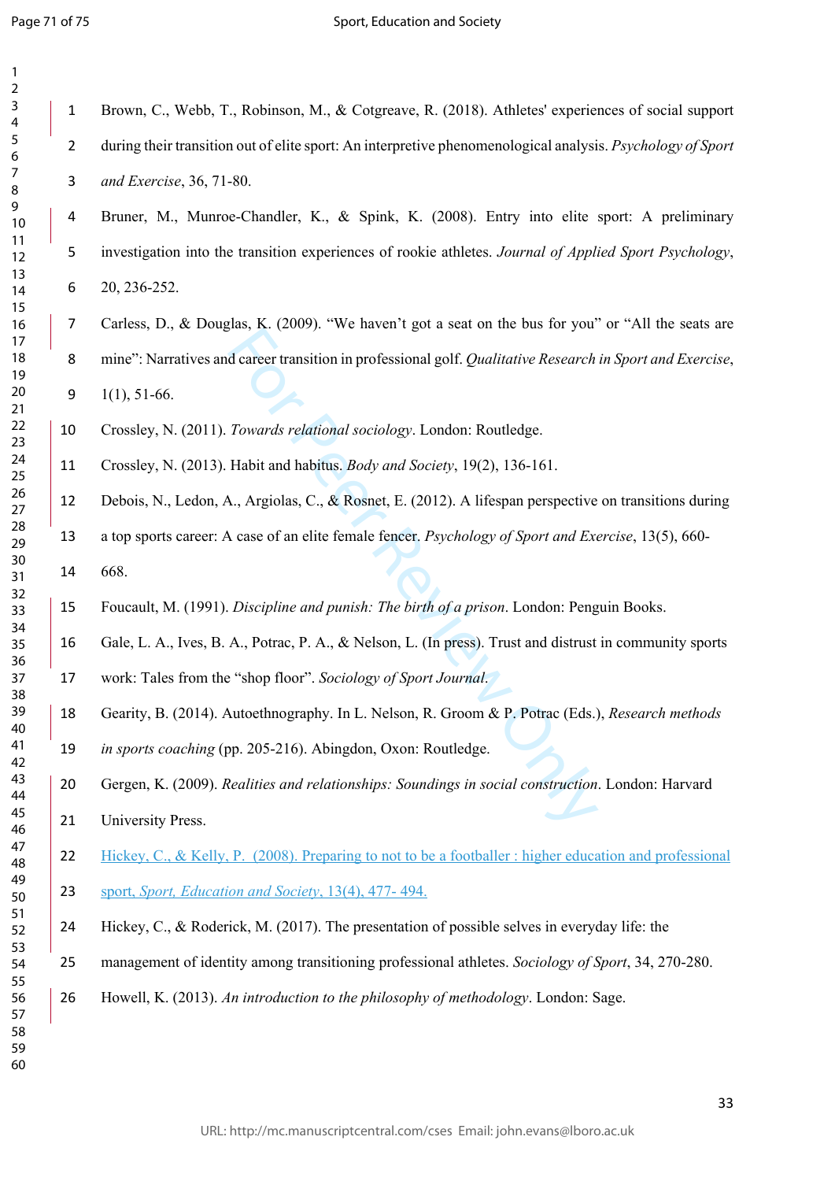Brown, C., Webb, T., Robinson, M., & Cotgreave, R. (2018). Athletes' experiences of social support during their transition out of elite sport: An interpretive phenomenological analysis. *Psychology of Sport and Exercise*, 36, 71-80.

Bruner, M., Munroe-Chandler, K., & Spink, K. (2008). Entry into elite sport: A preliminary investigation into the transition experiences of rookie athletes. *Journal of Applied Sport Psychology*, 20, 236-252.

Carless, D., & Douglas, K. (2009). "We haven't got a seat on the bus for you" or "All the seats are mine": Narratives and career transition in professional golf. *Qualitative Research in Sport and Exercise*, 1(1), 51-66.

Crossley, N. (2011). *Towards relational sociology*. London: Routledge.

Crossley, N. (2013). Habit and habitus. *Body and Society*, 19(2), 136-161.

Debois, N., Ledon, A., Argiolas, C., & Rosnet, E. (2012). A lifespan perspective on transitions during a top sports career: A case of an elite female fencer. *Psychology of Sport and Exercise*, 13(5), 660-668.

Foucault, M. (1991). *Discipline and punish: The birth of a prison*. London: Penguin Books.

Gale, L. A., Ives, B. A., Potrac, P. A., & Nelson, L. (In press). Trust and distrust in community sports work: Tales from the "shop floor". *Sociology of Sport Journal*.

Gearity, B. (2014). Autoethnography. In L. Nelson, R. Groom & P. Potrac (Eds.), *Research methods in sports coaching* (pp. 205-216). Abingdon, Oxon: Routledge.

Gergen, K. (2009). *Realities and relationships: Soundings in social construction*. London: Harvard University Press.

Hickey, C., & Kelly, P. (2008). Preparing to not to be a footballer : higher education and professional sport, *Sport, Education and Society*, 13(4), 477- 494.

Hickey, C., & Roderick, M. (2017). The presentation of possible selves in everyday life: the management of identity among transitioning professional athletes. *Sociology of Sport*, 34, 270-280.

Howell, K. (2013). *An introduction to the philosophy of methodology*. London: Sage.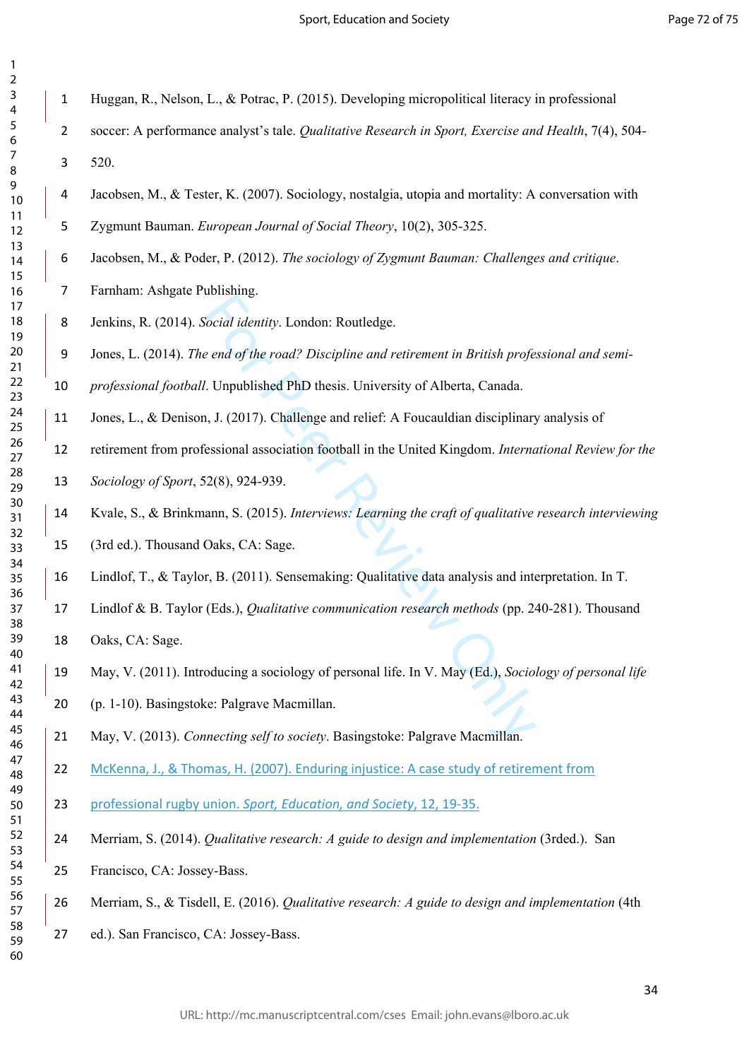Huggan, R., Nelson, L., & Potrac, P. (2015). Developing micropolitical literacy in professional soccer: A performance analyst's tale. *Qualitative Research in Sport, Exercise and Health*, 7(4), 504-520.

Jacobsen, M., & Tester, K. (2007). Sociology, nostalgia, utopia and mortality: A conversation with Zygmunt Bauman. *European Journal of Social Theory*, 10(2), 305-325.

Jacobsen, M., & Poder, P. (2012). *The sociology of Zygmunt Bauman: Challenges and critique*. Farnham: Ashgate Publishing.

Jenkins, R. (2014). *Social identity*. London: Routledge.

Jones, L. (2014). *The end of the road? Discipline and retirement in British professional and semi-professional football*. Unpublished PhD thesis. University of Alberta, Canada.

Jones, L., & Denison, J. (2017). Challenge and relief: A Foucauldian disciplinary analysis of retirement from professional association football in the United Kingdom. *International Review for the Sociology of Sport*, 52(8), 924-939.

Kvale, S., & Brinkmann, S. (2015). *Interviews: Learning the craft of qualitative research interviewing* (3rd ed.). Thousand Oaks, CA: Sage.

Lindlof, T., & Taylor, B. (2011). Sensemaking: Qualitative data analysis and interpretation. In T. Lindlof & B. Taylor (Eds.), *Qualitative communication research methods* (pp. 240-281). Thousand Oaks, CA: Sage.

May, V. (2011). Introducing a sociology of personal life. In V. May (Ed.), *Sociology of personal life* (p. 1-10). Basingstoke: Palgrave Macmillan.

May, V. (2013). *Connecting self to society*. Basingstoke: Palgrave Macmillan.

McKenna, J., & Thomas, H. (2007). Enduring injustice: A case study of retirement from professional rugby union. *Sport, Education, and Society*, 12, 19-35.

Merriam, S. (2014). *Qualitative research: A guide to design and implementation* (3rded.). San Francisco, CA: Jossey-Bass.

Merriam, S., & Tisdell, E. (2016). *Qualitative research: A guide to design and implementation* (4th ed.). San Francisco, CA: Jossey-Bass.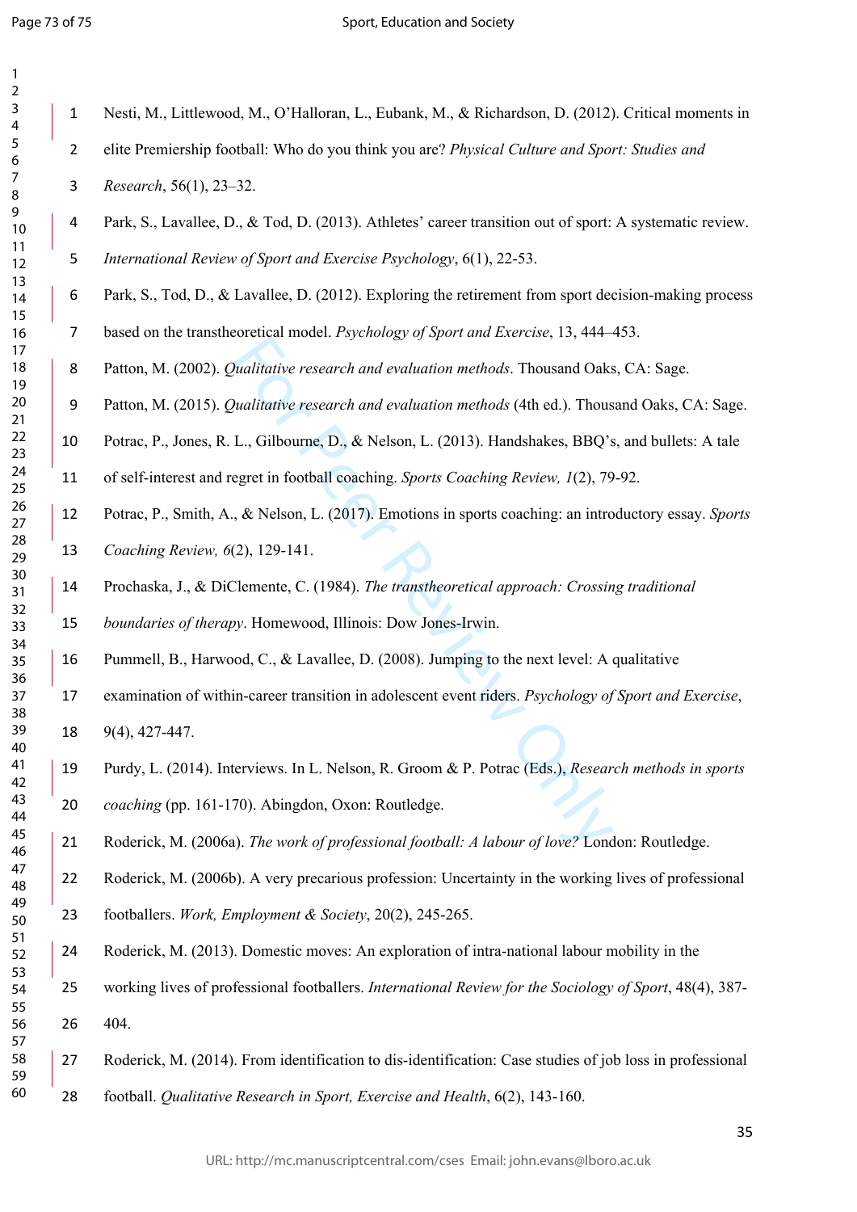Nesti, M., Littlewood, M., O'Halloran, L., Eubank, M., & Richardson, D. (2012). Critical moments in elite Premiership football: Who do you think you are? *Physical Culture and Sport: Studies and Research*, 56(1), 23–32.

Park, S., Lavallee, D., & Tod, D. (2013). Athletes' career transition out of sport: A systematic review. *International Review of Sport and Exercise Psychology*, 6(1), 22-53.

Park, S., Tod, D., & Lavallee, D. (2012). Exploring the retirement from sport decision-making process based on the transtheoretical model. *Psychology of Sport and Exercise*, 13, 444–453.

Patton, M. (2002). *Qualitative research and evaluation methods*. Thousand Oaks, CA: Sage.

Patton, M. (2015). *Qualitative research and evaluation methods* (4th ed.). Thousand Oaks, CA: Sage.

Potrac, P., Jones, R. L., Gilbourne, D., & Nelson, L. (2013). Handshakes, BBQ's, and bullets: A tale of self-interest and regret in football coaching. *Sports Coaching Review, 1*(2), 79-92.

Potrac, P., Smith, A., & Nelson, L. (2017). Emotions in sports coaching: an introductory essay. *Sports Coaching Review, 6*(2), 129-141.

Prochaska, J., & DiClemente, C. (1984). *The transtheoretical approach: Crossing traditional boundaries of therapy*. Homewood, Illinois: Dow Jones-Irwin.

Pummell, B., Harwood, C., & Lavallee, D. (2008). Jumping to the next level: A qualitative examination of within-career transition in adolescent event riders. *Psychology of Sport and Exercise*, 9(4), 427-447.

Purdy, L. (2014). Interviews. In L. Nelson, R. Groom & P. Potrac (Eds.), *Research methods in sports coaching* (pp. 161-170). Abingdon, Oxon: Routledge.

Roderick, M. (2006a). *The work of professional football: A labour of love?* London: Routledge.

Roderick, M. (2006b). A very precarious profession: Uncertainty in the working lives of professional footballers. *Work, Employment & Society*, 20(2), 245-265.

Roderick, M. (2013). Domestic moves: An exploration of intra-national labour mobility in the working lives of professional footballers. *International Review for the Sociology of Sport*, 48(4), 387-404.

Roderick, M. (2014). From identification to dis-identification: Case studies of job loss in professional football. *Qualitative Research in Sport, Exercise and Health*, 6(2), 143-160.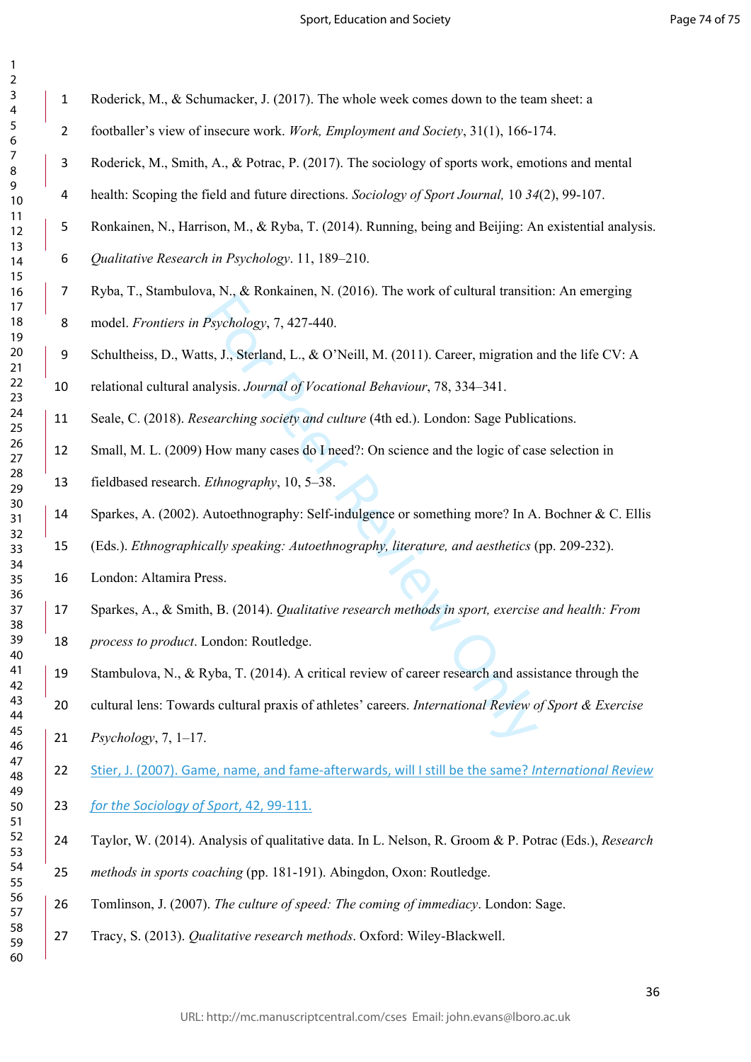Roderick, M., & Schumacker, J. (2017). The whole week comes down to the team sheet: a footballer's view of insecure work. *Work, Employment and Society*, 31(1), 166-174.

Roderick, M., Smith, A., & Potrac, P. (2017). The sociology of sports work, emotions and mental health: Scoping the field and future directions. *Sociology of Sport Journal,* 10 *34*(2), 99-107.

Ronkainen, N., Harrison, M., & Ryba, T. (2014). Running, being and Beijing: An existential analysis. *Qualitative Research in Psychology*. 11, 189–210.

Ryba, T., Stambulova, N., & Ronkainen, N. (2016). The work of cultural transition: An emerging model. *Frontiers in Psychology*, 7, 427-440.

Schultheiss, D., Watts, J., Sterland, L., & O'Neill, M. (2011). Career, migration and the life CV: A relational cultural analysis. *Journal of Vocational Behaviour*, 78, 334–341.

Seale, C. (2018). *Researching society and culture* (4th ed.). London: Sage Publications.

Small, M. L. (2009) How many cases do I need?: On science and the logic of case selection in fieldbased research. *Ethnography*, 10, 5–38.

Sparkes, A. (2002). Autoethnography: Self-indulgence or something more? In A. Bochner & C. Ellis (Eds.). *Ethnographically speaking: Autoethnography, literature, and aesthetics* (pp. 209-232). London: Altamira Press.

Sparkes, A., & Smith, B. (2014). *Qualitative research methods in sport, exercise and health: From process to product*. London: Routledge.

Stambulova, N., & Ryba, T. (2014). A critical review of career research and assistance through the cultural lens: Towards cultural praxis of athletes' careers. *International Review of Sport & Exercise Psychology*, 7, 1–17.

Stier, J. (2007). Game, name, and fame-afterwards, will I still be the same? *International Review for the Sociology of Sport*, 42, 99-111.

Taylor, W. (2014). Analysis of qualitative data. In L. Nelson, R. Groom & P. Potrac (Eds.), *Research methods in sports coaching* (pp. 181-191). Abingdon, Oxon: Routledge.

Tomlinson, J. (2007). *The culture of speed: The coming of immediacy*. London: Sage.

Tracy, S. (2013). *Qualitative research methods*. Oxford: Wiley-Blackwell.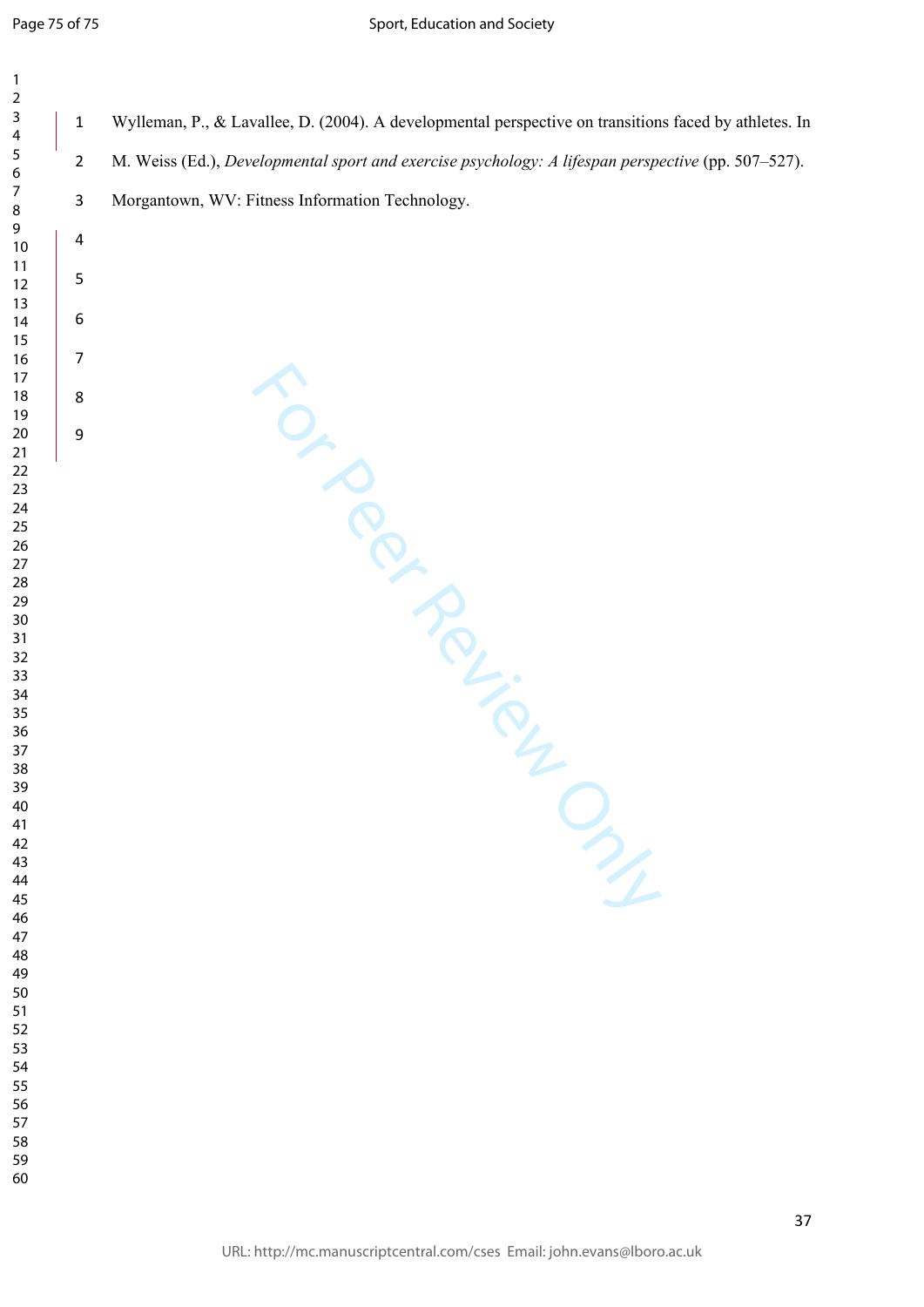Wylleman, P., & Lavallee, D. (2004). A developmental perspective on transitions faced by athletes. In M. Weiss (Ed.), *Developmental sport and exercise psychology: A lifespan perspective* (pp. 507–527). Morgantown, WV: Fitness Information Technology.